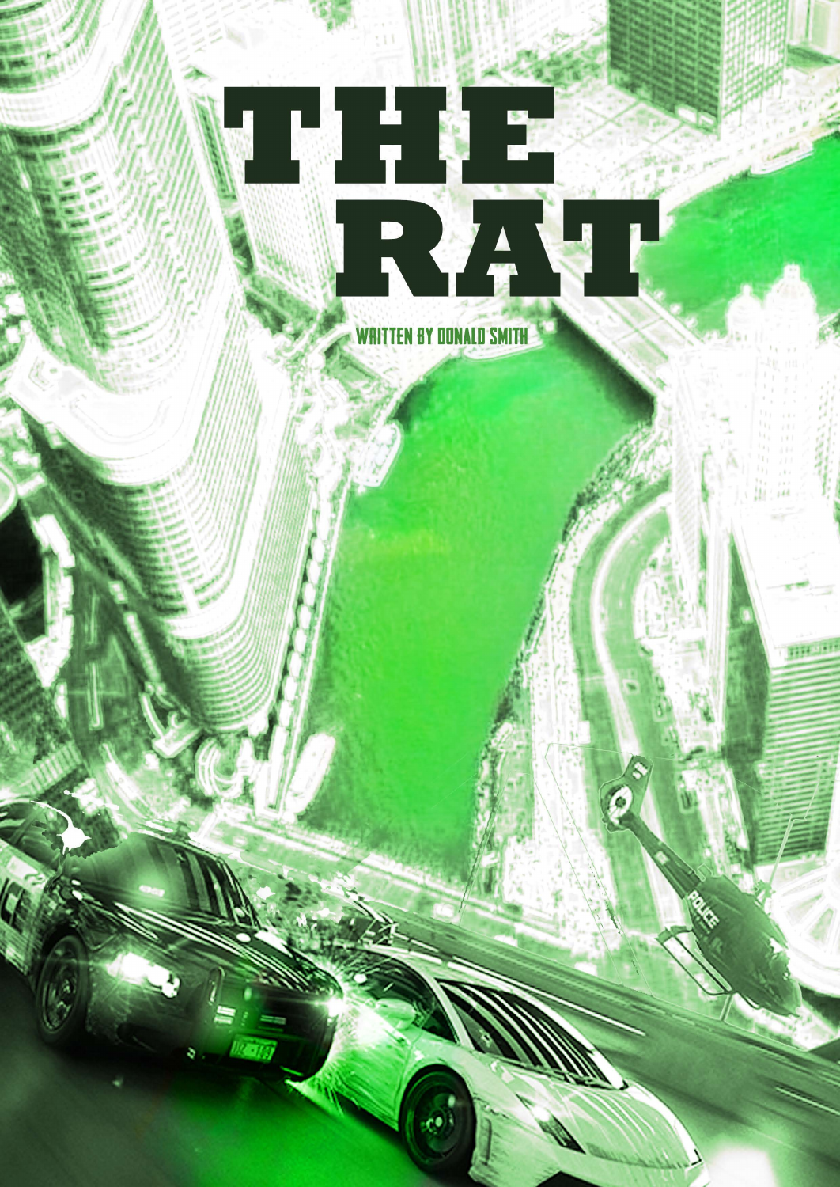# THE RAT

WRITTEN BY DONALD SMITH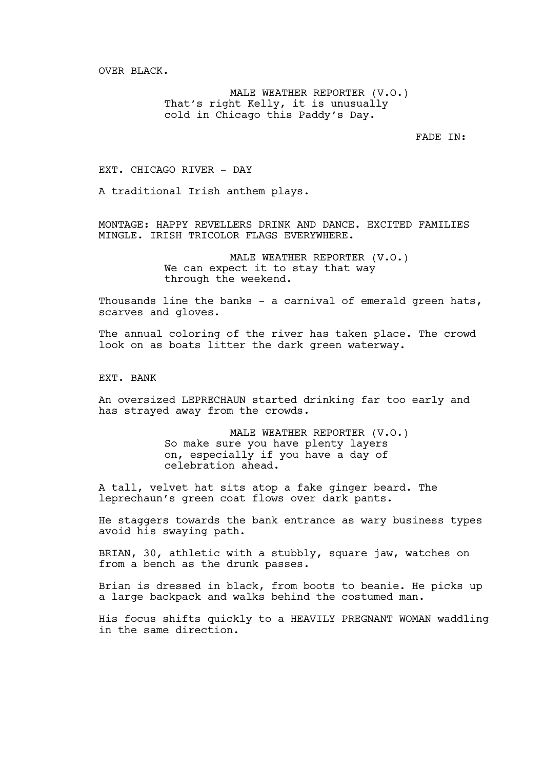OVER BLACK.

MALE WEATHER REPORTER (V.O.)
That's right Kelly, it is unusually cold in Chicago this Paddy's Day.

FADE IN:

EXT. CHICAGO RIVER - DAY

A traditional Irish anthem plays.

MONTAGE: HAPPY REVELLERS DRINK AND DANCE. EXCITED FAMILIES MINGLE. IRISH TRICOLOR FLAGS EVERYWHERE.

MALE WEATHER REPORTER (V.O.)
We can expect it to stay that way through the weekend.

Thousands line the banks - a carnival of emerald green hats, scarves and gloves.

The annual coloring of the river has taken place. The crowd look on as boats litter the dark green waterway.

EXT. BANK

An oversized LEPRECHAUN started drinking far too early and has strayed away from the crowds.

MALE WEATHER REPORTER (V.O.)
So make sure you have plenty layers on, especially if you have a day of celebration ahead.

A tall, velvet hat sits atop a fake ginger beard. The leprechaun's green coat flows over dark pants.

He staggers towards the bank entrance as wary business types avoid his swaying path.

BRIAN, 30, athletic with a stubbly, square jaw, watches on from a bench as the drunk passes.

Brian is dressed in black, from boots to beanie. He picks up a large backpack and walks behind the costumed man.

His focus shifts quickly to a HEAVILY PREGNANT WOMAN waddling in the same direction.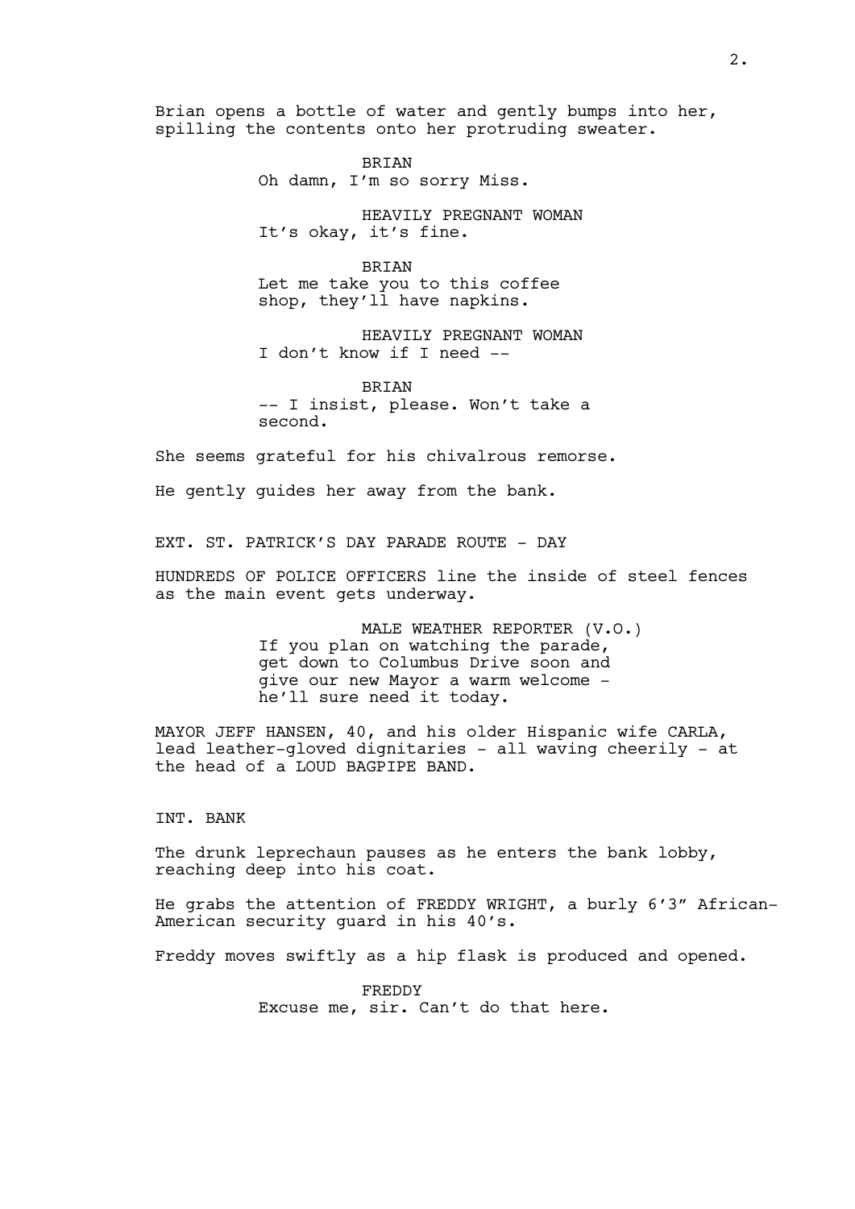Brian opens a bottle of water and gently bumps into her, spilling the contents onto her protruding sweater.

BRIAN
Oh damn, I'm so sorry Miss.

HEAVILY PREGNANT WOMAN
It's okay, it's fine.

BRIAN
Let me take you to this coffee shop, they'll have napkins.

HEAVILY PREGNANT WOMAN
I don't know if I need --

BRIAN
-- I insist, please. Won't take a second.

She seems grateful for his chivalrous remorse.

He gently guides her away from the bank.

EXT. ST. PATRICK'S DAY PARADE ROUTE - DAY

HUNDREDS OF POLICE OFFICERS line the inside of steel fences as the main event gets underway.

MALE WEATHER REPORTER (V.O.)
If you plan on watching the parade, get down to Columbus Drive soon and give our new Mayor a warm welcome - he'll sure need it today.

MAYOR JEFF HANSEN, 40, and his older Hispanic wife CARLA, lead leather-gloved dignitaries - all waving cheerily - at the head of a LOUD BAGPIPE BAND.

INT. BANK

The drunk leprechaun pauses as he enters the bank lobby, reaching deep into his coat.

He grabs the attention of FREDDY WRIGHT, a burly 6'3" African-American security guard in his 40's.

Freddy moves swiftly as a hip flask is produced and opened.

FREDDY
Excuse me, sir. Can't do that here.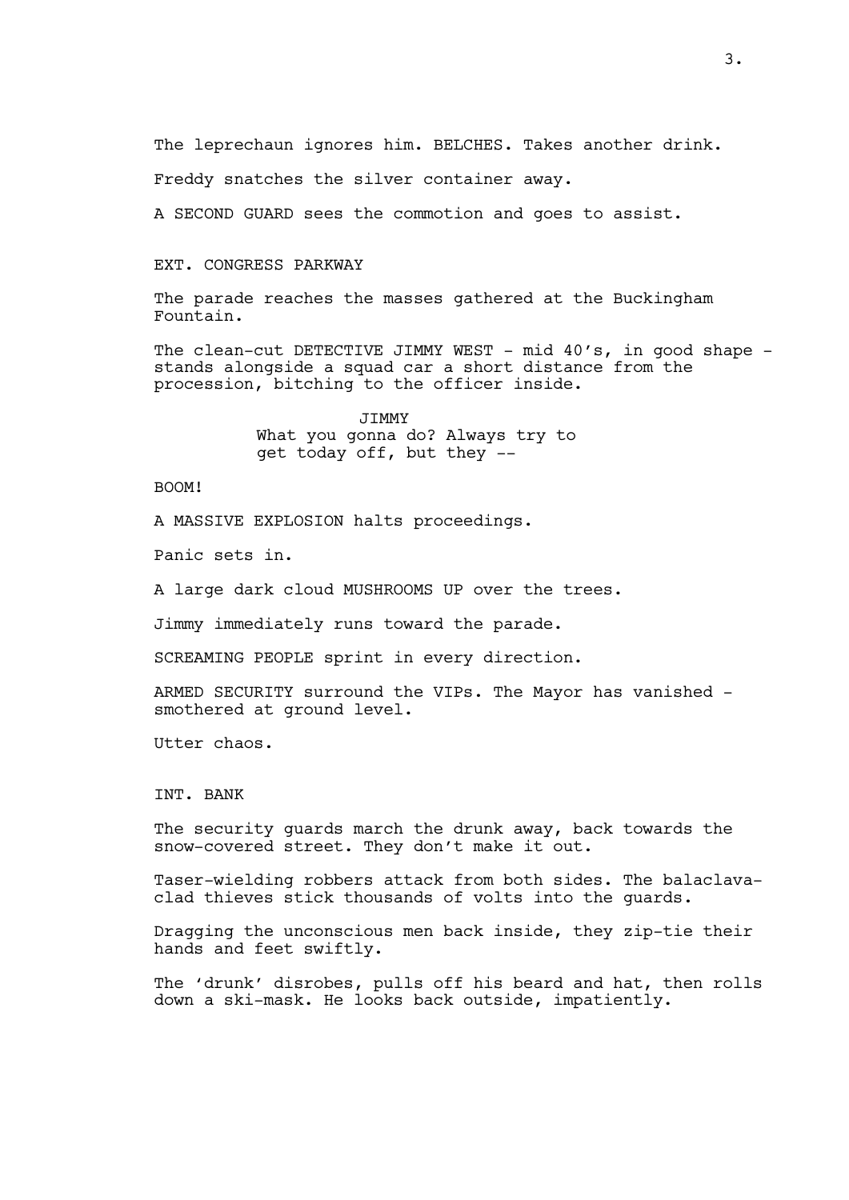The leprechaun ignores him. BELCHES. Takes another drink.

Freddy snatches the silver container away.

A SECOND GUARD sees the commotion and goes to assist.

EXT. CONGRESS PARKWAY

The parade reaches the masses gathered at the Buckingham Fountain.

The clean-cut DETECTIVE JIMMY WEST - mid 40's, in good shape - stands alongside a squad car a short distance from the procession, bitching to the officer inside.

JIMMY
What you gonna do? Always try to get today off, but they --

BOOM!

A MASSIVE EXPLOSION halts proceedings.

Panic sets in.

A large dark cloud MUSHROOMS UP over the trees.

Jimmy immediately runs toward the parade.

SCREAMING PEOPLE sprint in every direction.

ARMED SECURITY surround the VIPs. The Mayor has vanished - smothered at ground level.

Utter chaos.

INT. BANK

The security guards march the drunk away, back towards the snow-covered street. They don't make it out.

Taser-wielding robbers attack from both sides. The balaclava-clad thieves stick thousands of volts into the guards.

Dragging the unconscious men back inside, they zip-tie their hands and feet swiftly.

The 'drunk' disrobes, pulls off his beard and hat, then rolls down a ski-mask. He looks back outside, impatiently.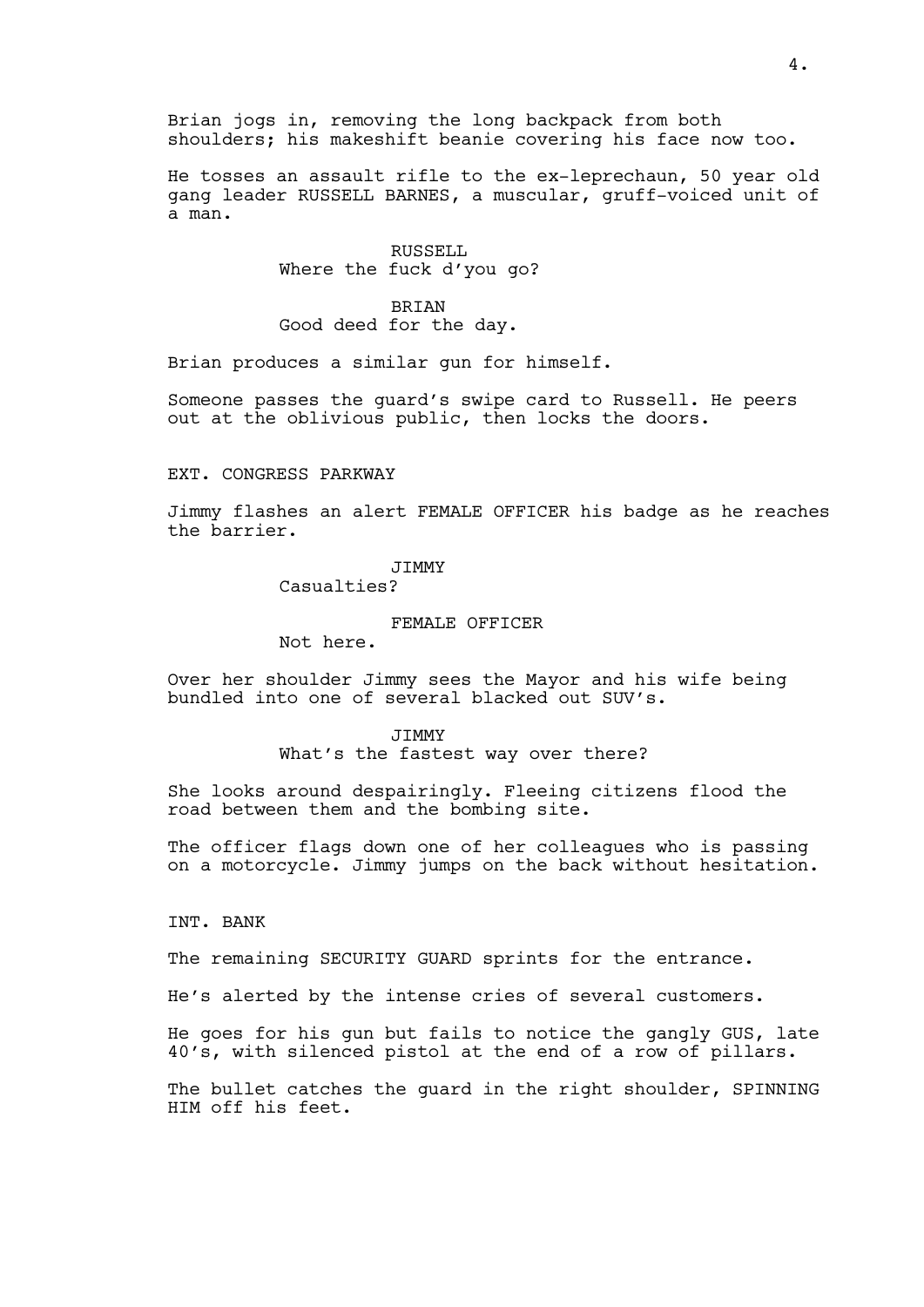Brian jogs in, removing the long backpack from both shoulders; his makeshift beanie covering his face now too.

He tosses an assault rifle to the ex-leprechaun, 50 year old gang leader RUSSELL BARNES, a muscular, gruff-voiced unit of a man.

RUSSELL
Where the fuck d'you go?

BRIAN
Good deed for the day.

Brian produces a similar gun for himself.

Someone passes the guard's swipe card to Russell. He peers out at the oblivious public, then locks the doors.

EXT. CONGRESS PARKWAY

Jimmy flashes an alert FEMALE OFFICER his badge as he reaches the barrier.

JIMMY
Casualties?

FEMALE OFFICER
Not here.

Over her shoulder Jimmy sees the Mayor and his wife being bundled into one of several blacked out SUV's.

JIMMY
What's the fastest way over there?

She looks around despairingly. Fleeing citizens flood the road between them and the bombing site.

The officer flags down one of her colleagues who is passing on a motorcycle. Jimmy jumps on the back without hesitation.

INT. BANK

The remaining SECURITY GUARD sprints for the entrance.

He's alerted by the intense cries of several customers.

He goes for his gun but fails to notice the gangly GUS, late 40's, with silenced pistol at the end of a row of pillars.

The bullet catches the guard in the right shoulder, SPINNING HIM off his feet.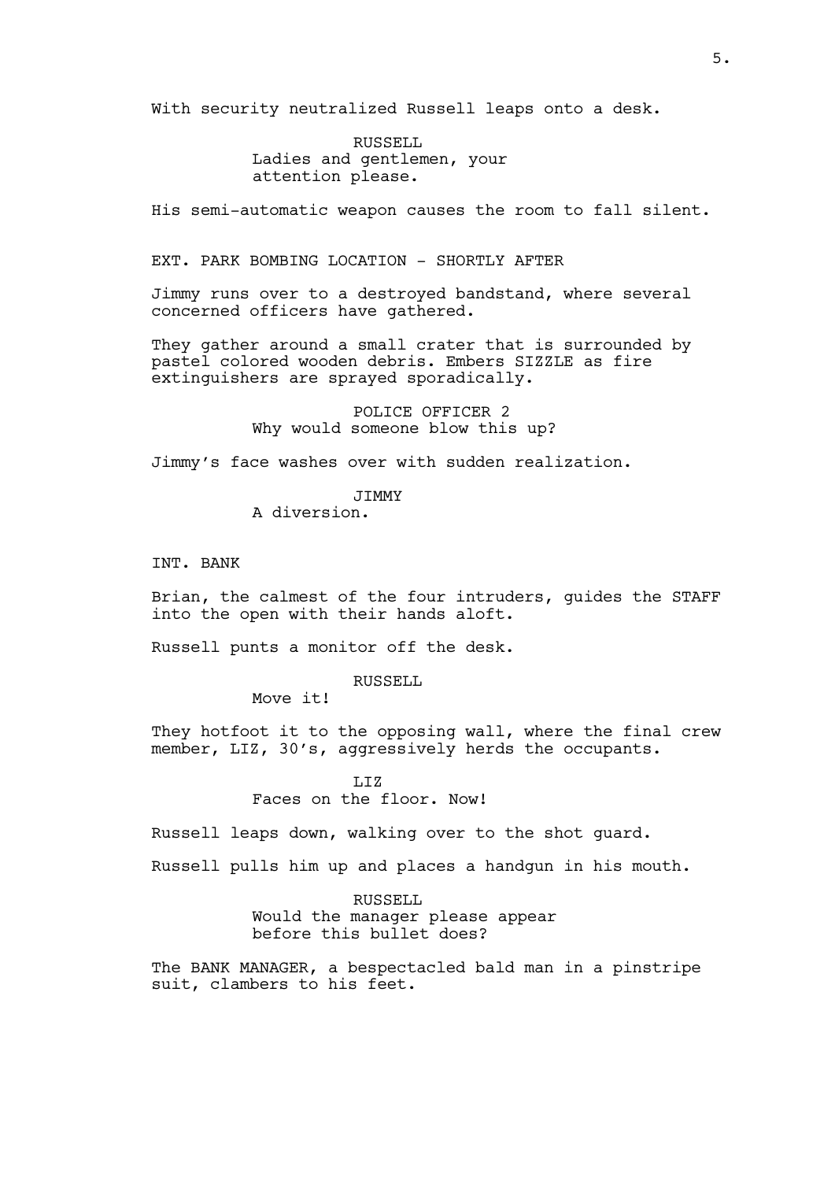With security neutralized Russell leaps onto a desk.

RUSSELL
Ladies and gentlemen, your attention please.

His semi-automatic weapon causes the room to fall silent.

EXT. PARK BOMBING LOCATION - SHORTLY AFTER

Jimmy runs over to a destroyed bandstand, where several concerned officers have gathered.

They gather around a small crater that is surrounded by pastel colored wooden debris. Embers SIZZLE as fire extinguishers are sprayed sporadically.

POLICE OFFICER 2
Why would someone blow this up?

Jimmy's face washes over with sudden realization.

JIMMY
A diversion.

INT. BANK

Brian, the calmest of the four intruders, guides the STAFF into the open with their hands aloft.

Russell punts a monitor off the desk.

RUSSELL
Move it!

They hotfoot it to the opposing wall, where the final crew member, LIZ, 30's, aggressively herds the occupants.

LIZ
Faces on the floor. Now!

Russell leaps down, walking over to the shot guard.

Russell pulls him up and places a handgun in his mouth.

RUSSELL
Would the manager please appear before this bullet does?

The BANK MANAGER, a bespectacled bald man in a pinstripe suit, clambers to his feet.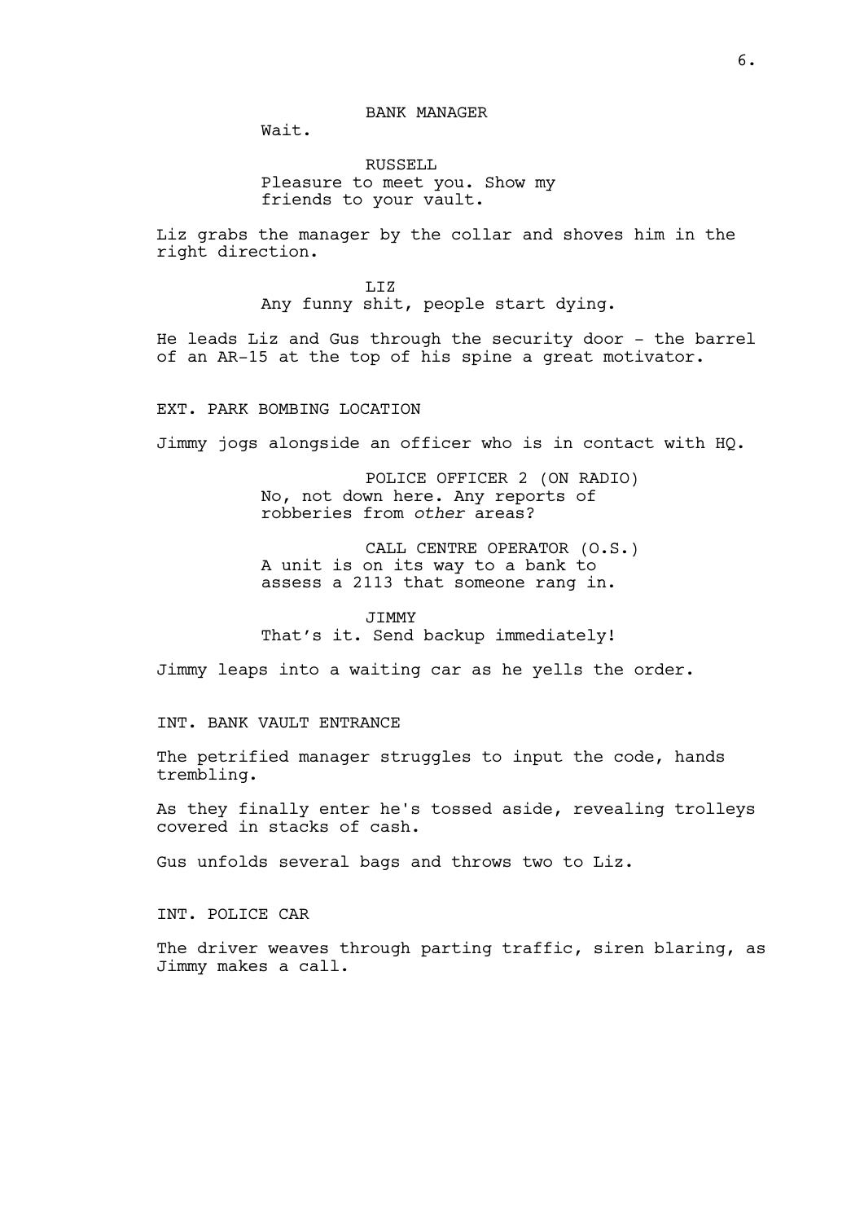BANK MANAGER
Wait.

RUSSELL
Pleasure to meet you. Show my friends to your vault.

Liz grabs the manager by the collar and shoves him in the right direction.

LIZ
Any funny shit, people start dying.

He leads Liz and Gus through the security door - the barrel of an AR-15 at the top of his spine a great motivator.

EXT. PARK BOMBING LOCATION

Jimmy jogs alongside an officer who is in contact with HQ.

POLICE OFFICER 2 (ON RADIO)
No, not down here. Any reports of robberies from *other* areas?

CALL CENTRE OPERATOR (O.S.)
A unit is on its way to a bank to assess a 2113 that someone rang in.

JIMMY
That's it. Send backup immediately!

Jimmy leaps into a waiting car as he yells the order.

INT. BANK VAULT ENTRANCE

The petrified manager struggles to input the code, hands trembling.

As they finally enter he's tossed aside, revealing trolleys covered in stacks of cash.

Gus unfolds several bags and throws two to Liz.

INT. POLICE CAR

The driver weaves through parting traffic, siren blaring, as Jimmy makes a call.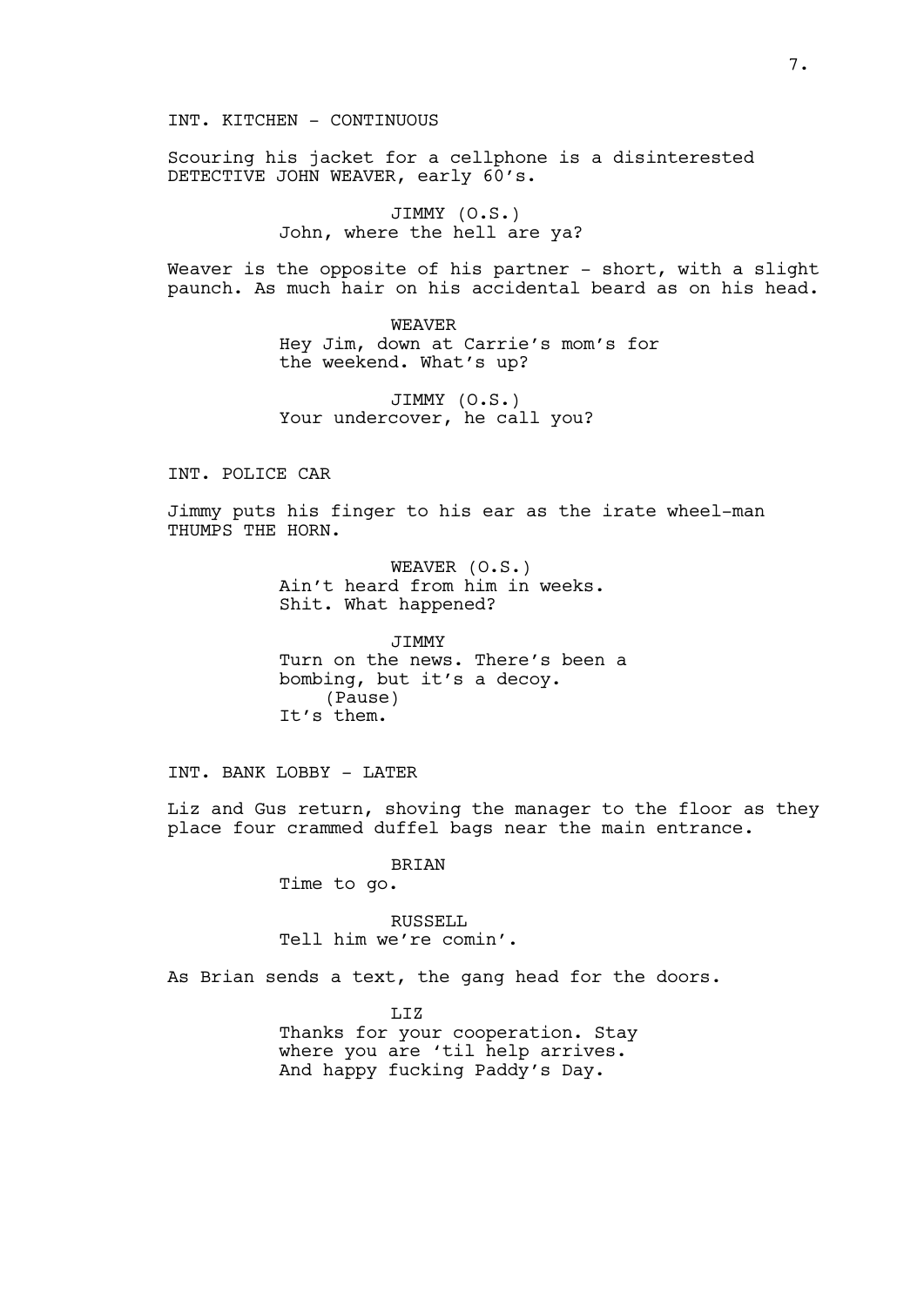INT. KITCHEN - CONTINUOUS

Scouring his jacket for a cellphone is a disinterested DETECTIVE JOHN WEAVER, early 60's.

JIMMY (O.S.)
John, where the hell are ya?

Weaver is the opposite of his partner - short, with a slight paunch. As much hair on his accidental beard as on his head.

WEAVER
Hey Jim, down at Carrie's mom's for the weekend. What's up?

JIMMY (O.S.)
Your undercover, he call you?

INT. POLICE CAR

Jimmy puts his finger to his ear as the irate wheel-man THUMPS THE HORN.

WEAVER (O.S.)
Ain't heard from him in weeks. Shit. What happened?

JIMMY
Turn on the news. There's been a bombing, but it's a decoy.
(Pause)
It's them.

INT. BANK LOBBY - LATER

Liz and Gus return, shoving the manager to the floor as they place four crammed duffel bags near the main entrance.

BRIAN
Time to go.

RUSSELL
Tell him we're comin'.

As Brian sends a text, the gang head for the doors.

LIZ
Thanks for your cooperation. Stay where you are 'til help arrives. And happy fucking Paddy's Day.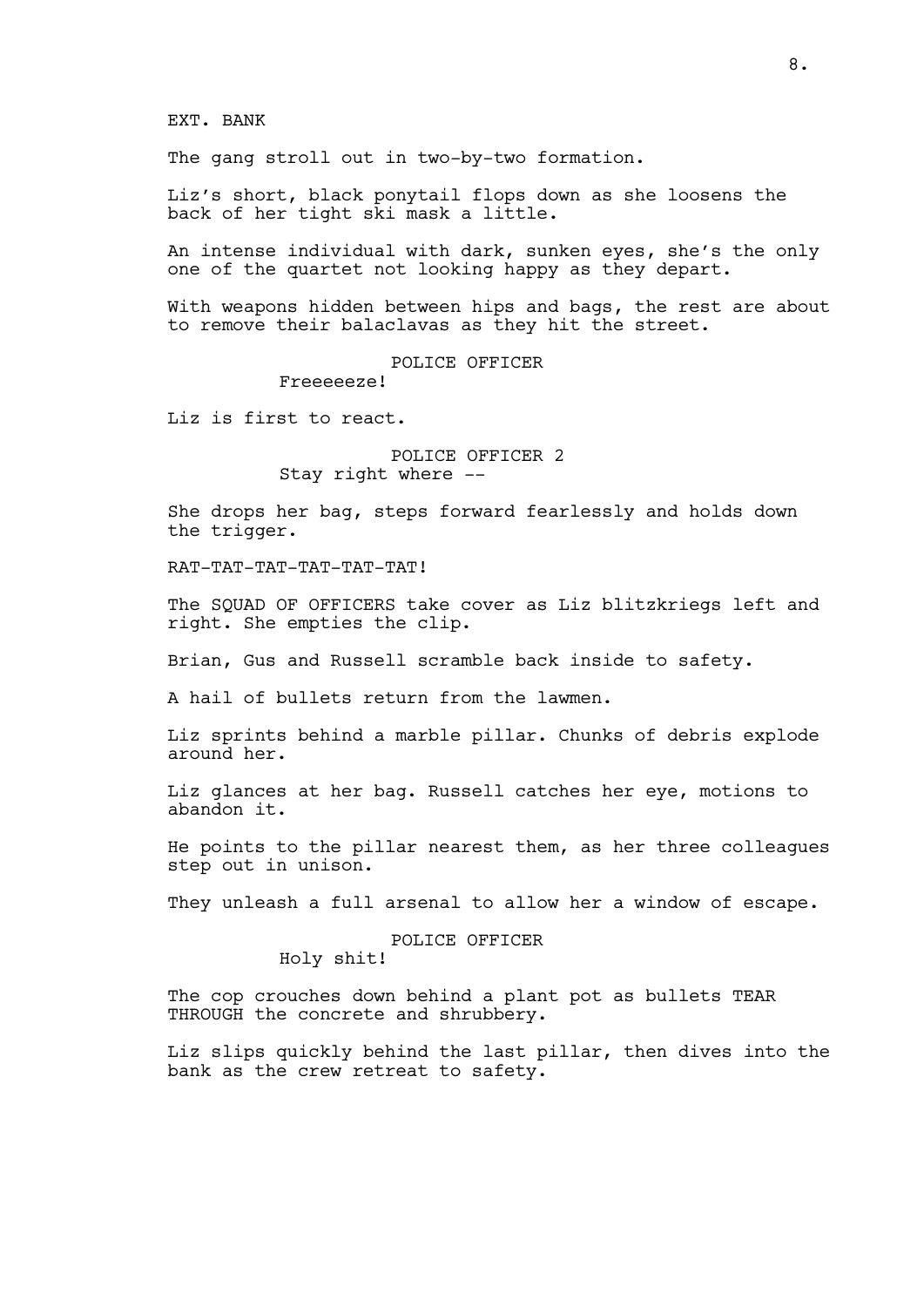EXT. BANK

The gang stroll out in two-by-two formation.

Liz's short, black ponytail flops down as she loosens the back of her tight ski mask a little.

An intense individual with dark, sunken eyes, she's the only one of the quartet not looking happy as they depart.

With weapons hidden between hips and bags, the rest are about to remove their balaclavas as they hit the street.

POLICE OFFICER
Freeeeeze!

Liz is first to react.

POLICE OFFICER 2
Stay right where --

She drops her bag, steps forward fearlessly and holds down the trigger.

RAT-TAT-TAT-TAT-TAT-TAT!

The SQUAD OF OFFICERS take cover as Liz blitzkriegs left and right. She empties the clip.

Brian, Gus and Russell scramble back inside to safety.

A hail of bullets return from the lawmen.

Liz sprints behind a marble pillar. Chunks of debris explode around her.

Liz glances at her bag. Russell catches her eye, motions to abandon it.

He points to the pillar nearest them, as her three colleagues step out in unison.

They unleash a full arsenal to allow her a window of escape.

POLICE OFFICER
Holy shit!

The cop crouches down behind a plant pot as bullets TEAR THROUGH the concrete and shrubbery.

Liz slips quickly behind the last pillar, then dives into the bank as the crew retreat to safety.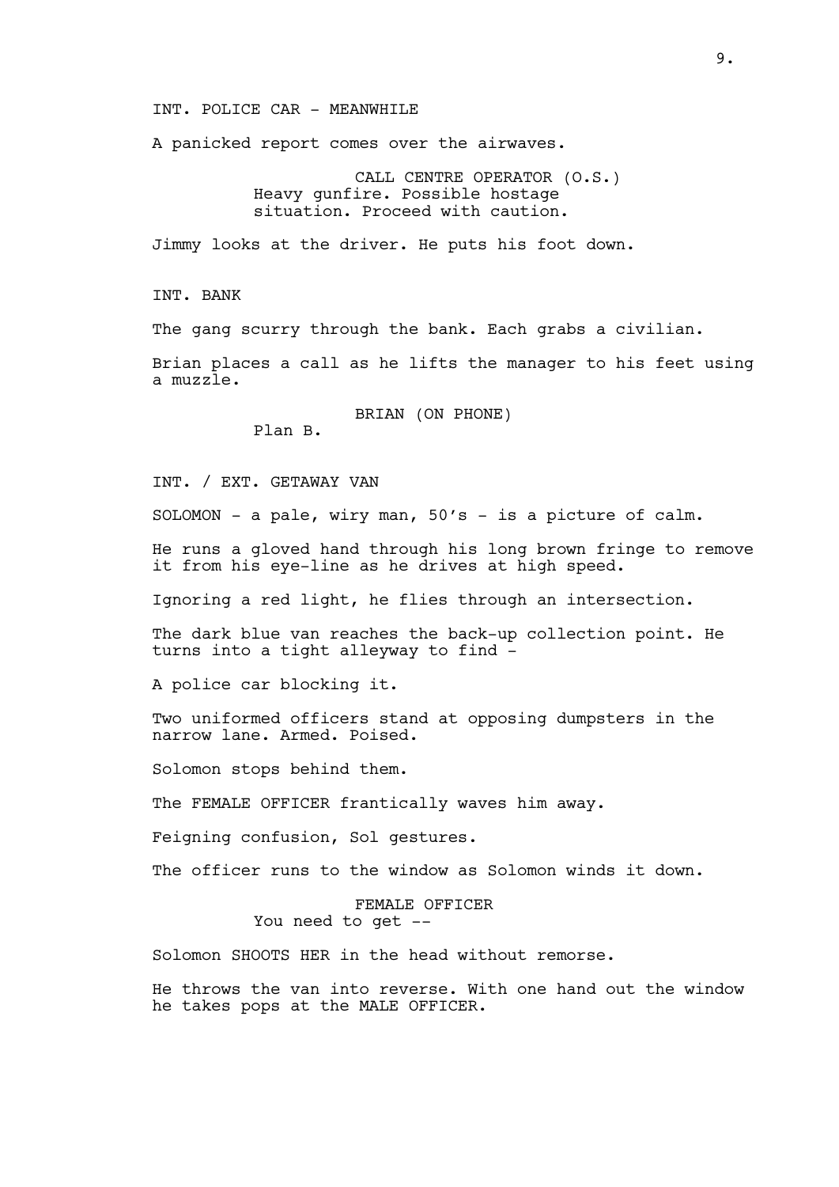INT. POLICE CAR - MEANWHILE

A panicked report comes over the airwaves.

CALL CENTRE OPERATOR (O.S.)
Heavy gunfire. Possible hostage situation. Proceed with caution.

Jimmy looks at the driver. He puts his foot down.

INT. BANK

The gang scurry through the bank. Each grabs a civilian.

Brian places a call as he lifts the manager to his feet using a muzzle.

BRIAN (ON PHONE)
Plan B.

INT. / EXT. GETAWAY VAN

SOLOMON - a pale, wiry man, 50's - is a picture of calm.

He runs a gloved hand through his long brown fringe to remove it from his eye-line as he drives at high speed.

Ignoring a red light, he flies through an intersection.

The dark blue van reaches the back-up collection point. He turns into a tight alleyway to find -

A police car blocking it.

Two uniformed officers stand at opposing dumpsters in the narrow lane. Armed. Poised.

Solomon stops behind them.

The FEMALE OFFICER frantically waves him away.

Feigning confusion, Sol gestures.

The officer runs to the window as Solomon winds it down.

FEMALE OFFICER
You need to get --

Solomon SHOOTS HER in the head without remorse.

He throws the van into reverse. With one hand out the window he takes pops at the MALE OFFICER.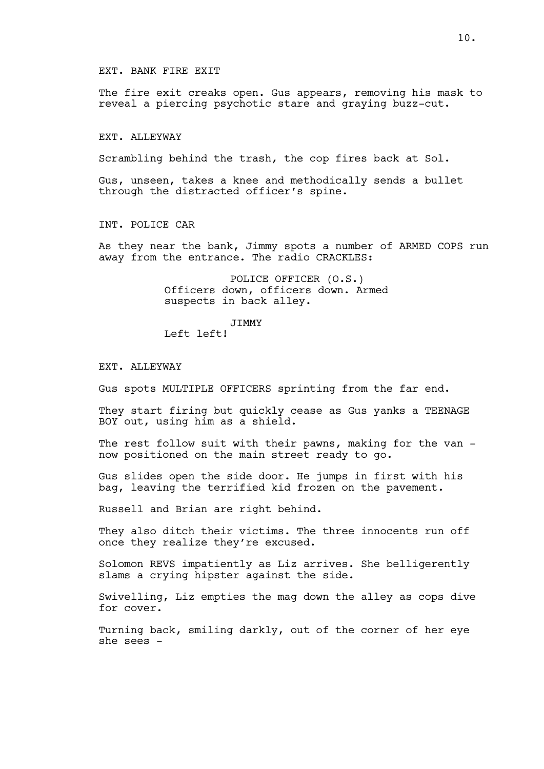EXT. BANK FIRE EXIT

The fire exit creaks open. Gus appears, removing his mask to reveal a piercing psychotic stare and graying buzz-cut.

EXT. ALLEYWAY

Scrambling behind the trash, the cop fires back at Sol.

Gus, unseen, takes a knee and methodically sends a bullet through the distracted officer's spine.

INT. POLICE CAR

As they near the bank, Jimmy spots a number of ARMED COPS run away from the entrance. The radio CRACKLES:

POLICE OFFICER (O.S.)
Officers down, officers down. Armed suspects in back alley.

JIMMY
Left left!

EXT. ALLEYWAY

Gus spots MULTIPLE OFFICERS sprinting from the far end.

They start firing but quickly cease as Gus yanks a TEENAGE BOY out, using him as a shield.

The rest follow suit with their pawns, making for the van - now positioned on the main street ready to go.

Gus slides open the side door. He jumps in first with his bag, leaving the terrified kid frozen on the pavement.

Russell and Brian are right behind.

They also ditch their victims. The three innocents run off once they realize they're excused.

Solomon REVS impatiently as Liz arrives. She belligerently slams a crying hipster against the side.

Swivelling, Liz empties the mag down the alley as cops dive for cover.

Turning back, smiling darkly, out of the corner of her eye she sees -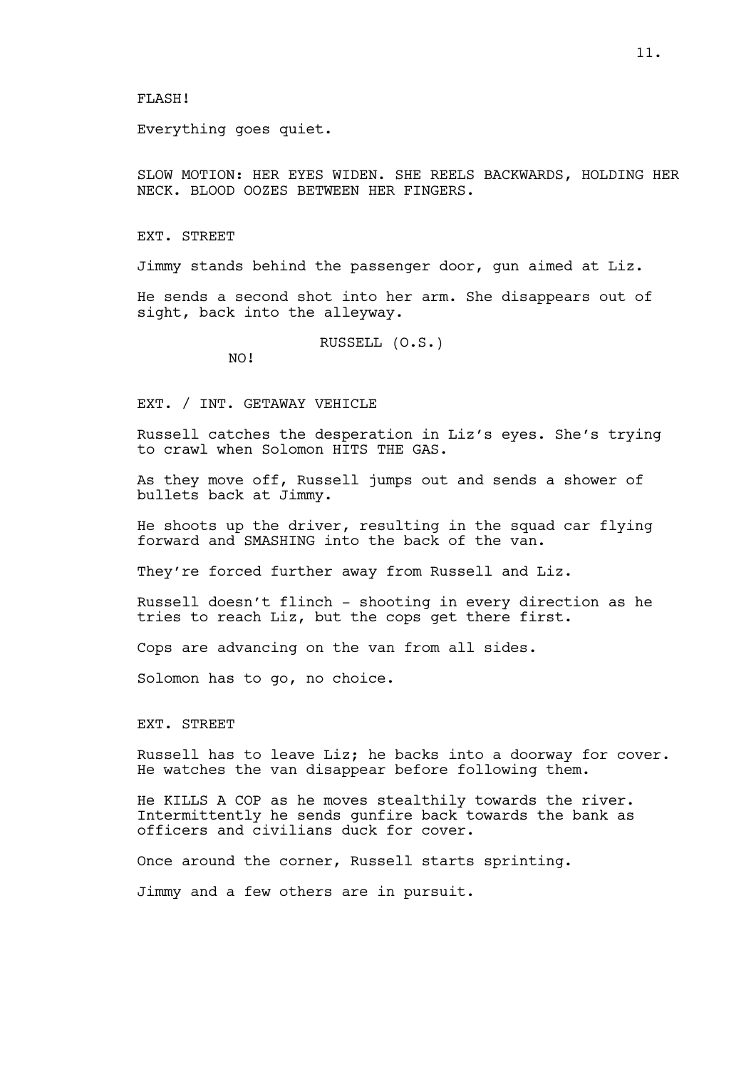FLASH!

Everything goes quiet.

SLOW MOTION: HER EYES WIDEN. SHE REELS BACKWARDS, HOLDING HER NECK. BLOOD OOZES BETWEEN HER FINGERS.

EXT. STREET

Jimmy stands behind the passenger door, gun aimed at Liz.

He sends a second shot into her arm. She disappears out of sight, back into the alleyway.

RUSSELL (O.S.)
NO!

EXT. / INT. GETAWAY VEHICLE

Russell catches the desperation in Liz's eyes. She's trying to crawl when Solomon HITS THE GAS.

As they move off, Russell jumps out and sends a shower of bullets back at Jimmy.

He shoots up the driver, resulting in the squad car flying forward and SMASHING into the back of the van.

They're forced further away from Russell and Liz.

Russell doesn't flinch - shooting in every direction as he tries to reach Liz, but the cops get there first.

Cops are advancing on the van from all sides.

Solomon has to go, no choice.

EXT. STREET

Russell has to leave Liz; he backs into a doorway for cover. He watches the van disappear before following them.

He KILLS A COP as he moves stealthily towards the river. Intermittently he sends gunfire back towards the bank as officers and civilians duck for cover.

Once around the corner, Russell starts sprinting.

Jimmy and a few others are in pursuit.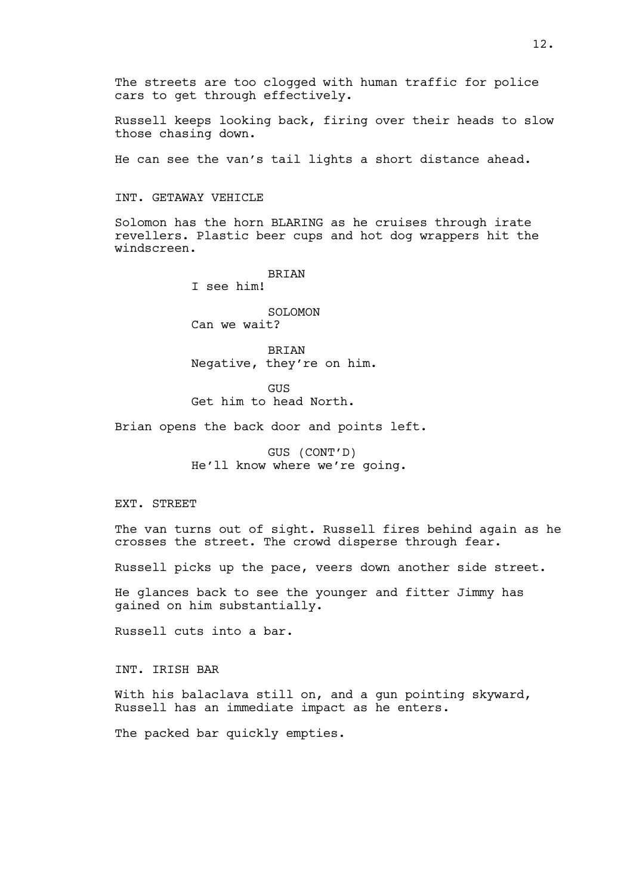The streets are too clogged with human traffic for police cars to get through effectively.

Russell keeps looking back, firing over their heads to slow those chasing down.

He can see the van's tail lights a short distance ahead.

INT. GETAWAY VEHICLE

Solomon has the horn BLARING as he cruises through irate revellers. Plastic beer cups and hot dog wrappers hit the windscreen.

BRIAN
I see him!

SOLOMON
Can we wait?

BRIAN
Negative, they're on him.

GUS
Get him to head North.

Brian opens the back door and points left.

GUS (CONT'D)
He'll know where we're going.

EXT. STREET

The van turns out of sight. Russell fires behind again as he crosses the street. The crowd disperse through fear.

Russell picks up the pace, veers down another side street.

He glances back to see the younger and fitter Jimmy has gained on him substantially.

Russell cuts into a bar.

INT. IRISH BAR

With his balaclava still on, and a gun pointing skyward, Russell has an immediate impact as he enters.

The packed bar quickly empties.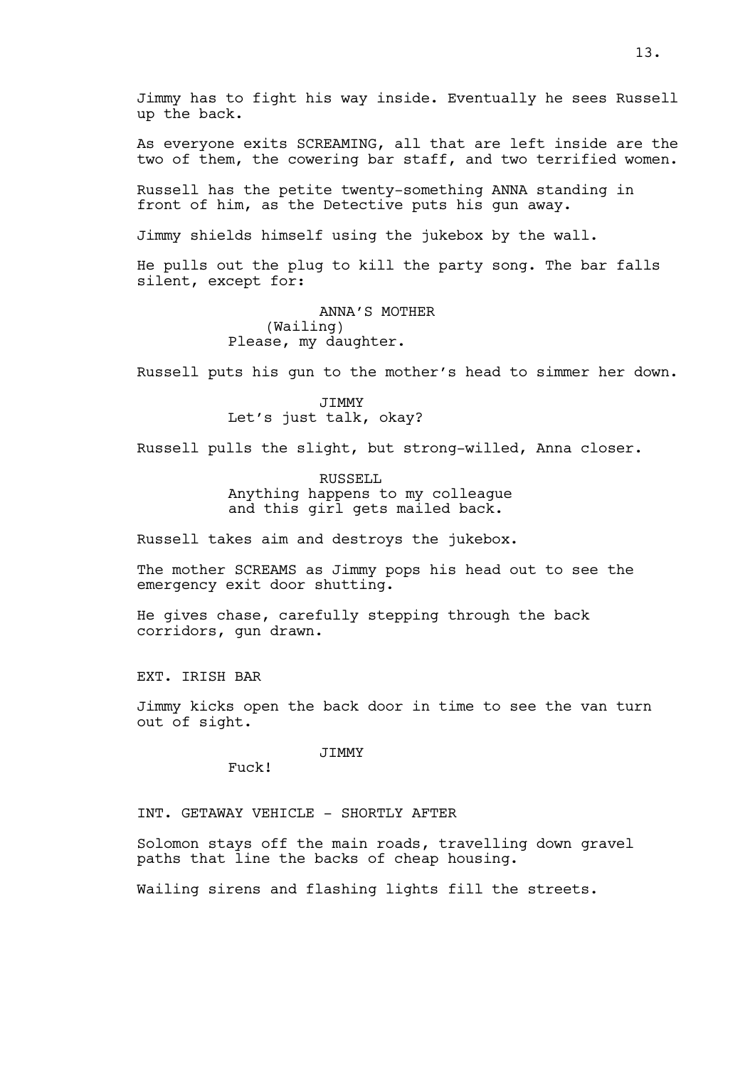Jimmy has to fight his way inside. Eventually he sees Russell up the back.

As everyone exits SCREAMING, all that are left inside are the two of them, the cowering bar staff, and two terrified women.

Russell has the petite twenty-something ANNA standing in front of him, as the Detective puts his gun away.

Jimmy shields himself using the jukebox by the wall.

He pulls out the plug to kill the party song. The bar falls silent, except for:

ANNA'S MOTHER
(Wailing)
Please, my daughter.

Russell puts his gun to the mother's head to simmer her down.

JIMMY
Let's just talk, okay?

Russell pulls the slight, but strong-willed, Anna closer.

RUSSELL
Anything happens to my colleague and this girl gets mailed back.

Russell takes aim and destroys the jukebox.

The mother SCREAMS as Jimmy pops his head out to see the emergency exit door shutting.

He gives chase, carefully stepping through the back corridors, gun drawn.

EXT. IRISH BAR

Jimmy kicks open the back door in time to see the van turn out of sight.

JIMMY
Fuck!

INT. GETAWAY VEHICLE - SHORTLY AFTER

Solomon stays off the main roads, travelling down gravel paths that line the backs of cheap housing.

Wailing sirens and flashing lights fill the streets.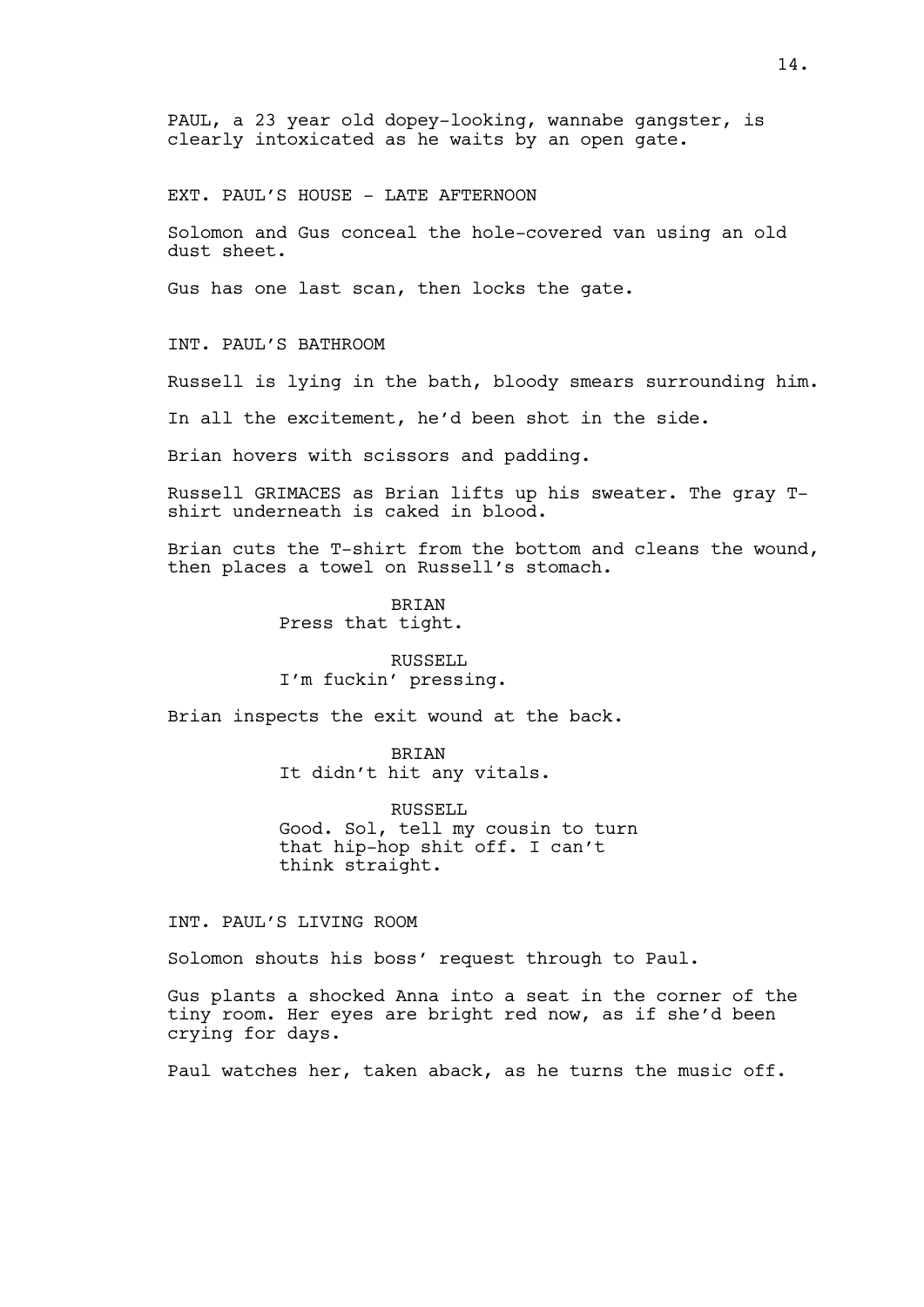PAUL, a 23 year old dopey-looking, wannabe gangster, is clearly intoxicated as he waits by an open gate.

EXT. PAUL'S HOUSE - LATE AFTERNOON

Solomon and Gus conceal the hole-covered van using an old dust sheet.

Gus has one last scan, then locks the gate.

INT. PAUL'S BATHROOM

Russell is lying in the bath, bloody smears surrounding him.

In all the excitement, he'd been shot in the side.

Brian hovers with scissors and padding.

Russell GRIMACES as Brian lifts up his sweater. The gray T-shirt underneath is caked in blood.

Brian cuts the T-shirt from the bottom and cleans the wound, then places a towel on Russell's stomach.

BRIAN
Press that tight.

RUSSELL
I'm fuckin' pressing.

Brian inspects the exit wound at the back.

BRIAN
It didn't hit any vitals.

RUSSELL
Good. Sol, tell my cousin to turn that hip-hop shit off. I can't think straight.

INT. PAUL'S LIVING ROOM

Solomon shouts his boss' request through to Paul.

Gus plants a shocked Anna into a seat in the corner of the tiny room. Her eyes are bright red now, as if she'd been crying for days.

Paul watches her, taken aback, as he turns the music off.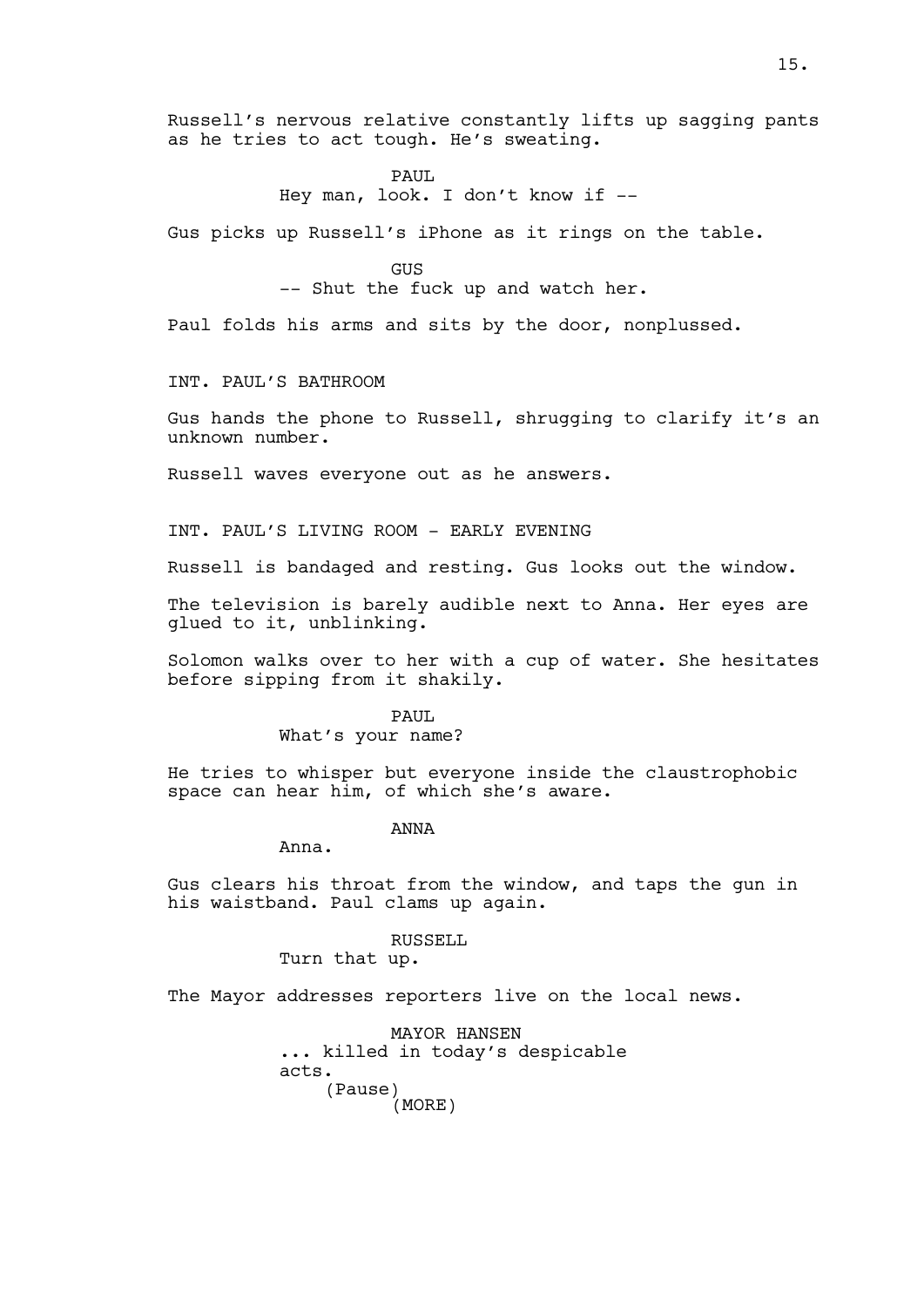Russell's nervous relative constantly lifts up sagging pants as he tries to act tough. He's sweating.

PAUL
Hey man, look. I don't know if --

Gus picks up Russell's iPhone as it rings on the table.

GUS
-- Shut the fuck up and watch her.

Paul folds his arms and sits by the door, nonplussed.

INT. PAUL'S BATHROOM

Gus hands the phone to Russell, shrugging to clarify it's an unknown number.

Russell waves everyone out as he answers.

INT. PAUL'S LIVING ROOM - EARLY EVENING

Russell is bandaged and resting. Gus looks out the window.

The television is barely audible next to Anna. Her eyes are glued to it, unblinking.

Solomon walks over to her with a cup of water. She hesitates before sipping from it shakily.

PAUL
What's your name?

He tries to whisper but everyone inside the claustrophobic space can hear him, of which she's aware.

ANNA
Anna.

Gus clears his throat from the window, and taps the gun in his waistband. Paul clams up again.

RUSSELL
Turn that up.

The Mayor addresses reporters live on the local news.

MAYOR HANSEN
... killed in today's despicable acts.
(Pause)
(MORE)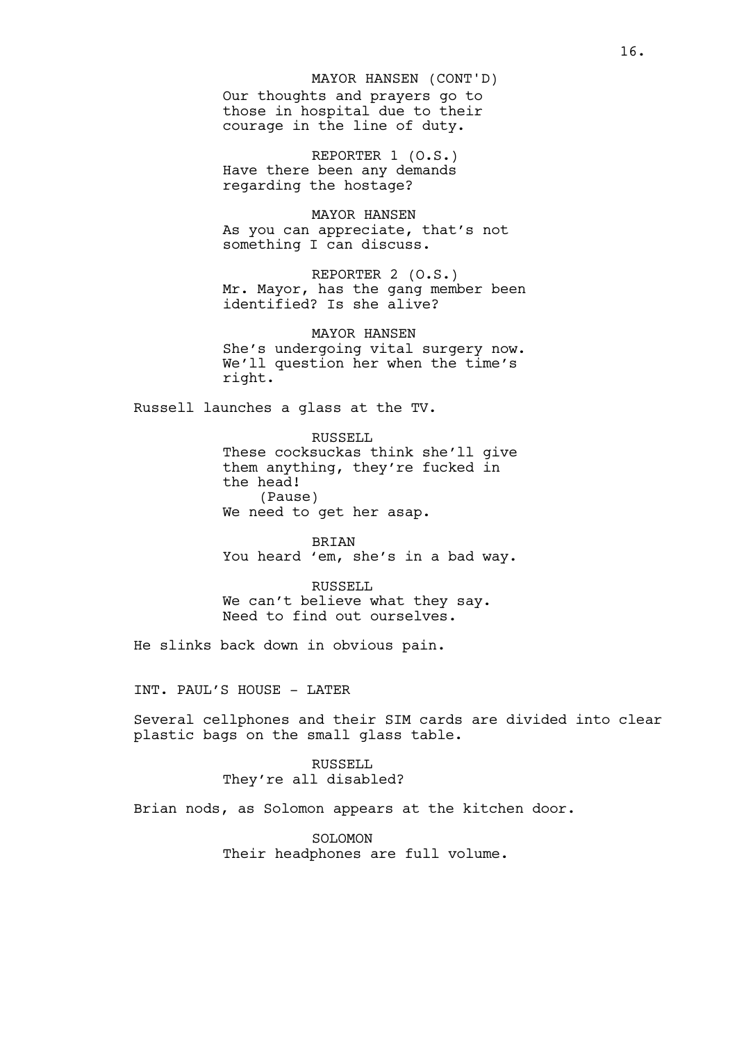MAYOR HANSEN (CONT'D)
Our thoughts and prayers go to those in hospital due to their courage in the line of duty.

REPORTER 1 (O.S.)
Have there been any demands regarding the hostage?

MAYOR HANSEN
As you can appreciate, that's not something I can discuss.

REPORTER 2 (O.S.)
Mr. Mayor, has the gang member been identified? Is she alive?

MAYOR HANSEN
She's undergoing vital surgery now. We'll question her when the time's right.

Russell launches a glass at the TV.

RUSSELL
These cocksuckas think she'll give them anything, they're fucked in the head!
(Pause)
We need to get her asap.

BRIAN
You heard 'em, she's in a bad way.

RUSSELL
We can't believe what they say. Need to find out ourselves.

He slinks back down in obvious pain.

INT. PAUL'S HOUSE - LATER

Several cellphones and their SIM cards are divided into clear plastic bags on the small glass table.

RUSSELL
They're all disabled?

Brian nods, as Solomon appears at the kitchen door.

SOLOMON
Their headphones are full volume.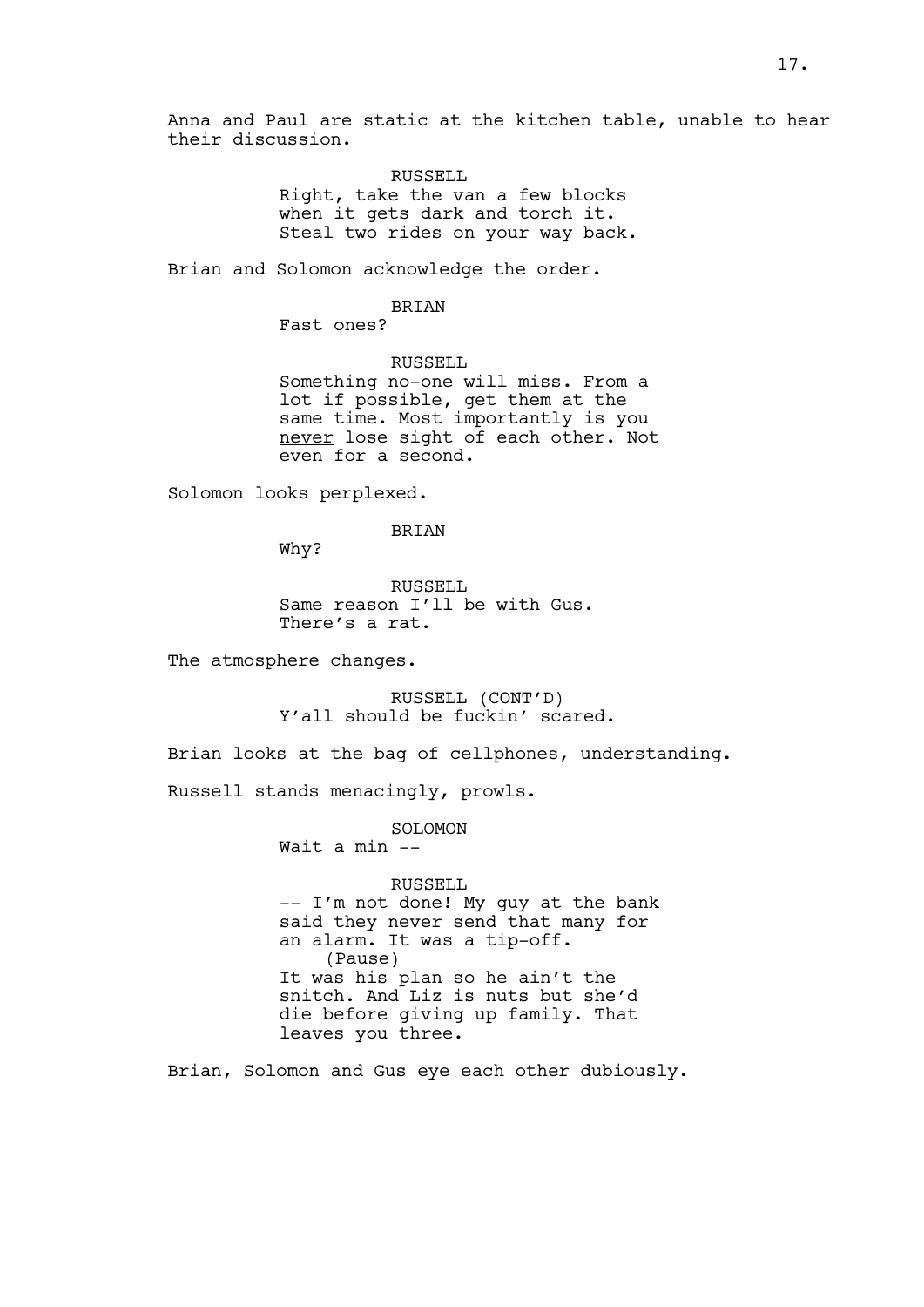Anna and Paul are static at the kitchen table, unable to hear their discussion.

RUSSELL
Right, take the van a few blocks when it gets dark and torch it. Steal two rides on your way back.

Brian and Solomon acknowledge the order.

BRIAN
Fast ones?

RUSSELL
Something no-one will miss. From a lot if possible, get them at the same time. Most importantly is you <u>never</u> lose sight of each other. Not even for a second.

Solomon looks perplexed.

BRIAN
Why?

RUSSELL
Same reason I'll be with Gus. There's a rat.

The atmosphere changes.

RUSSELL (CONT'D)
Y'all should be fuckin' scared.

Brian looks at the bag of cellphones, understanding.

Russell stands menacingly, prowls.

SOLOMON
Wait a min --

RUSSELL
-- I'm not done! My guy at the bank said they never send that many for an alarm. It was a tip-off.
(Pause)
It was his plan so he ain't the snitch. And Liz is nuts but she'd die before giving up family. That leaves you three.

Brian, Solomon and Gus eye each other dubiously.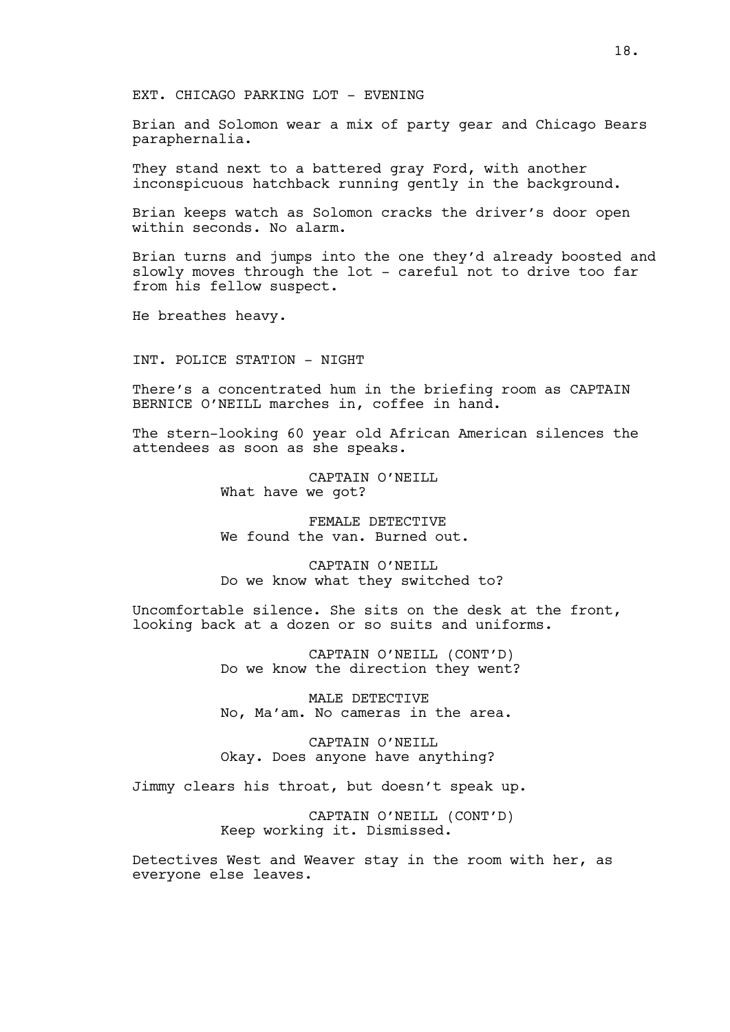EXT. CHICAGO PARKING LOT - EVENING

Brian and Solomon wear a mix of party gear and Chicago Bears paraphernalia.

They stand next to a battered gray Ford, with another inconspicuous hatchback running gently in the background.

Brian keeps watch as Solomon cracks the driver's door open within seconds. No alarm.

Brian turns and jumps into the one they'd already boosted and slowly moves through the lot - careful not to drive too far from his fellow suspect.

He breathes heavy.

INT. POLICE STATION - NIGHT

There's a concentrated hum in the briefing room as CAPTAIN BERNICE O'NEILL marches in, coffee in hand.

The stern-looking 60 year old African American silences the attendees as soon as she speaks.

CAPTAIN O'NEILL
What have we got?

FEMALE DETECTIVE
We found the van. Burned out.

CAPTAIN O'NEILL
Do we know what they switched to?

Uncomfortable silence. She sits on the desk at the front, looking back at a dozen or so suits and uniforms.

CAPTAIN O'NEILL (CONT'D)
Do we know the direction they went?

MALE DETECTIVE
No, Ma'am. No cameras in the area.

CAPTAIN O'NEILL
Okay. Does anyone have anything?

Jimmy clears his throat, but doesn't speak up.

CAPTAIN O'NEILL (CONT'D)
Keep working it. Dismissed.

Detectives West and Weaver stay in the room with her, as everyone else leaves.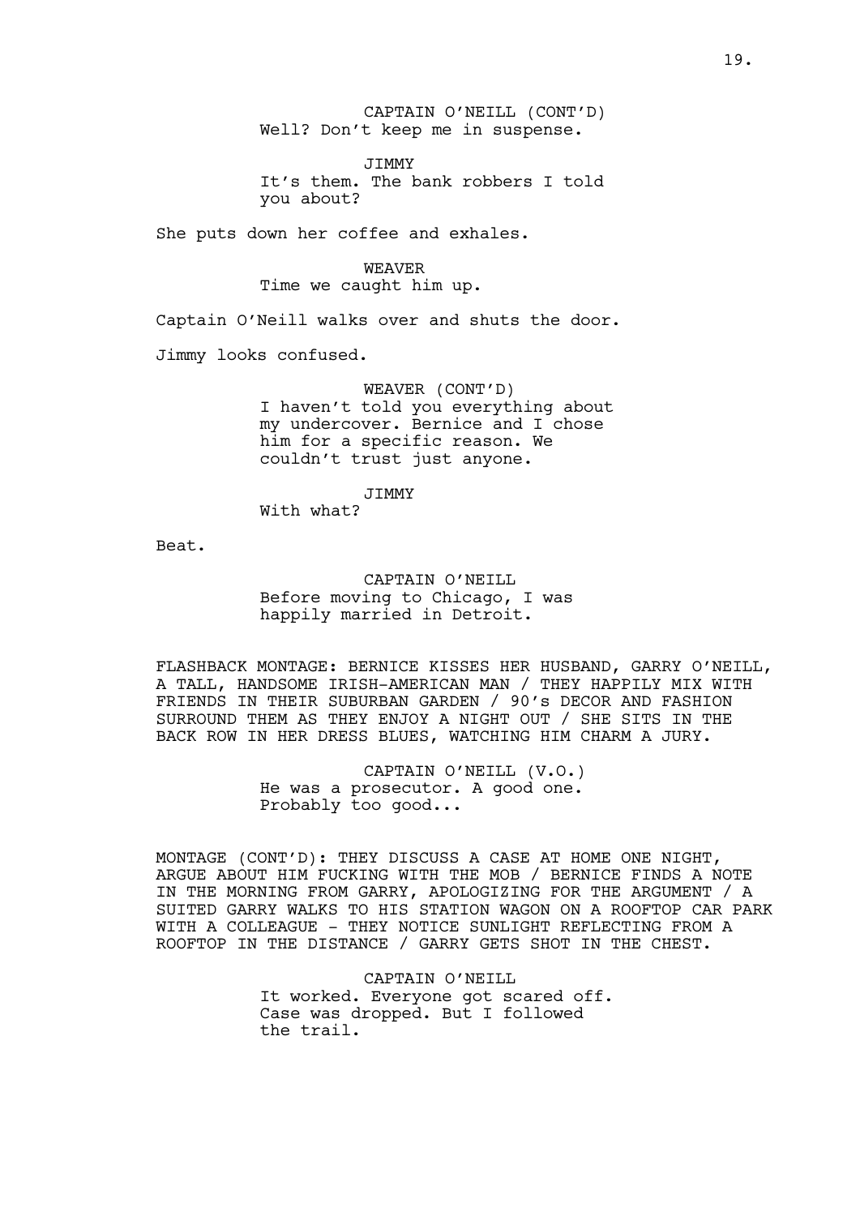CAPTAIN O'NEILL (CONT'D)
Well? Don't keep me in suspense.

JIMMY
It's them. The bank robbers I told you about?

She puts down her coffee and exhales.

WEAVER
Time we caught him up.

Captain O'Neill walks over and shuts the door.

Jimmy looks confused.

WEAVER (CONT'D)
I haven't told you everything about my undercover. Bernice and I chose him for a specific reason. We couldn't trust just anyone.

JIMMY
With what?

Beat.

CAPTAIN O'NEILL
Before moving to Chicago, I was happily married in Detroit.

FLASHBACK MONTAGE: BERNICE KISSES HER HUSBAND, GARRY O'NEILL, A TALL, HANDSOME IRISH-AMERICAN MAN / THEY HAPPILY MIX WITH FRIENDS IN THEIR SUBURBAN GARDEN / 90's DECOR AND FASHION SURROUND THEM AS THEY ENJOY A NIGHT OUT / SHE SITS IN THE BACK ROW IN HER DRESS BLUES, WATCHING HIM CHARM A JURY.

CAPTAIN O'NEILL (V.O.)
He was a prosecutor. A good one. Probably too good...

MONTAGE (CONT'D): THEY DISCUSS A CASE AT HOME ONE NIGHT, ARGUE ABOUT HIM FUCKING WITH THE MOB / BERNICE FINDS A NOTE IN THE MORNING FROM GARRY, APOLOGIZING FOR THE ARGUMENT / A SUITED GARRY WALKS TO HIS STATION WAGON ON A ROOFTOP CAR PARK WITH A COLLEAGUE - THEY NOTICE SUNLIGHT REFLECTING FROM A ROOFTOP IN THE DISTANCE / GARRY GETS SHOT IN THE CHEST.

CAPTAIN O'NEILL
It worked. Everyone got scared off. Case was dropped. But I followed the trail.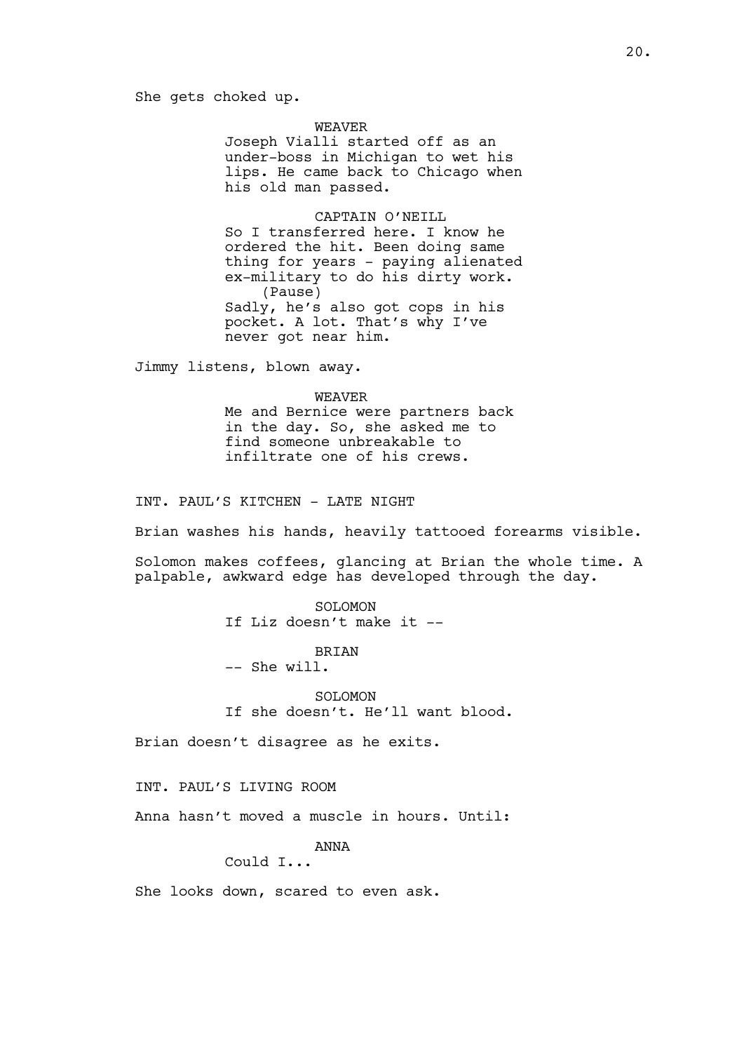She gets choked up.

WEAVER
Joseph Vialli started off as an under-boss in Michigan to wet his lips. He came back to Chicago when his old man passed.

CAPTAIN O'NEILL
So I transferred here. I know he ordered the hit. Been doing same thing for years - paying alienated ex-military to do his dirty work.
(Pause)
Sadly, he's also got cops in his pocket. A lot. That's why I've never got near him.

Jimmy listens, blown away.

WEAVER
Me and Bernice were partners back in the day. So, she asked me to find someone unbreakable to infiltrate one of his crews.

INT. PAUL'S KITCHEN - LATE NIGHT

Brian washes his hands, heavily tattooed forearms visible.

Solomon makes coffees, glancing at Brian the whole time. A palpable, awkward edge has developed through the day.

SOLOMON
If Liz doesn't make it --

BRIAN
-- She will.

SOLOMON
If she doesn't. He'll want blood.

Brian doesn't disagree as he exits.

INT. PAUL'S LIVING ROOM

Anna hasn't moved a muscle in hours. Until:

ANNA
Could I...

She looks down, scared to even ask.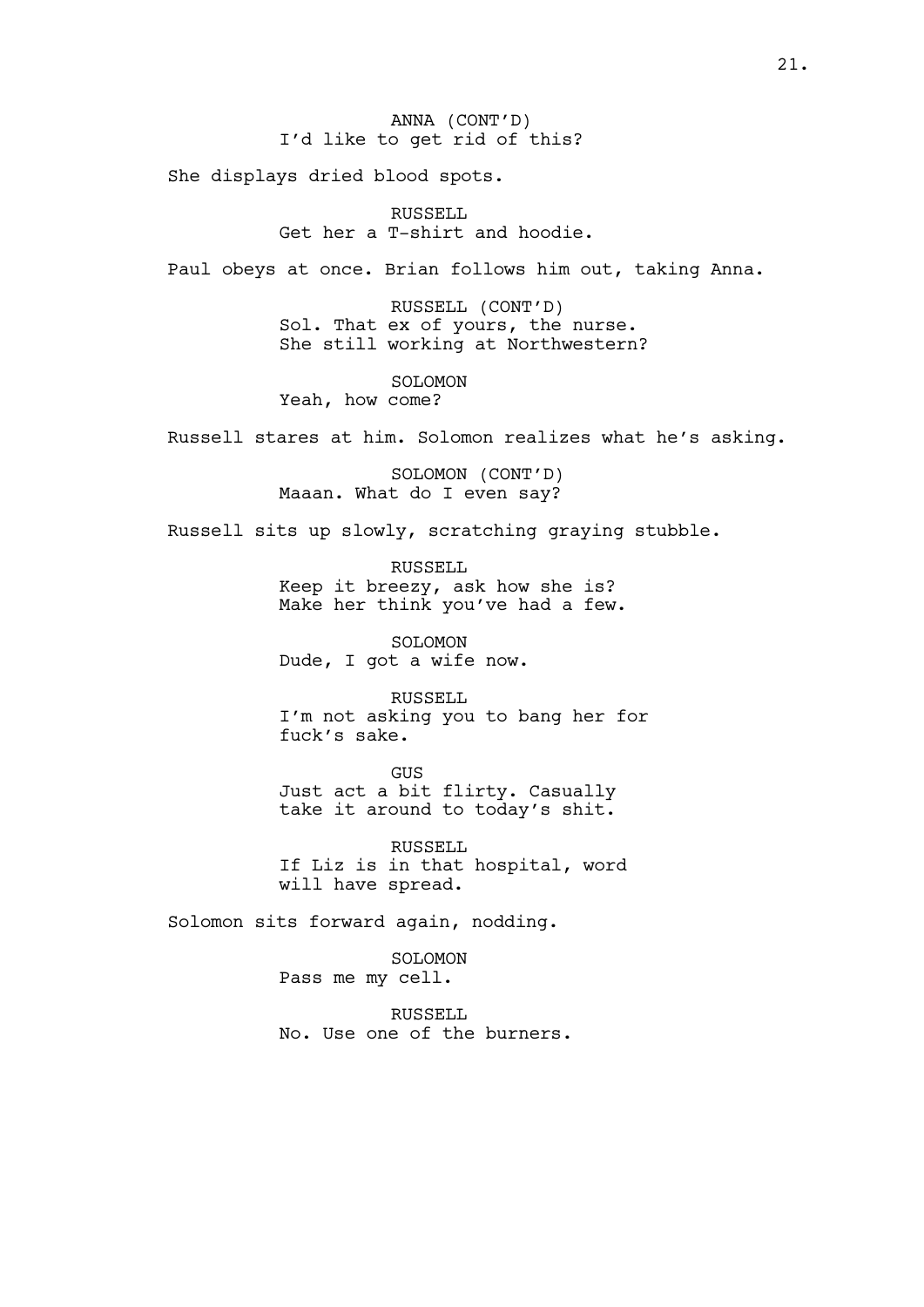ANNA (CONT'D)
I'd like to get rid of this?

She displays dried blood spots.

RUSSELL
Get her a T-shirt and hoodie.

Paul obeys at once. Brian follows him out, taking Anna.

RUSSELL (CONT'D)
Sol. That ex of yours, the nurse.
She still working at Northwestern?

SOLOMON
Yeah, how come?

Russell stares at him. Solomon realizes what he's asking.

SOLOMON (CONT'D)
Maaan. What do I even say?

Russell sits up slowly, scratching graying stubble.

RUSSELL
Keep it breezy, ask how she is?
Make her think you've had a few.

SOLOMON
Dude, I got a wife now.

RUSSELL
I'm not asking you to bang her for
fuck's sake.

GUS
Just act a bit flirty. Casually
take it around to today's shit.

RUSSELL
If Liz is in that hospital, word
will have spread.

Solomon sits forward again, nodding.

SOLOMON
Pass me my cell.

RUSSELL
No. Use one of the burners.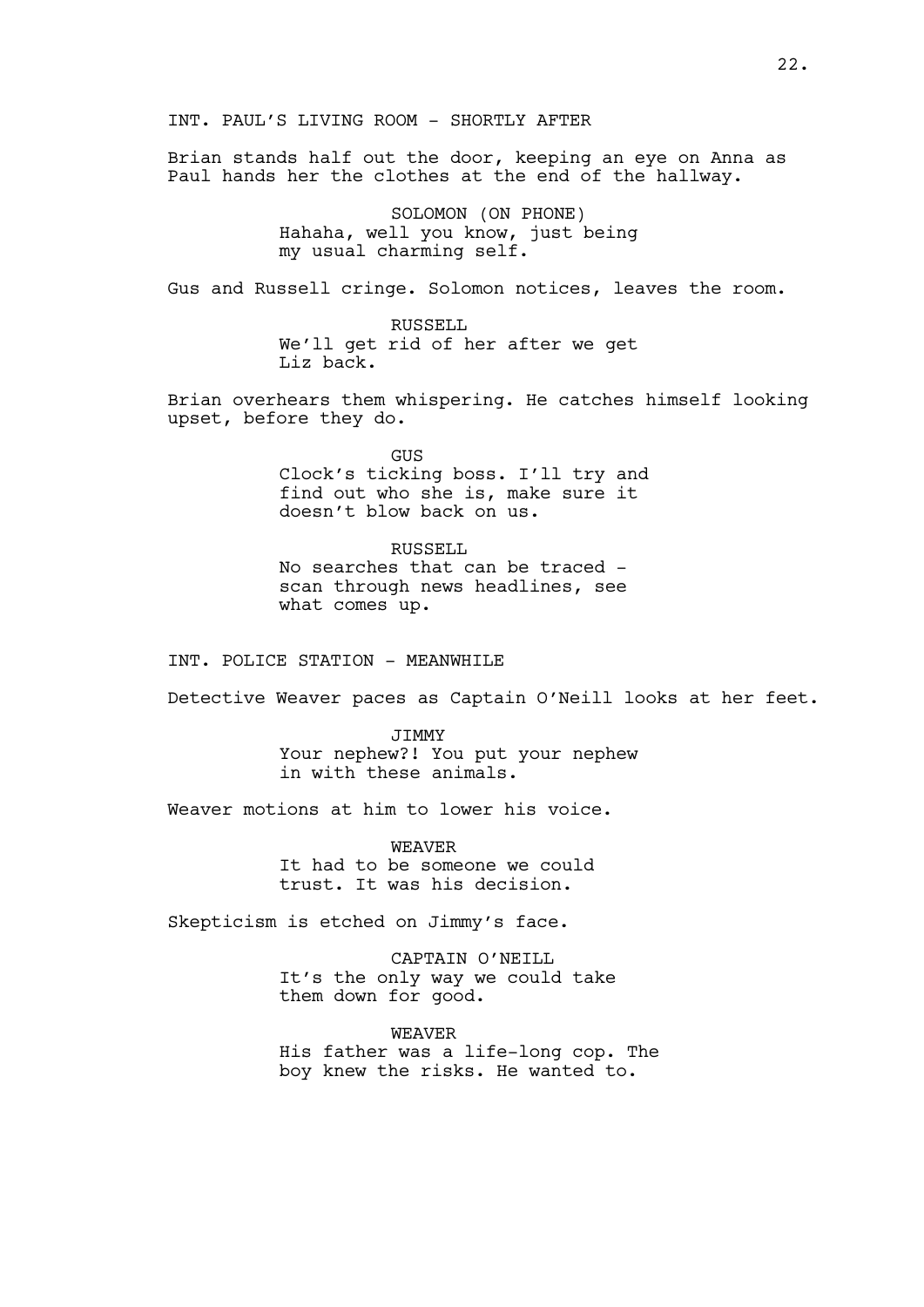INT. PAUL'S LIVING ROOM - SHORTLY AFTER

Brian stands half out the door, keeping an eye on Anna as Paul hands her the clothes at the end of the hallway.

SOLOMON (ON PHONE)
Hahaha, well you know, just being my usual charming self.

Gus and Russell cringe. Solomon notices, leaves the room.

RUSSELL
We'll get rid of her after we get Liz back.

Brian overhears them whispering. He catches himself looking upset, before they do.

GUS
Clock's ticking boss. I'll try and find out who she is, make sure it doesn't blow back on us.

RUSSELL
No searches that can be traced - scan through news headlines, see what comes up.

INT. POLICE STATION - MEANWHILE

Detective Weaver paces as Captain O'Neill looks at her feet.

JIMMY
Your nephew?! You put your nephew in with these animals.

Weaver motions at him to lower his voice.

WEAVER
It had to be someone we could trust. It was his decision.

Skepticism is etched on Jimmy's face.

CAPTAIN O'NEILL
It's the only way we could take them down for good.

WEAVER
His father was a life-long cop. The boy knew the risks. He wanted to.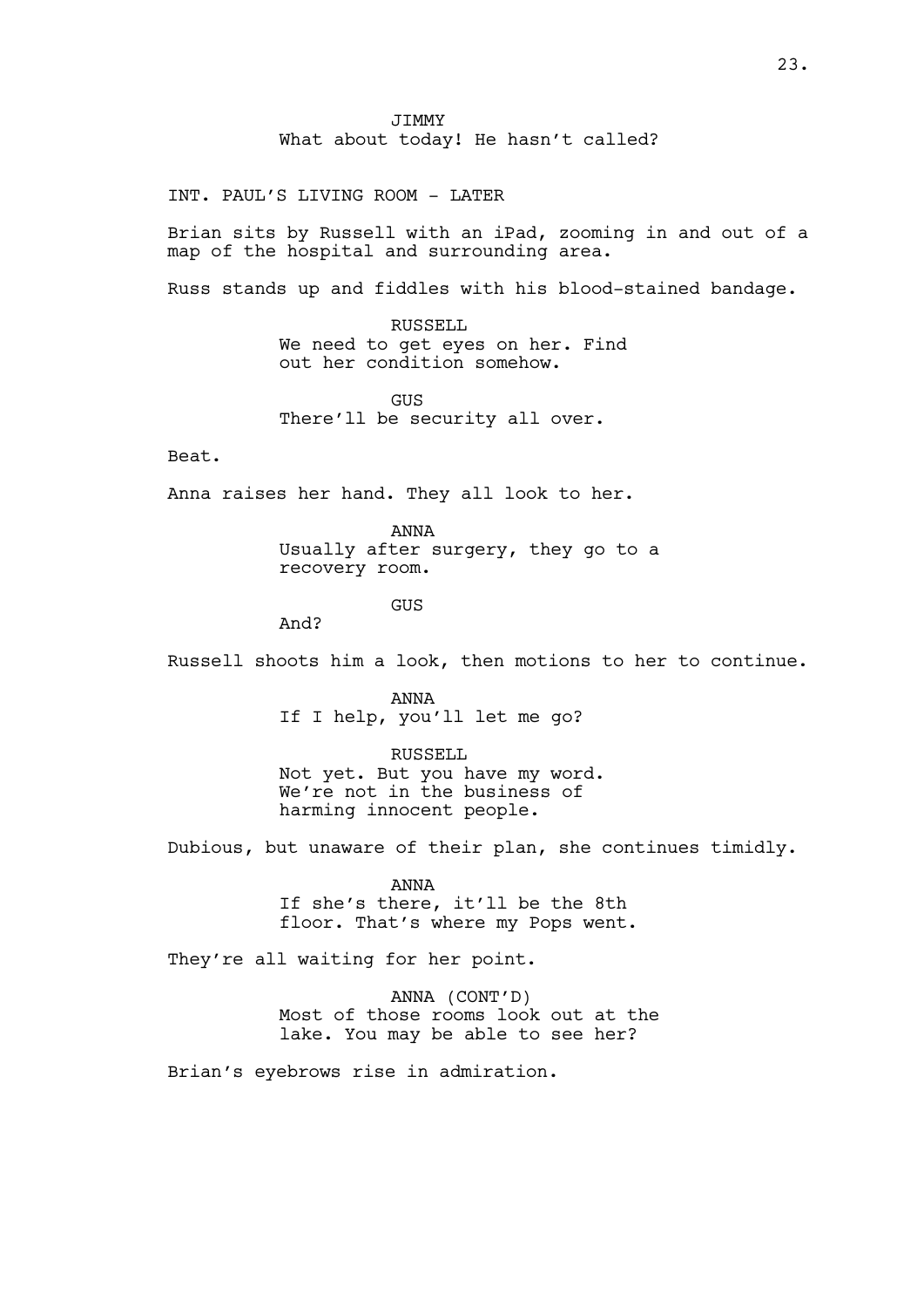JIMMY
What about today! He hasn't called?

INT. PAUL'S LIVING ROOM - LATER

Brian sits by Russell with an iPad, zooming in and out of a map of the hospital and surrounding area.

Russ stands up and fiddles with his blood-stained bandage.

RUSSELL
We need to get eyes on her. Find out her condition somehow.

GUS
There'll be security all over.

Beat.

Anna raises her hand. They all look to her.

ANNA
Usually after surgery, they go to a recovery room.

GUS
And?

Russell shoots him a look, then motions to her to continue.

ANNA
If I help, you'll let me go?

RUSSELL
Not yet. But you have my word. We're not in the business of harming innocent people.

Dubious, but unaware of their plan, she continues timidly.

ANNA
If she's there, it'll be the 8th floor. That's where my Pops went.

They're all waiting for her point.

ANNA (CONT'D)
Most of those rooms look out at the lake. You may be able to see her?

Brian's eyebrows rise in admiration.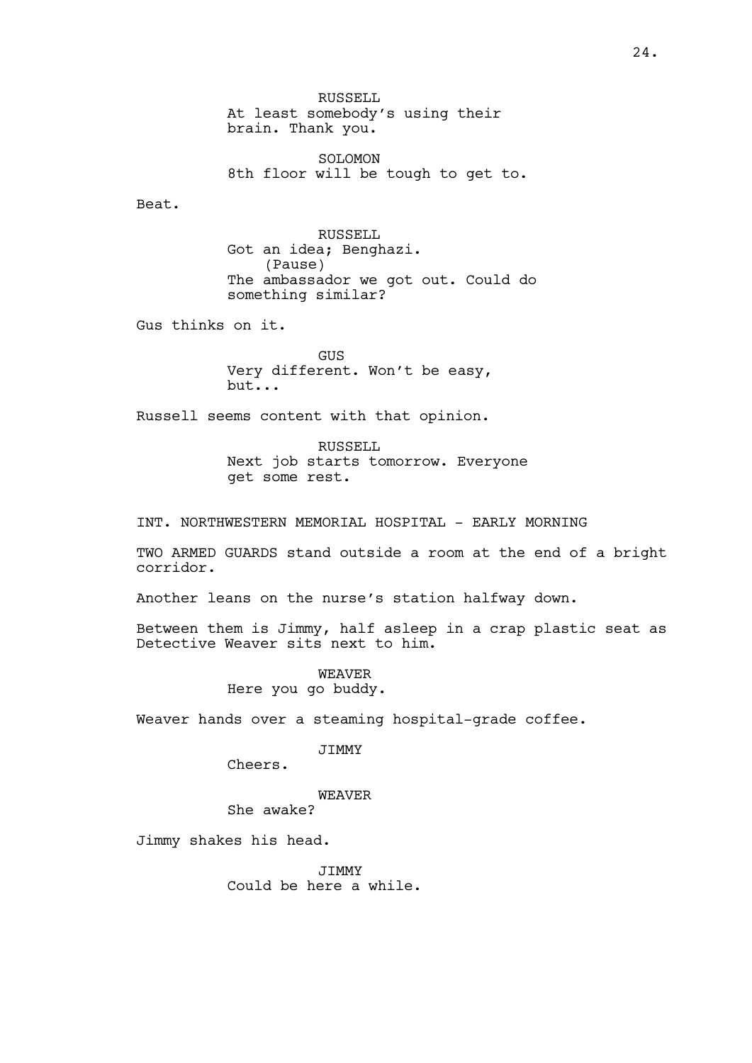RUSSELL
At least somebody's using their brain. Thank you.

SOLOMON
8th floor will be tough to get to.

Beat.

RUSSELL
Got an idea; Benghazi.
(Pause)
The ambassador we got out. Could do something similar?

Gus thinks on it.

GUS
Very different. Won't be easy, but...

Russell seems content with that opinion.

RUSSELL
Next job starts tomorrow. Everyone get some rest.

INT. NORTHWESTERN MEMORIAL HOSPITAL - EARLY MORNING

TWO ARMED GUARDS stand outside a room at the end of a bright corridor.

Another leans on the nurse's station halfway down.

Between them is Jimmy, half asleep in a crap plastic seat as Detective Weaver sits next to him.

WEAVER
Here you go buddy.

Weaver hands over a steaming hospital-grade coffee.

JIMMY
Cheers.

WEAVER
She awake?

Jimmy shakes his head.

JIMMY
Could be here a while.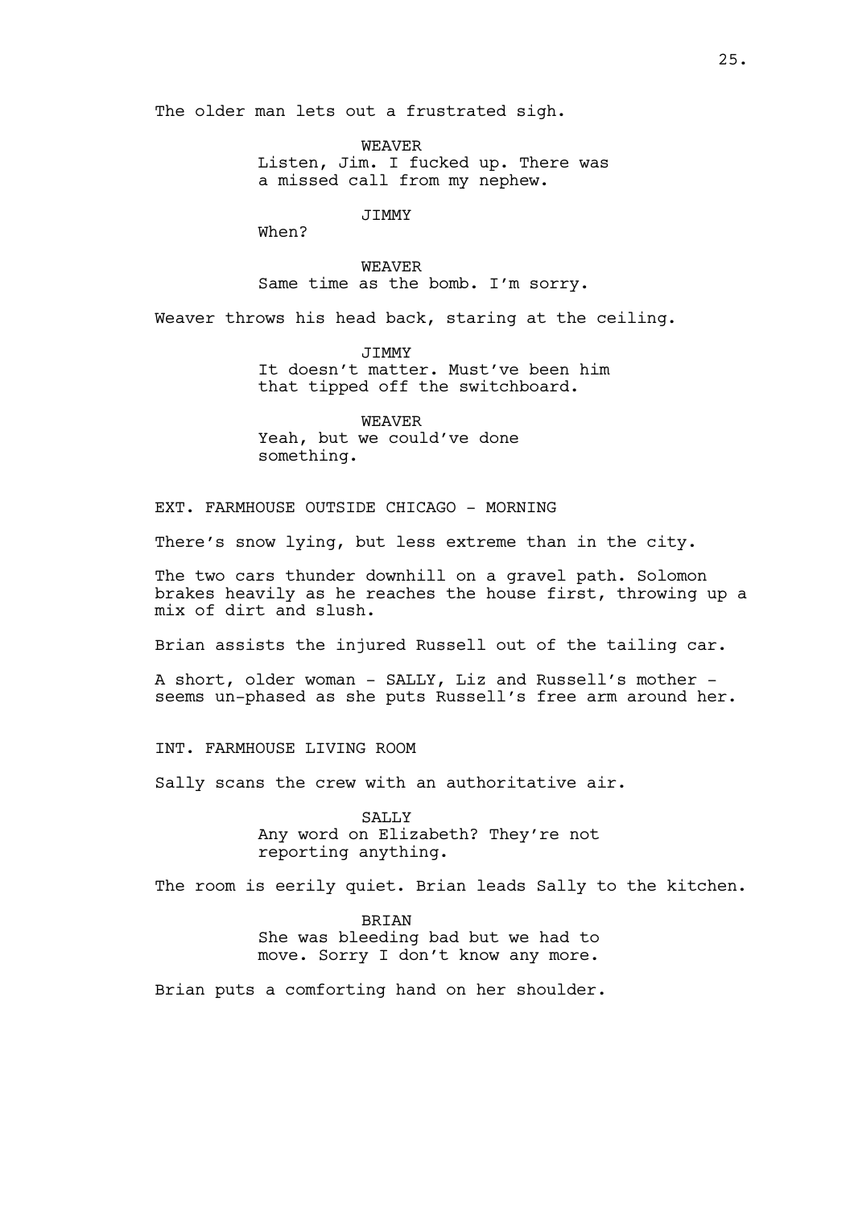The older man lets out a frustrated sigh.

WEAVER
Listen, Jim. I fucked up. There was a missed call from my nephew.

JIMMY
When?

WEAVER
Same time as the bomb. I'm sorry.

Weaver throws his head back, staring at the ceiling.

JIMMY
It doesn't matter. Must've been him that tipped off the switchboard.

WEAVER
Yeah, but we could've done something.

EXT. FARMHOUSE OUTSIDE CHICAGO - MORNING

There's snow lying, but less extreme than in the city.

The two cars thunder downhill on a gravel path. Solomon brakes heavily as he reaches the house first, throwing up a mix of dirt and slush.

Brian assists the injured Russell out of the tailing car.

A short, older woman - SALLY, Liz and Russell's mother - seems un-phased as she puts Russell's free arm around her.

INT. FARMHOUSE LIVING ROOM

Sally scans the crew with an authoritative air.

SALLY
Any word on Elizabeth? They're not reporting anything.

The room is eerily quiet. Brian leads Sally to the kitchen.

BRIAN
She was bleeding bad but we had to move. Sorry I don't know any more.

Brian puts a comforting hand on her shoulder.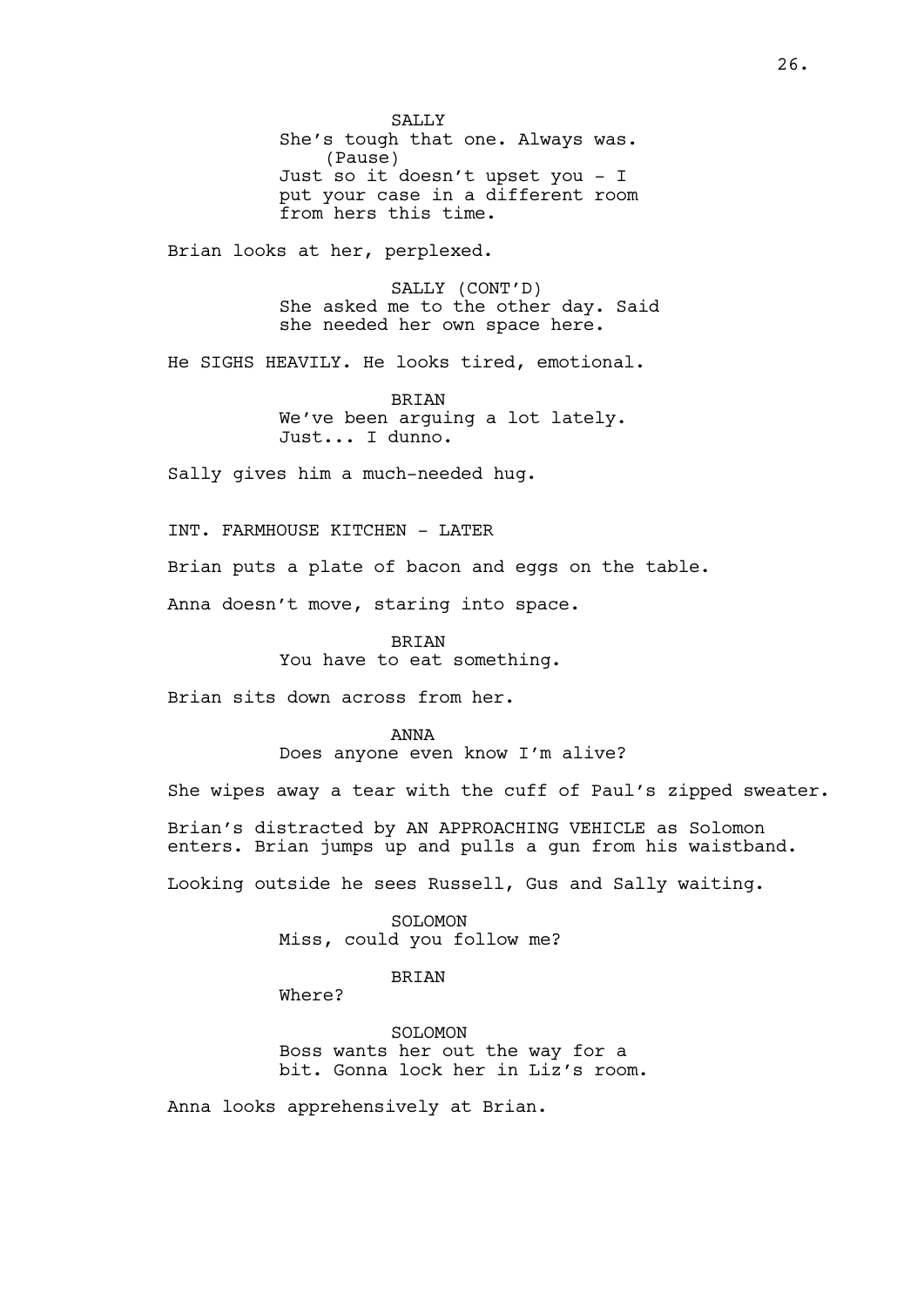SALLY

She's tough that one. Always was.

(Pause)

Just so it doesn't upset you - I put your case in a different room from hers this time.

Brian looks at her, perplexed.

SALLY (CONT'D)

She asked me to the other day. Said she needed her own space here.

He SIGHS HEAVILY. He looks tired, emotional.

BRIAN

We've been arguing a lot lately. Just... I dunno.

Sally gives him a much-needed hug.

INT. FARMHOUSE KITCHEN - LATER

Brian puts a plate of bacon and eggs on the table.

Anna doesn't move, staring into space.

BRIAN

You have to eat something.

Brian sits down across from her.

ANNA

Does anyone even know I'm alive?

She wipes away a tear with the cuff of Paul's zipped sweater.

Brian's distracted by AN APPROACHING VEHICLE as Solomon enters. Brian jumps up and pulls a gun from his waistband.

Looking outside he sees Russell, Gus and Sally waiting.

SOLOMON

Miss, could you follow me?

BRIAN

Where?

SOLOMON

Boss wants her out the way for a bit. Gonna lock her in Liz's room.

Anna looks apprehensively at Brian.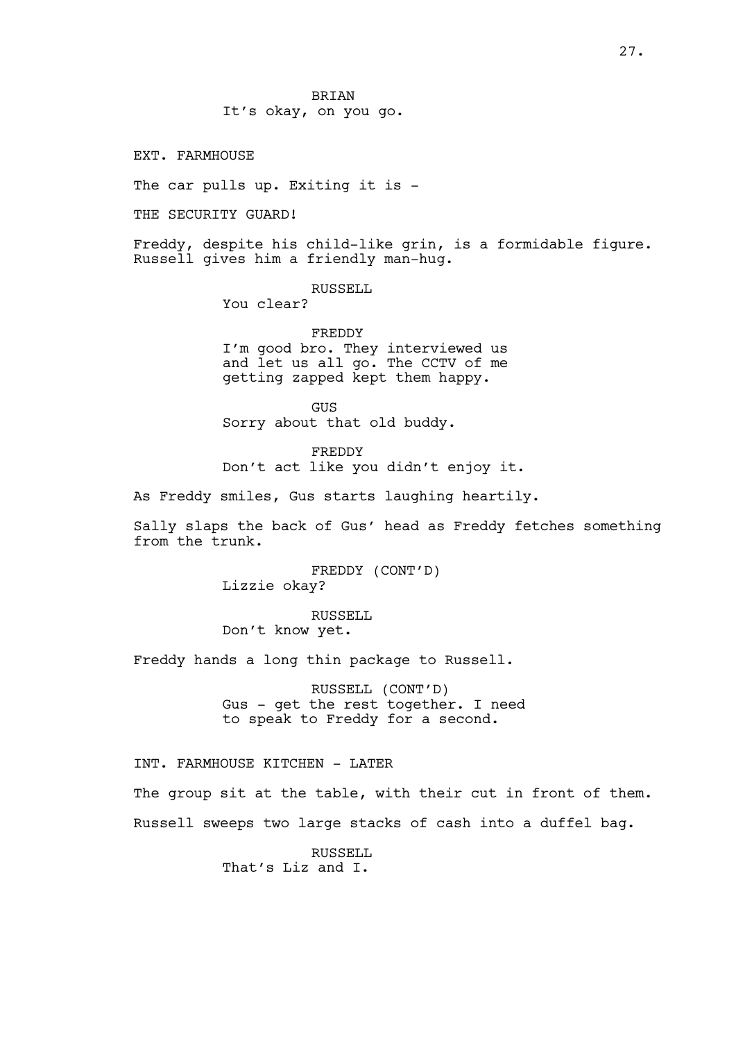BRIAN
It's okay, on you go.

EXT. FARMHOUSE

The car pulls up. Exiting it is -

THE SECURITY GUARD!

Freddy, despite his child-like grin, is a formidable figure. Russell gives him a friendly man-hug.

RUSSELL
You clear?

FREDDY
I'm good bro. They interviewed us and let us all go. The CCTV of me getting zapped kept them happy.

GUS
Sorry about that old buddy.

FREDDY
Don't act like you didn't enjoy it.

As Freddy smiles, Gus starts laughing heartily.

Sally slaps the back of Gus' head as Freddy fetches something from the trunk.

FREDDY (CONT'D)
Lizzie okay?

RUSSELL
Don't know yet.

Freddy hands a long thin package to Russell.

RUSSELL (CONT'D)
Gus - get the rest together. I need to speak to Freddy for a second.

INT. FARMHOUSE KITCHEN - LATER

The group sit at the table, with their cut in front of them.

Russell sweeps two large stacks of cash into a duffel bag.

RUSSELL
That's Liz and I.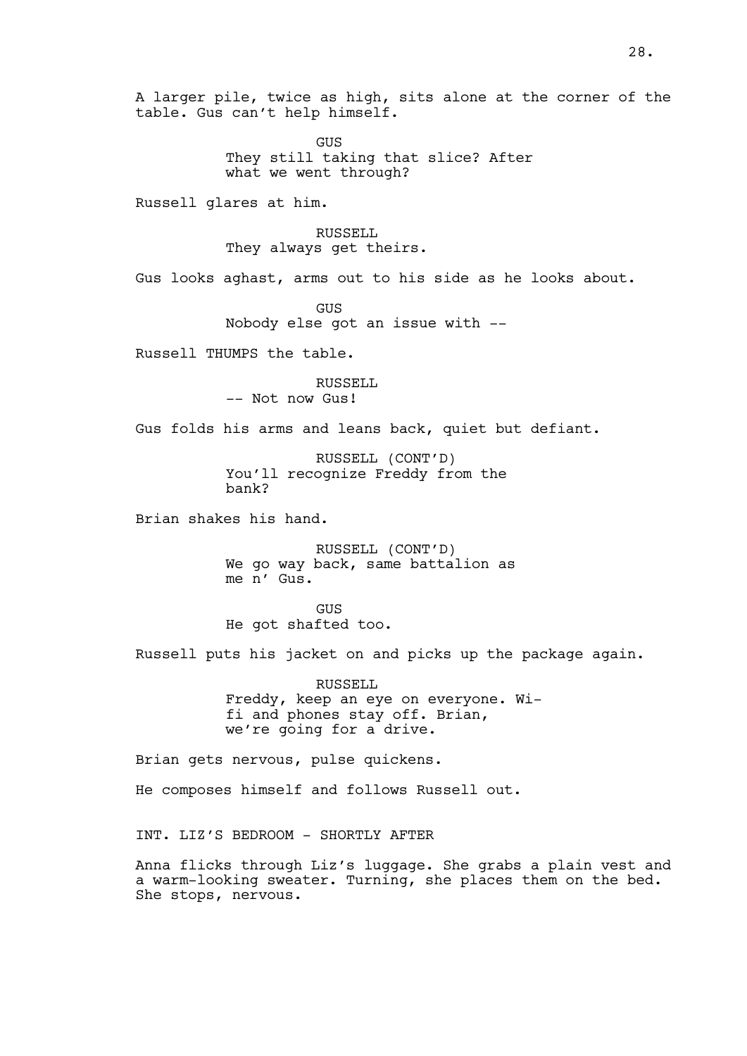A larger pile, twice as high, sits alone at the corner of the table. Gus can't help himself.

GUS
They still taking that slice? After what we went through?

Russell glares at him.

RUSSELL
They always get theirs.

Gus looks aghast, arms out to his side as he looks about.

GUS
Nobody else got an issue with --

Russell THUMPS the table.

RUSSELL
-- Not now Gus!

Gus folds his arms and leans back, quiet but defiant.

RUSSELL (CONT'D)
You'll recognize Freddy from the bank?

Brian shakes his hand.

RUSSELL (CONT'D)
We go way back, same battalion as me n' Gus.

GUS
He got shafted too.

Russell puts his jacket on and picks up the package again.

RUSSELL
Freddy, keep an eye on everyone. Wi-fi and phones stay off. Brian, we're going for a drive.

Brian gets nervous, pulse quickens.

He composes himself and follows Russell out.

INT. LIZ'S BEDROOM - SHORTLY AFTER

Anna flicks through Liz's luggage. She grabs a plain vest and a warm-looking sweater. Turning, she places them on the bed. She stops, nervous.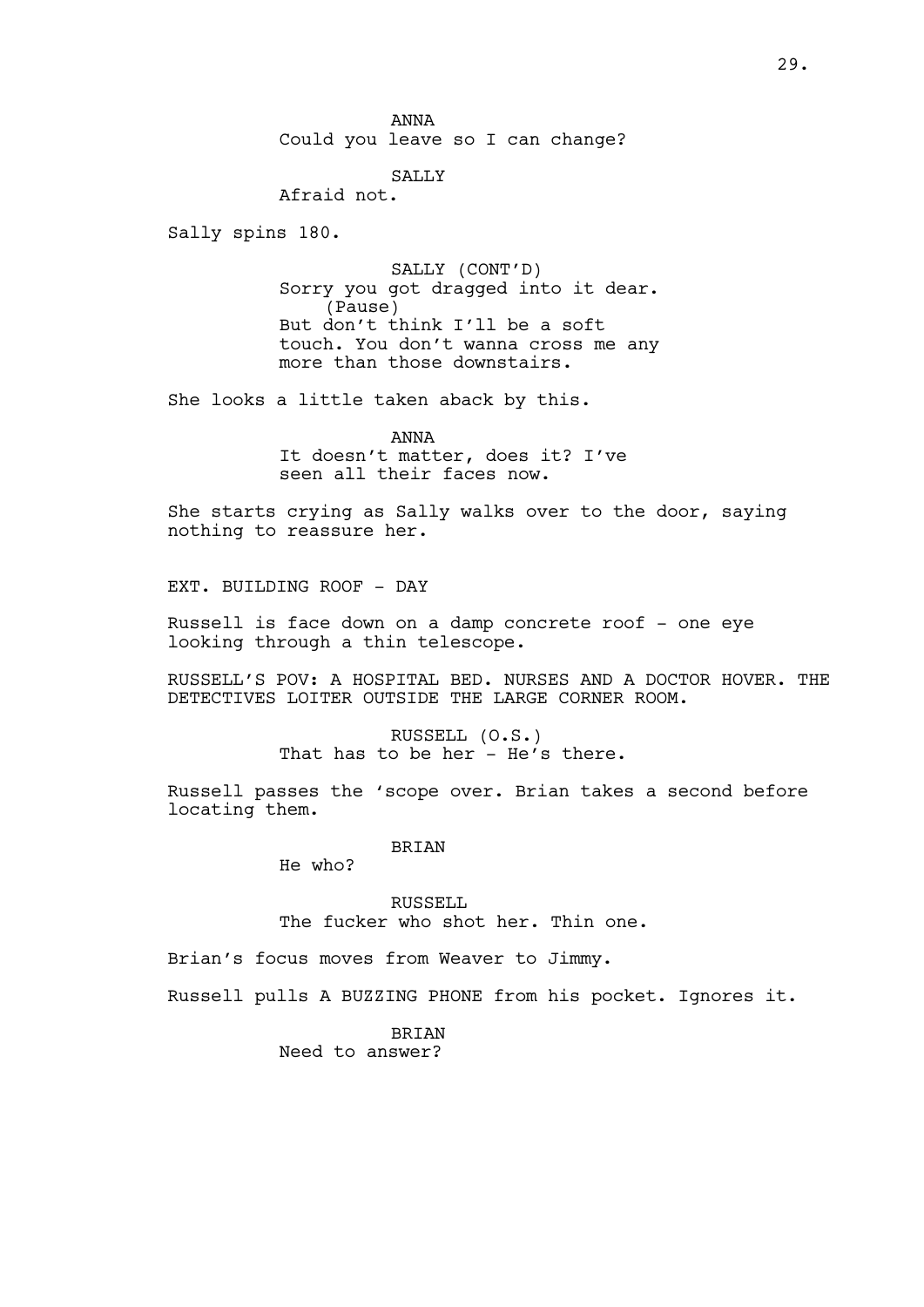ANNA
Could you leave so I can change?

SALLY
Afraid not.

Sally spins 180.

SALLY (CONT'D)
Sorry you got dragged into it dear.
(Pause)
But don't think I'll be a soft touch. You don't wanna cross me any more than those downstairs.

She looks a little taken aback by this.

ANNA
It doesn't matter, does it? I've seen all their faces now.

She starts crying as Sally walks over to the door, saying nothing to reassure her.

EXT. BUILDING ROOF - DAY

Russell is face down on a damp concrete roof - one eye looking through a thin telescope.

RUSSELL'S POV: A HOSPITAL BED. NURSES AND A DOCTOR HOVER. THE DETECTIVES LOITER OUTSIDE THE LARGE CORNER ROOM.

RUSSELL (O.S.)
That has to be her - He's there.

Russell passes the 'scope over. Brian takes a second before locating them.

BRIAN
He who?

RUSSELL
The fucker who shot her. Thin one.

Brian's focus moves from Weaver to Jimmy.

Russell pulls A BUZZING PHONE from his pocket. Ignores it.

BRIAN
Need to answer?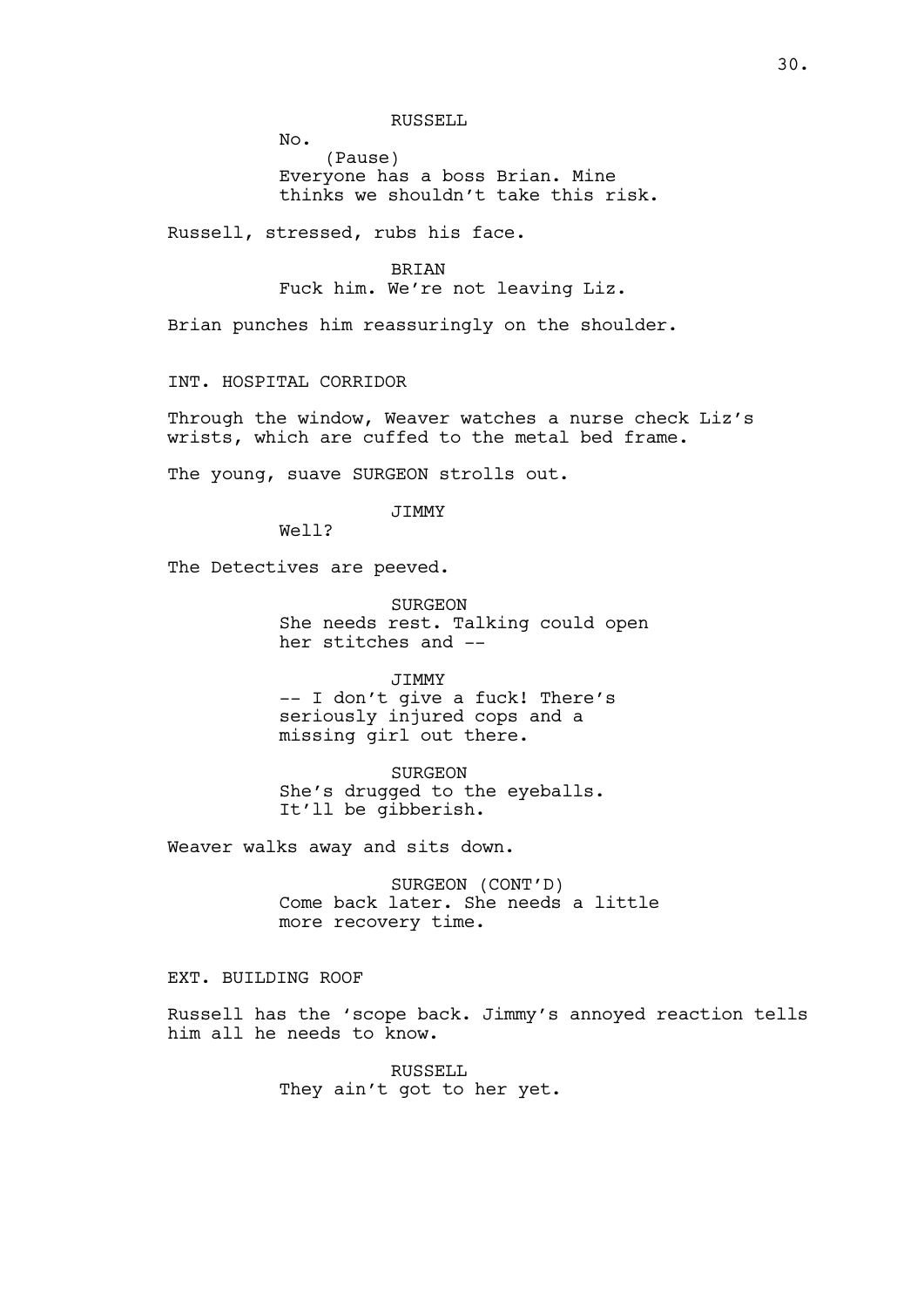RUSSELL

No.

(Pause)

Everyone has a boss Brian. Mine thinks we shouldn't take this risk.

Russell, stressed, rubs his face.

BRIAN

Fuck him. We're not leaving Liz.

Brian punches him reassuringly on the shoulder.

INT. HOSPITAL CORRIDOR

Through the window, Weaver watches a nurse check Liz's wrists, which are cuffed to the metal bed frame.

The young, suave SURGEON strolls out.

JIMMY

Well?

The Detectives are peeved.

SURGEON

She needs rest. Talking could open her stitches and --

JIMMY

-- I don't give a fuck! There's seriously injured cops and a missing girl out there.

SURGEON

She's drugged to the eyeballs. It'll be gibberish.

Weaver walks away and sits down.

SURGEON (CONT'D)

Come back later. She needs a little more recovery time.

EXT. BUILDING ROOF

Russell has the 'scope back. Jimmy's annoyed reaction tells him all he needs to know.

RUSSELL

They ain't got to her yet.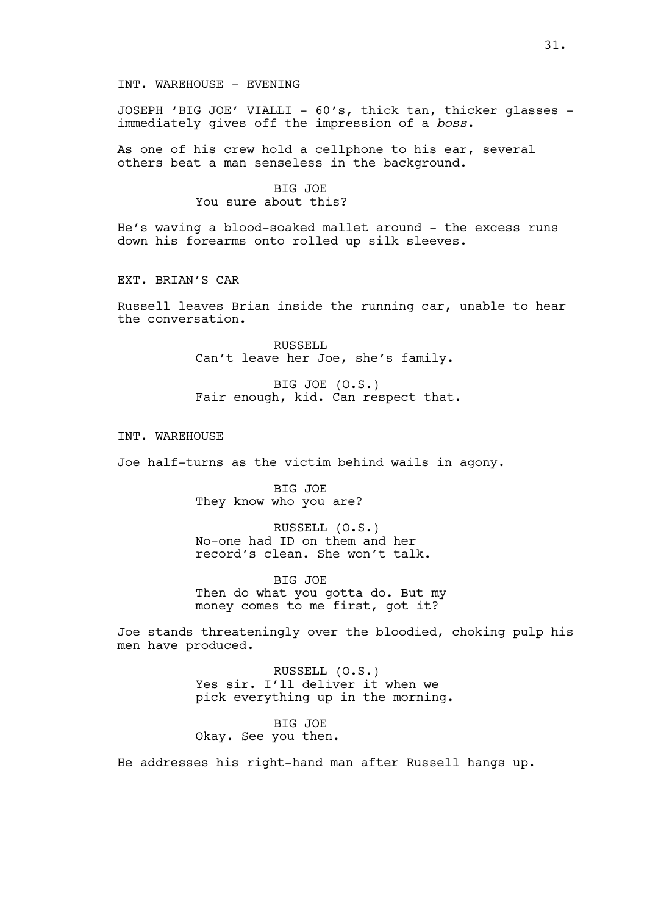INT. WAREHOUSE - EVENING

JOSEPH 'BIG JOE' VIALLI - 60's, thick tan, thicker glasses - immediately gives off the impression of a *boss*.

As one of his crew hold a cellphone to his ear, several others beat a man senseless in the background.

BIG JOE
You sure about this?

He's waving a blood-soaked mallet around - the excess runs down his forearms onto rolled up silk sleeves.

EXT. BRIAN'S CAR

Russell leaves Brian inside the running car, unable to hear the conversation.

RUSSELL
Can't leave her Joe, she's family.

BIG JOE (O.S.)
Fair enough, kid. Can respect that.

INT. WAREHOUSE

Joe half-turns as the victim behind wails in agony.

BIG JOE
They know who you are?

RUSSELL (O.S.)
No-one had ID on them and her record's clean. She won't talk.

BIG JOE
Then do what you gotta do. But my money comes to me first, got it?

Joe stands threateningly over the bloodied, choking pulp his men have produced.

RUSSELL (O.S.)
Yes sir. I'll deliver it when we pick everything up in the morning.

BIG JOE
Okay. See you then.

He addresses his right-hand man after Russell hangs up.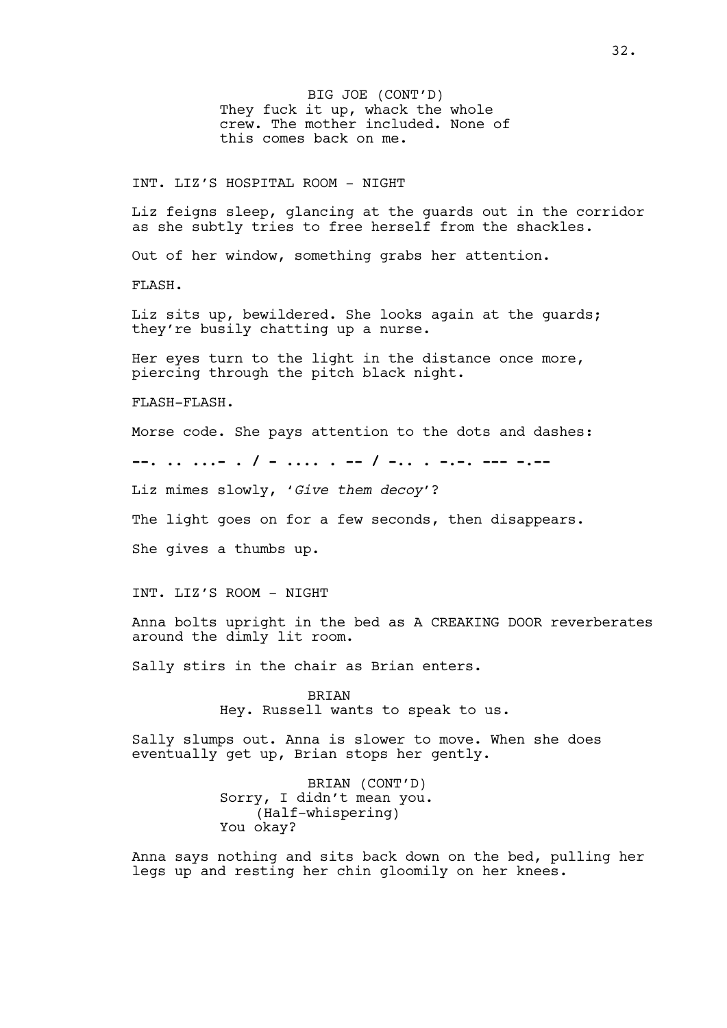BIG JOE (CONT'D)
They fuck it up, whack the whole crew. The mother included. None of this comes back on me.

INT. LIZ'S HOSPITAL ROOM - NIGHT

Liz feigns sleep, glancing at the guards out in the corridor as she subtly tries to free herself from the shackles.

Out of her window, something grabs her attention.

FLASH.

Liz sits up, bewildered. She looks again at the guards; they're busily chatting up a nurse.

Her eyes turn to the light in the distance once more, piercing through the pitch black night.

FLASH-FLASH.

Morse code. She pays attention to the dots and dashes:

**--. .. ...- . / - .... . -- / -.. . -.-. --- -.--**

Liz mimes slowly, '*Give them decoy*'?

The light goes on for a few seconds, then disappears.

She gives a thumbs up.

INT. LIZ'S ROOM - NIGHT

Anna bolts upright in the bed as A CREAKING DOOR reverberates around the dimly lit room.

Sally stirs in the chair as Brian enters.

BRIAN
Hey. Russell wants to speak to us.

Sally slumps out. Anna is slower to move. When she does eventually get up, Brian stops her gently.

BRIAN (CONT'D)
Sorry, I didn't mean you.
(Half-whispering)
You okay?

Anna says nothing and sits back down on the bed, pulling her legs up and resting her chin gloomily on her knees.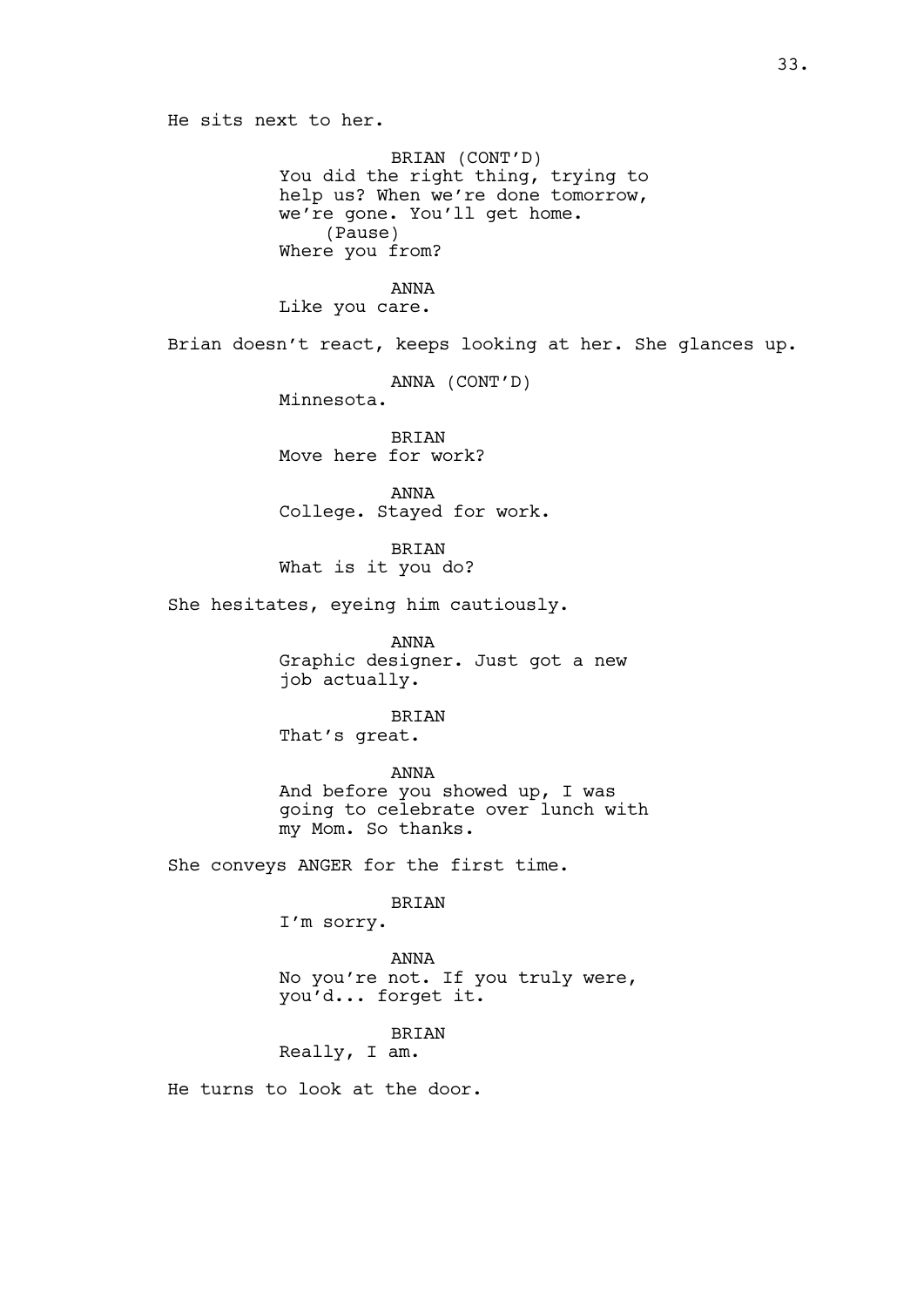He sits next to her.

BRIAN (CONT'D)
You did the right thing, trying to help us? When we're done tomorrow, we're gone. You'll get home.
(Pause)
Where you from?

ANNA
Like you care.

Brian doesn't react, keeps looking at her. She glances up.

ANNA (CONT'D)
Minnesota.

BRIAN
Move here for work?

ANNA
College. Stayed for work.

BRIAN
What is it you do?

She hesitates, eyeing him cautiously.

ANNA
Graphic designer. Just got a new job actually.

BRIAN
That's great.

ANNA
And before you showed up, I was going to celebrate over lunch with my Mom. So thanks.

She conveys ANGER for the first time.

BRIAN
I'm sorry.

ANNA
No you're not. If you truly were, you'd... forget it.

BRIAN
Really, I am.

He turns to look at the door.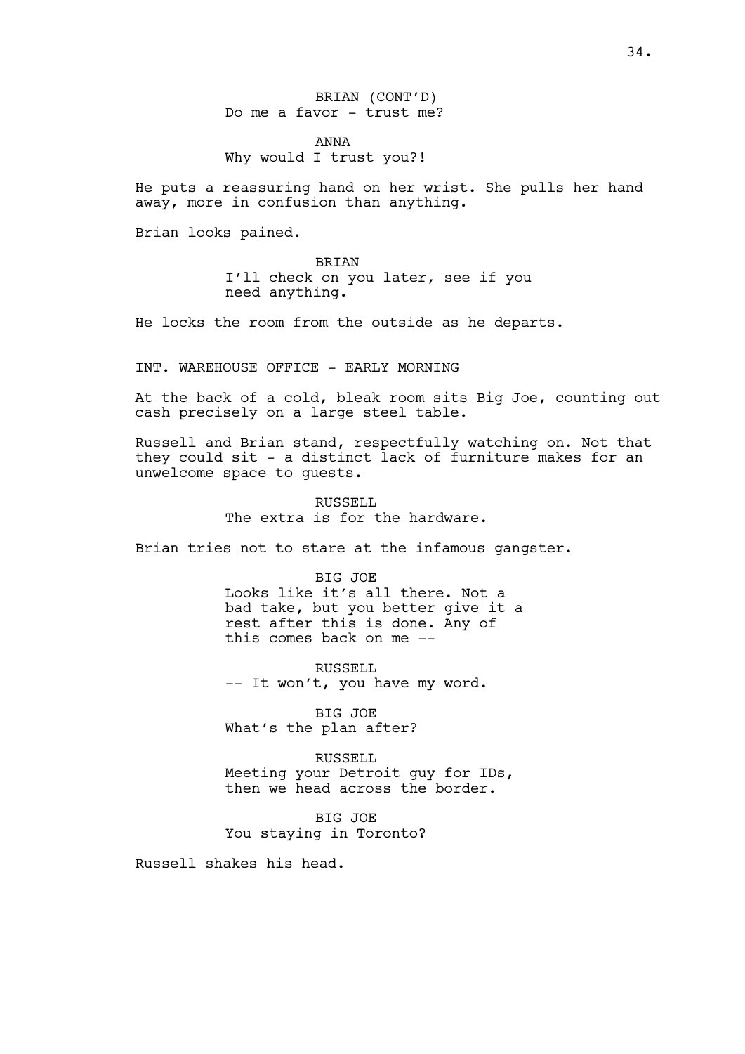BRIAN (CONT'D)
Do me a favor - trust me?

ANNA
Why would I trust you?!

He puts a reassuring hand on her wrist. She pulls her hand away, more in confusion than anything.

Brian looks pained.

BRIAN
I'll check on you later, see if you need anything.

He locks the room from the outside as he departs.

INT. WAREHOUSE OFFICE - EARLY MORNING

At the back of a cold, bleak room sits Big Joe, counting out cash precisely on a large steel table.

Russell and Brian stand, respectfully watching on. Not that they could sit - a distinct lack of furniture makes for an unwelcome space to guests.

RUSSELL
The extra is for the hardware.

Brian tries not to stare at the infamous gangster.

BIG JOE
Looks like it's all there. Not a bad take, but you better give it a rest after this is done. Any of this comes back on me --

RUSSELL
-- It won't, you have my word.

BIG JOE
What's the plan after?

RUSSELL
Meeting your Detroit guy for IDs, then we head across the border.

BIG JOE
You staying in Toronto?

Russell shakes his head.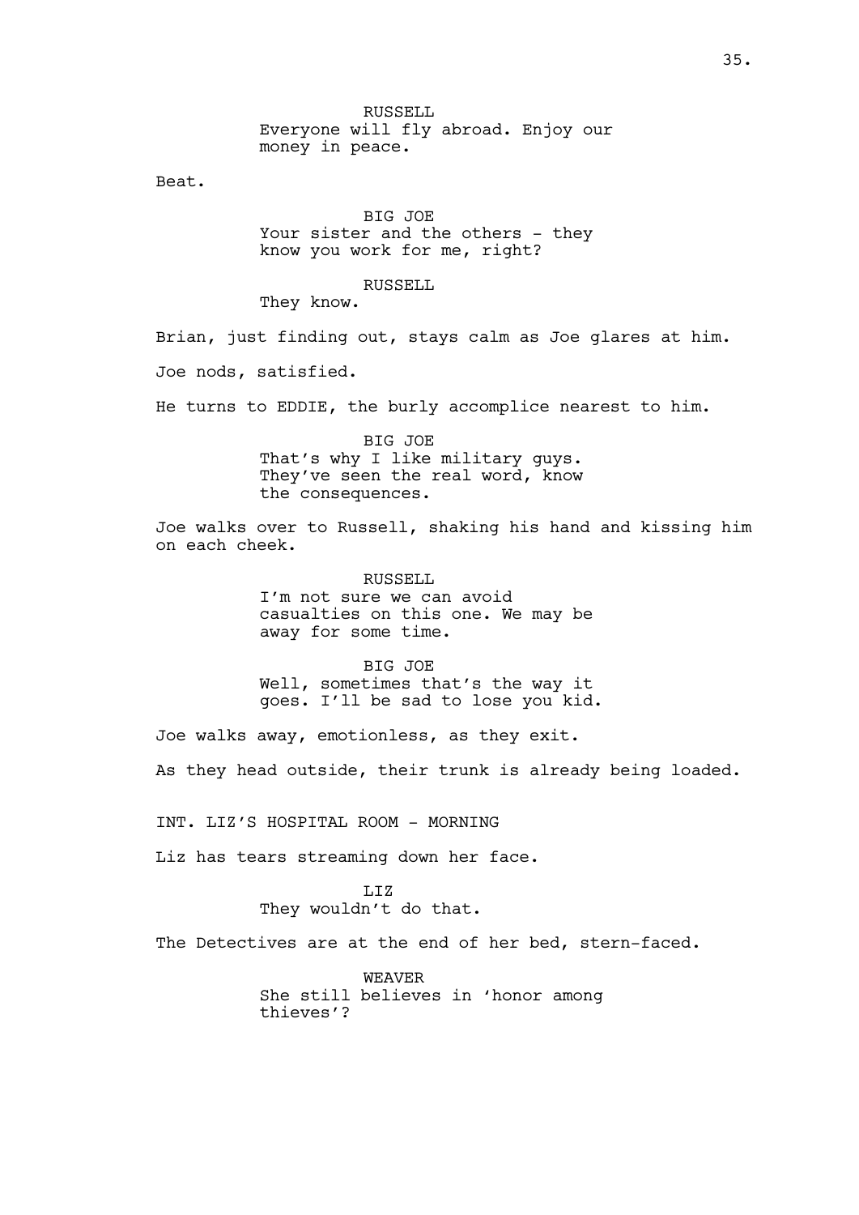RUSSELL
Everyone will fly abroad. Enjoy our money in peace.

Beat.

BIG JOE
Your sister and the others - they know you work for me, right?

RUSSELL
They know.

Brian, just finding out, stays calm as Joe glares at him.

Joe nods, satisfied.

He turns to EDDIE, the burly accomplice nearest to him.

BIG JOE
That's why I like military guys. They've seen the real word, know the consequences.

Joe walks over to Russell, shaking his hand and kissing him on each cheek.

RUSSELL
I'm not sure we can avoid casualties on this one. We may be away for some time.

BIG JOE
Well, sometimes that's the way it goes. I'll be sad to lose you kid.

Joe walks away, emotionless, as they exit.

As they head outside, their trunk is already being loaded.

INT. LIZ'S HOSPITAL ROOM - MORNING

Liz has tears streaming down her face.

LIZ
They wouldn't do that.

The Detectives are at the end of her bed, stern-faced.

WEAVER
She still believes in 'honor among thieves'?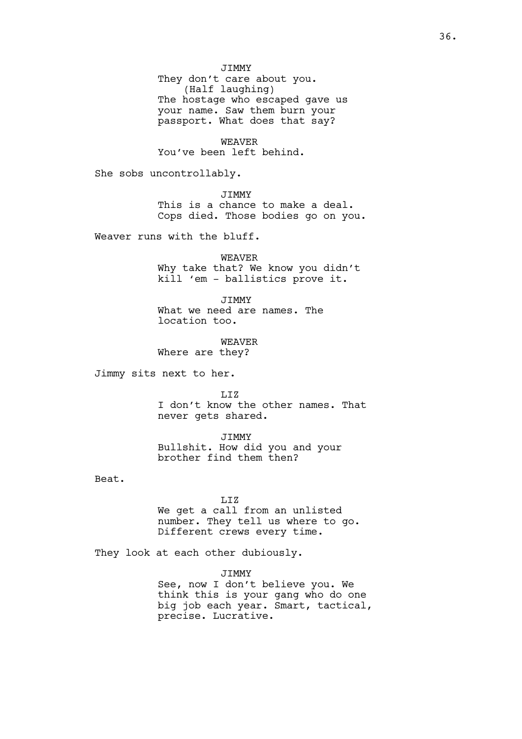JIMMY
They don't care about you.
(Half laughing)
The hostage who escaped gave us your name. Saw them burn your passport. What does that say?

WEAVER
You've been left behind.

She sobs uncontrollably.

JIMMY
This is a chance to make a deal. Cops died. Those bodies go on you.

Weaver runs with the bluff.

WEAVER
Why take that? We know you didn't kill 'em - ballistics prove it.

JIMMY
What we need are names. The location too.

WEAVER
Where are they?

Jimmy sits next to her.

LIZ
I don't know the other names. That never gets shared.

JIMMY
Bullshit. How did you and your brother find them then?

Beat.

LIZ
We get a call from an unlisted number. They tell us where to go. Different crews every time.

They look at each other dubiously.

JIMMY
See, now I don't believe you. We think this is your gang who do one big job each year. Smart, tactical, precise. Lucrative.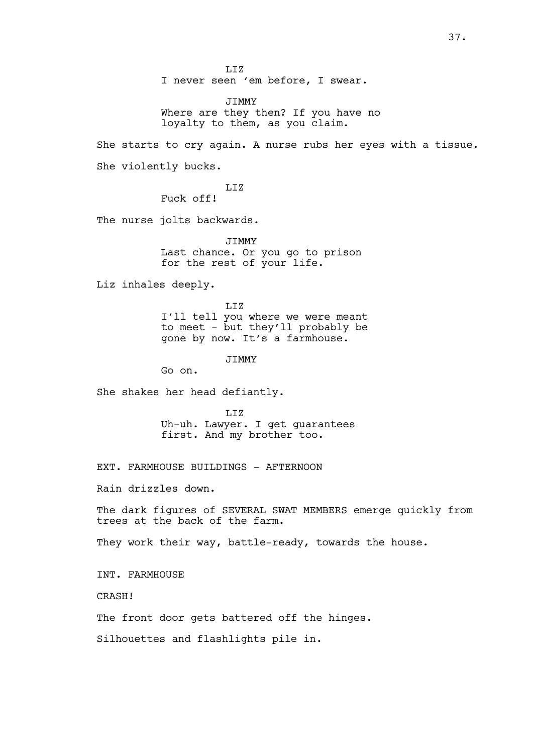LIZ
I never seen 'em before, I swear.

JIMMY
Where are they then? If you have no loyalty to them, as you claim.

She starts to cry again. A nurse rubs her eyes with a tissue.

She violently bucks.

LIZ
Fuck off!

The nurse jolts backwards.

JIMMY
Last chance. Or you go to prison for the rest of your life.

Liz inhales deeply.

LIZ
I'll tell you where we were meant to meet - but they'll probably be gone by now. It's a farmhouse.

JIMMY
Go on.

She shakes her head defiantly.

LIZ
Uh-uh. Lawyer. I get guarantees first. And my brother too.

EXT. FARMHOUSE BUILDINGS - AFTERNOON

Rain drizzles down.

The dark figures of SEVERAL SWAT MEMBERS emerge quickly from trees at the back of the farm.

They work their way, battle-ready, towards the house.

INT. FARMHOUSE

CRASH!

The front door gets battered off the hinges.

Silhouettes and flashlights pile in.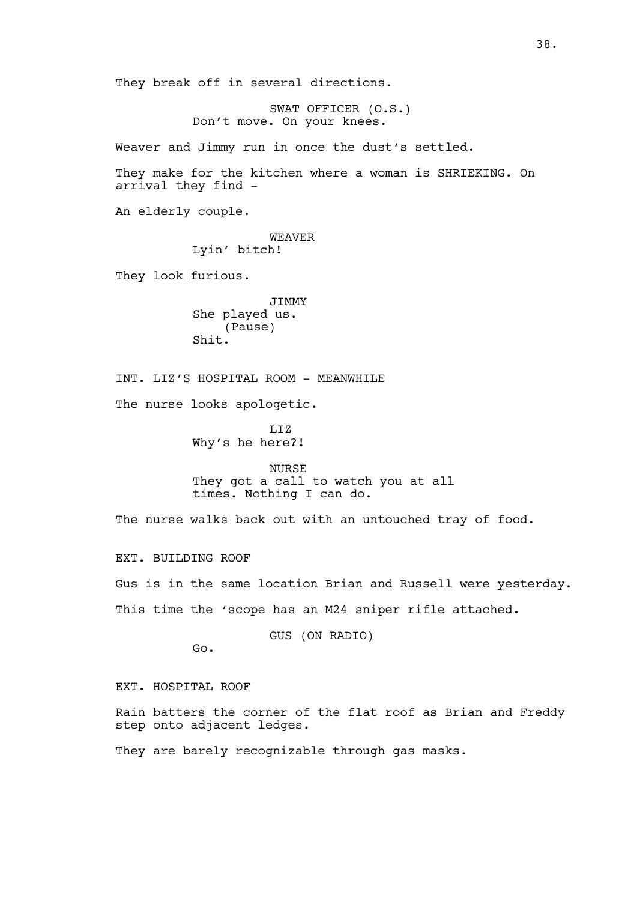They break off in several directions.

SWAT OFFICER (O.S.)
Don't move. On your knees.

Weaver and Jimmy run in once the dust's settled.

They make for the kitchen where a woman is SHRIEKING. On arrival they find -

An elderly couple.

WEAVER
Lyin' bitch!

They look furious.

JIMMY
She played us.
(Pause)
Shit.

INT. LIZ'S HOSPITAL ROOM - MEANWHILE

The nurse looks apologetic.

LIZ
Why's he here?!

NURSE
They got a call to watch you at all times. Nothing I can do.

The nurse walks back out with an untouched tray of food.

EXT. BUILDING ROOF

Gus is in the same location Brian and Russell were yesterday.

This time the 'scope has an M24 sniper rifle attached.

GUS (ON RADIO)
Go.

EXT. HOSPITAL ROOF

Rain batters the corner of the flat roof as Brian and Freddy step onto adjacent ledges.

They are barely recognizable through gas masks.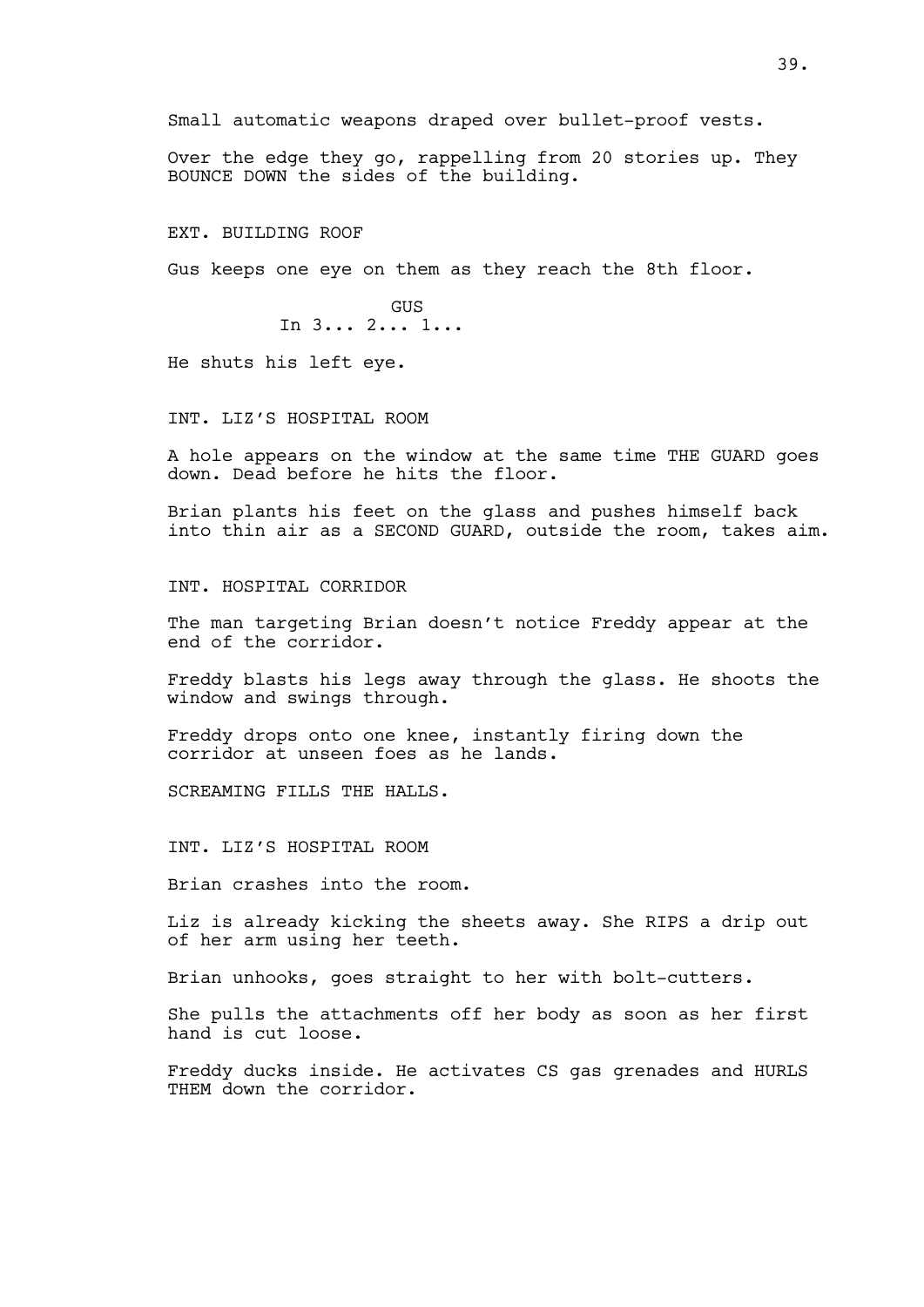Small automatic weapons draped over bullet-proof vests.

Over the edge they go, rappelling from 20 stories up. They BOUNCE DOWN the sides of the building.

EXT. BUILDING ROOF

Gus keeps one eye on them as they reach the 8th floor.

GUS
In 3... 2... 1...

He shuts his left eye.

INT. LIZ'S HOSPITAL ROOM

A hole appears on the window at the same time THE GUARD goes down. Dead before he hits the floor.

Brian plants his feet on the glass and pushes himself back into thin air as a SECOND GUARD, outside the room, takes aim.

INT. HOSPITAL CORRIDOR

The man targeting Brian doesn't notice Freddy appear at the end of the corridor.

Freddy blasts his legs away through the glass. He shoots the window and swings through.

Freddy drops onto one knee, instantly firing down the corridor at unseen foes as he lands.

SCREAMING FILLS THE HALLS.

INT. LIZ'S HOSPITAL ROOM

Brian crashes into the room.

Liz is already kicking the sheets away. She RIPS a drip out of her arm using her teeth.

Brian unhooks, goes straight to her with bolt-cutters.

She pulls the attachments off her body as soon as her first hand is cut loose.

Freddy ducks inside. He activates CS gas grenades and HURLS THEM down the corridor.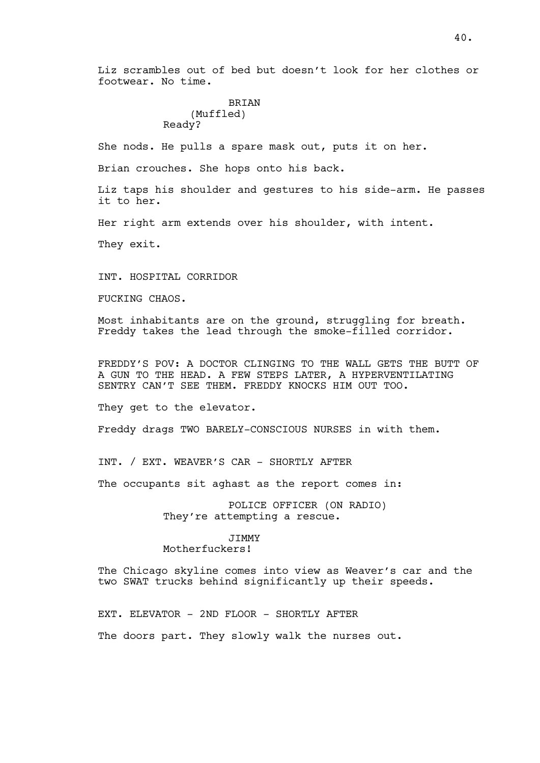Liz scrambles out of bed but doesn't look for her clothes or footwear. No time.

BRIAN
(Muffled)
Ready?

She nods. He pulls a spare mask out, puts it on her.

Brian crouches. She hops onto his back.

Liz taps his shoulder and gestures to his side-arm. He passes it to her.

Her right arm extends over his shoulder, with intent.

They exit.

INT. HOSPITAL CORRIDOR

FUCKING CHAOS.

Most inhabitants are on the ground, struggling for breath. Freddy takes the lead through the smoke-filled corridor.

FREDDY'S POV: A DOCTOR CLINGING TO THE WALL GETS THE BUTT OF A GUN TO THE HEAD. A FEW STEPS LATER, A HYPERVENTILATING SENTRY CAN'T SEE THEM. FREDDY KNOCKS HIM OUT TOO.

They get to the elevator.

Freddy drags TWO BARELY-CONSCIOUS NURSES in with them.

INT. / EXT. WEAVER'S CAR - SHORTLY AFTER

The occupants sit aghast as the report comes in:

POLICE OFFICER (ON RADIO)
They're attempting a rescue.

JIMMY
Motherfuckers!

The Chicago skyline comes into view as Weaver's car and the two SWAT trucks behind significantly up their speeds.

EXT. ELEVATOR - 2ND FLOOR - SHORTLY AFTER

The doors part. They slowly walk the nurses out.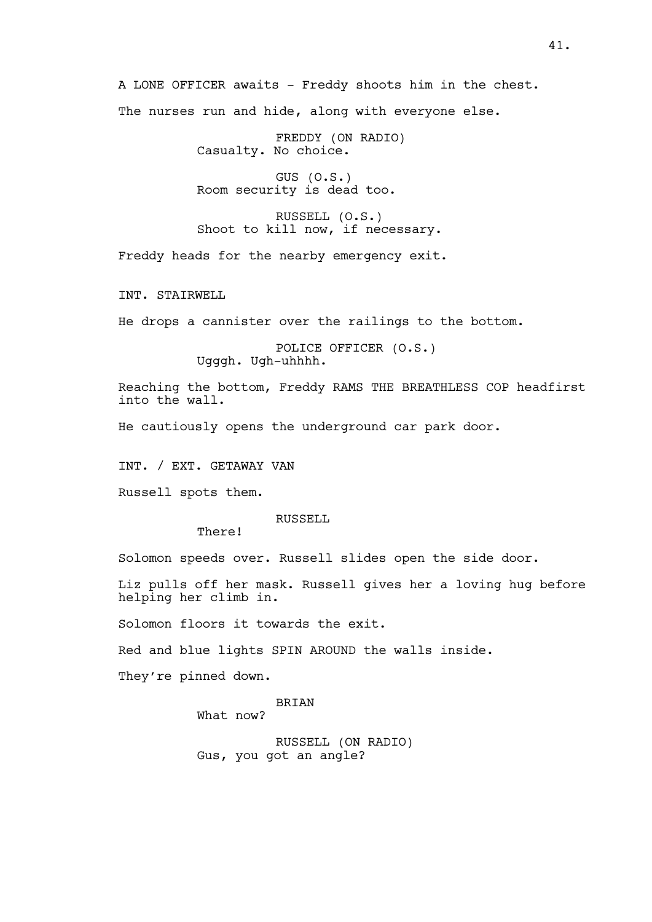A LONE OFFICER awaits - Freddy shoots him in the chest.

The nurses run and hide, along with everyone else.

FREDDY (ON RADIO)
Casualty. No choice.

GUS (O.S.)
Room security is dead too.

RUSSELL (O.S.)
Shoot to kill now, if necessary.

Freddy heads for the nearby emergency exit.

INT. STAIRWELL

He drops a cannister over the railings to the bottom.

POLICE OFFICER (O.S.)
Ugggh. Ugh-uhhhh.

Reaching the bottom, Freddy RAMS THE BREATHLESS COP headfirst into the wall.

He cautiously opens the underground car park door.

INT. / EXT. GETAWAY VAN

Russell spots them.

RUSSELL
There!

Solomon speeds over. Russell slides open the side door.

Liz pulls off her mask. Russell gives her a loving hug before helping her climb in.

Solomon floors it towards the exit.

Red and blue lights SPIN AROUND the walls inside.

They're pinned down.

BRIAN
What now?

RUSSELL (ON RADIO)
Gus, you got an angle?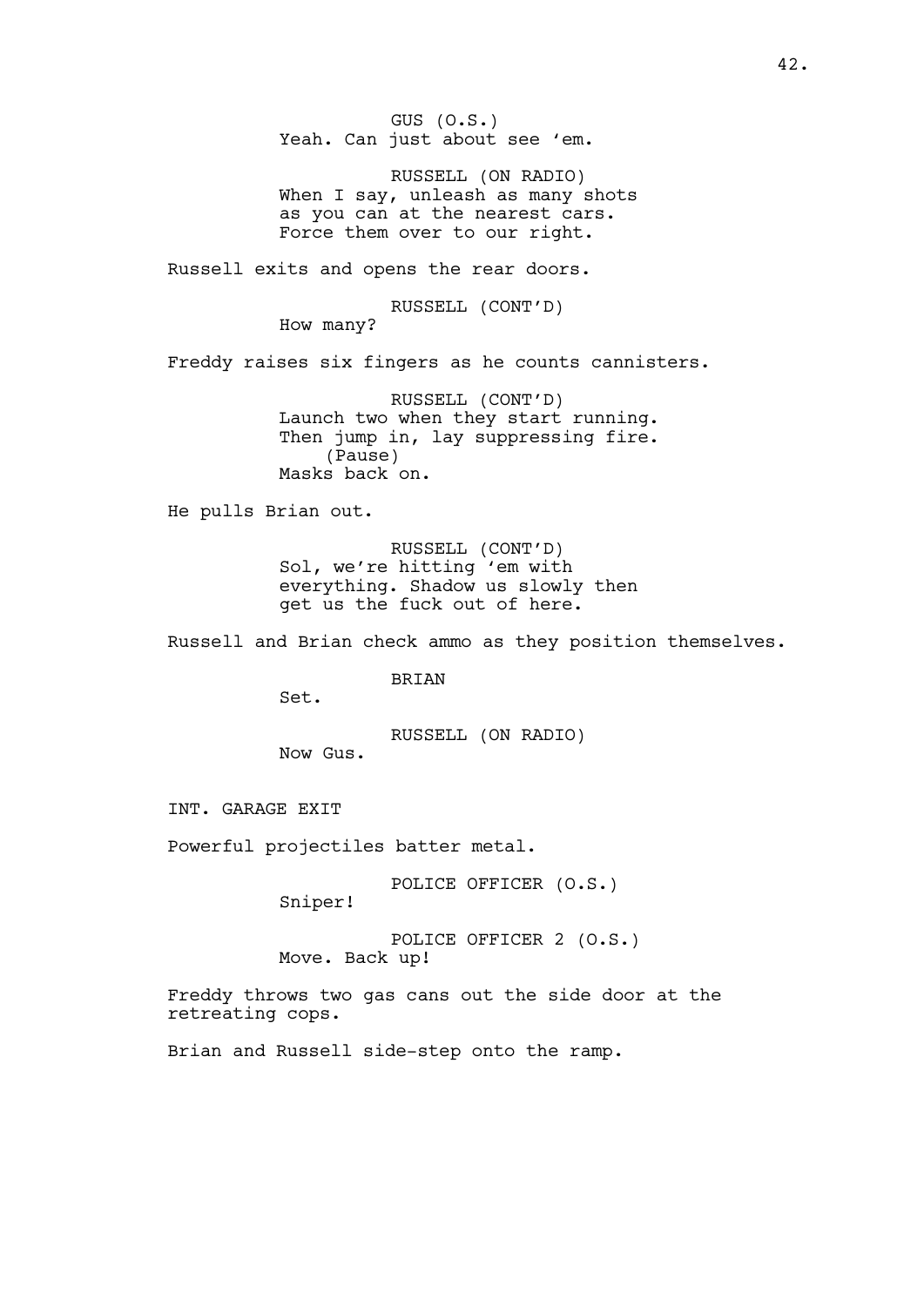GUS (O.S.)
Yeah. Can just about see 'em.

RUSSELL (ON RADIO)
When I say, unleash as many shots as you can at the nearest cars. Force them over to our right.

Russell exits and opens the rear doors.

RUSSELL (CONT'D)
How many?

Freddy raises six fingers as he counts cannisters.

RUSSELL (CONT'D)
Launch two when they start running. Then jump in, lay suppressing fire.
(Pause)
Masks back on.

He pulls Brian out.

RUSSELL (CONT'D)
Sol, we're hitting 'em with everything. Shadow us slowly then get us the fuck out of here.

Russell and Brian check ammo as they position themselves.

BRIAN
Set.

RUSSELL (ON RADIO)
Now Gus.

INT. GARAGE EXIT

Powerful projectiles batter metal.

POLICE OFFICER (O.S.)
Sniper!

POLICE OFFICER 2 (O.S.)
Move. Back up!

Freddy throws two gas cans out the side door at the retreating cops.

Brian and Russell side-step onto the ramp.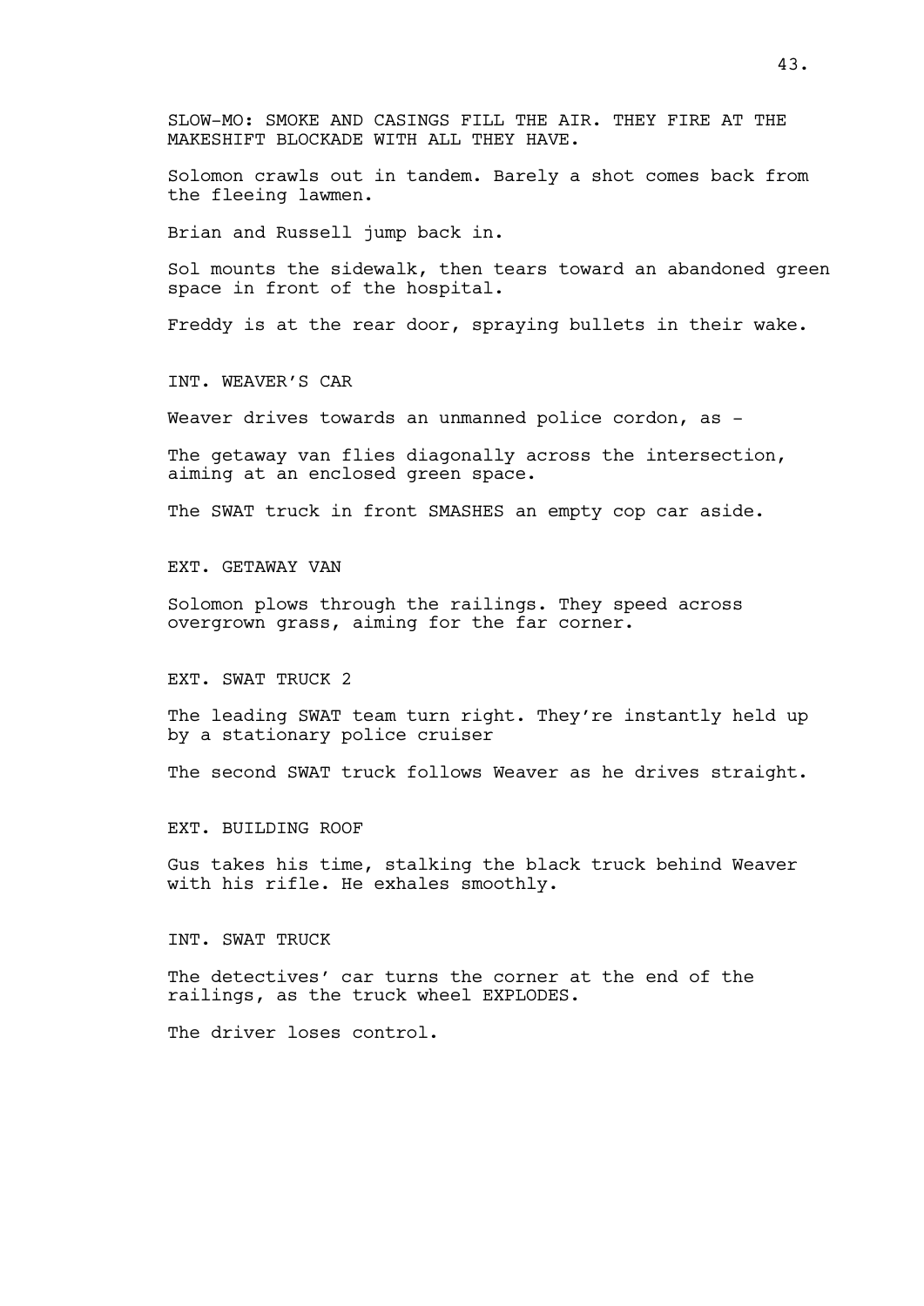SLOW-MO: SMOKE AND CASINGS FILL THE AIR. THEY FIRE AT THE MAKESHIFT BLOCKADE WITH ALL THEY HAVE.

Solomon crawls out in tandem. Barely a shot comes back from the fleeing lawmen.

Brian and Russell jump back in.

Sol mounts the sidewalk, then tears toward an abandoned green space in front of the hospital.

Freddy is at the rear door, spraying bullets in their wake.

INT. WEAVER'S CAR

Weaver drives towards an unmanned police cordon, as -

The getaway van flies diagonally across the intersection, aiming at an enclosed green space.

The SWAT truck in front SMASHES an empty cop car aside.

EXT. GETAWAY VAN

Solomon plows through the railings. They speed across overgrown grass, aiming for the far corner.

EXT. SWAT TRUCK 2

The leading SWAT team turn right. They're instantly held up by a stationary police cruiser

The second SWAT truck follows Weaver as he drives straight.

EXT. BUILDING ROOF

Gus takes his time, stalking the black truck behind Weaver with his rifle. He exhales smoothly.

INT. SWAT TRUCK

The detectives' car turns the corner at the end of the railings, as the truck wheel EXPLODES.

The driver loses control.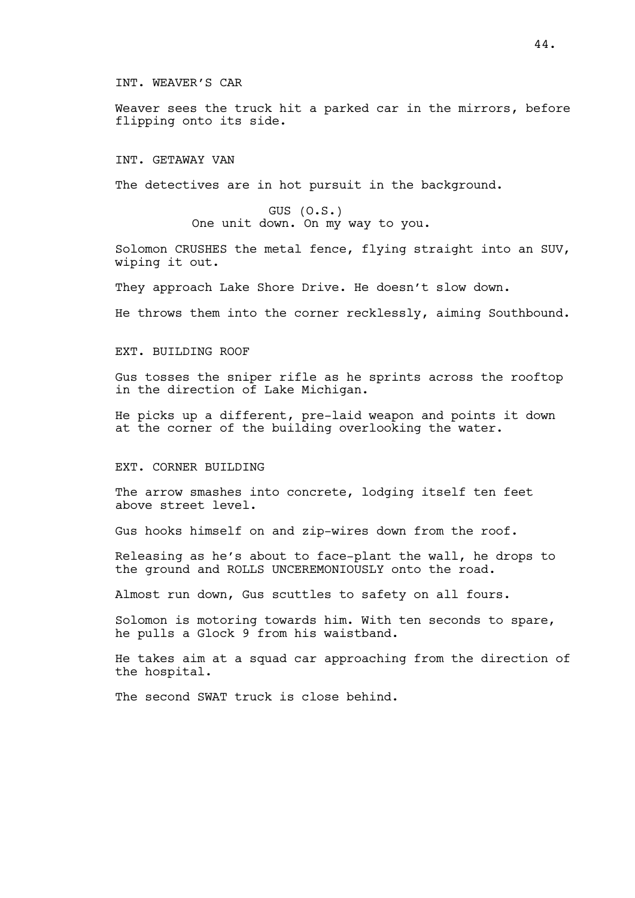INT. WEAVER'S CAR

Weaver sees the truck hit a parked car in the mirrors, before flipping onto its side.

INT. GETAWAY VAN

The detectives are in hot pursuit in the background.

GUS (O.S.)
One unit down. On my way to you.

Solomon CRUSHES the metal fence, flying straight into an SUV, wiping it out.

They approach Lake Shore Drive. He doesn't slow down.

He throws them into the corner recklessly, aiming Southbound.

EXT. BUILDING ROOF

Gus tosses the sniper rifle as he sprints across the rooftop in the direction of Lake Michigan.

He picks up a different, pre-laid weapon and points it down at the corner of the building overlooking the water.

EXT. CORNER BUILDING

The arrow smashes into concrete, lodging itself ten feet above street level.

Gus hooks himself on and zip-wires down from the roof.

Releasing as he's about to face-plant the wall, he drops to the ground and ROLLS UNCEREMONIOUSLY onto the road.

Almost run down, Gus scuttles to safety on all fours.

Solomon is motoring towards him. With ten seconds to spare, he pulls a Glock 9 from his waistband.

He takes aim at a squad car approaching from the direction of the hospital.

The second SWAT truck is close behind.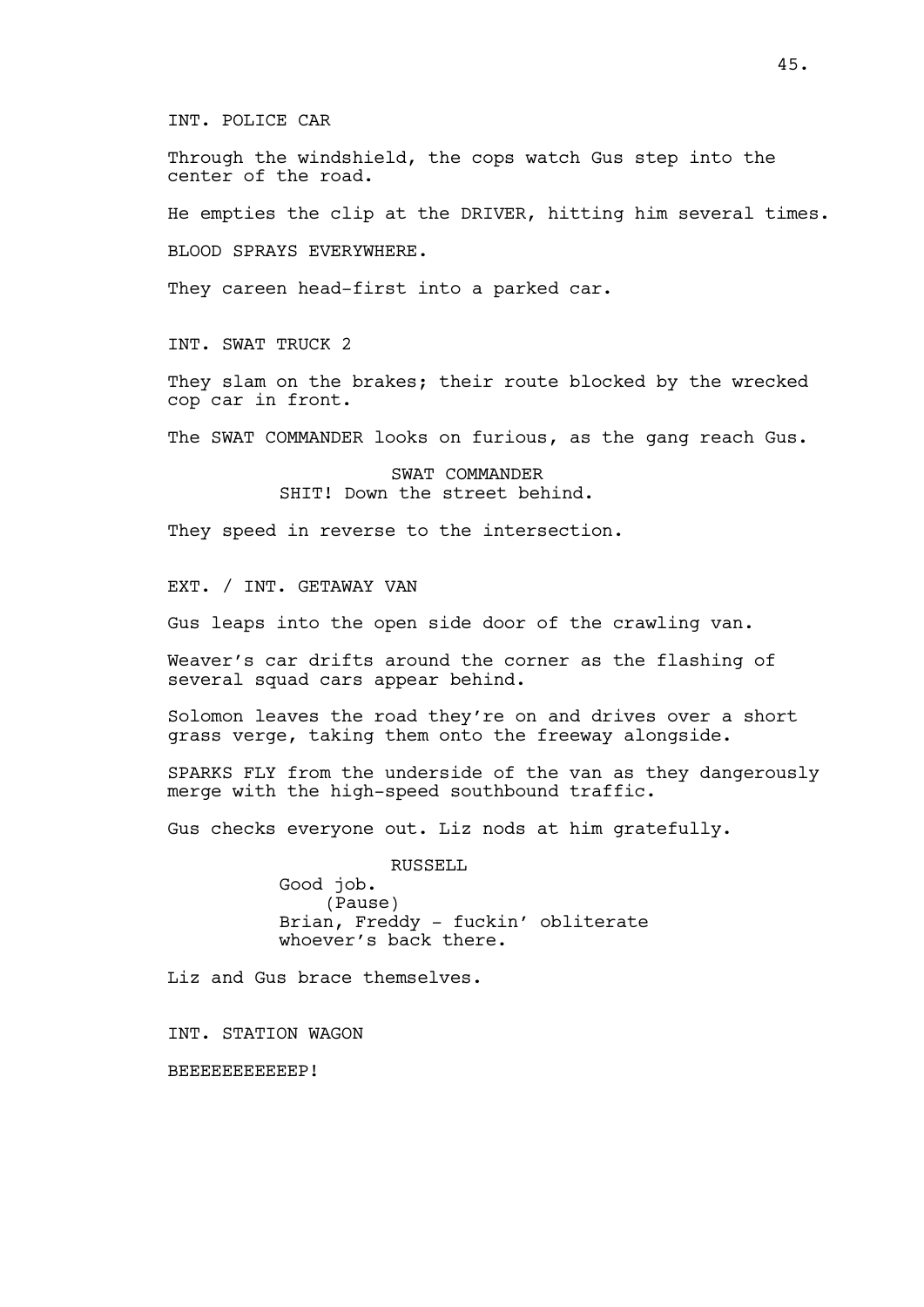INT. POLICE CAR

Through the windshield, the cops watch Gus step into the center of the road.

He empties the clip at the DRIVER, hitting him several times.

BLOOD SPRAYS EVERYWHERE.

They careen head-first into a parked car.

INT. SWAT TRUCK 2

They slam on the brakes; their route blocked by the wrecked cop car in front.

The SWAT COMMANDER looks on furious, as the gang reach Gus.

SWAT COMMANDER
SHIT! Down the street behind.

They speed in reverse to the intersection.

EXT. / INT. GETAWAY VAN

Gus leaps into the open side door of the crawling van.

Weaver's car drifts around the corner as the flashing of several squad cars appear behind.

Solomon leaves the road they're on and drives over a short grass verge, taking them onto the freeway alongside.

SPARKS FLY from the underside of the van as they dangerously merge with the high-speed southbound traffic.

Gus checks everyone out. Liz nods at him gratefully.

RUSSELL
Good job.
(Pause)
Brian, Freddy - fuckin' obliterate whoever's back there.

Liz and Gus brace themselves.

INT. STATION WAGON

BEEEEEEEEEEEP!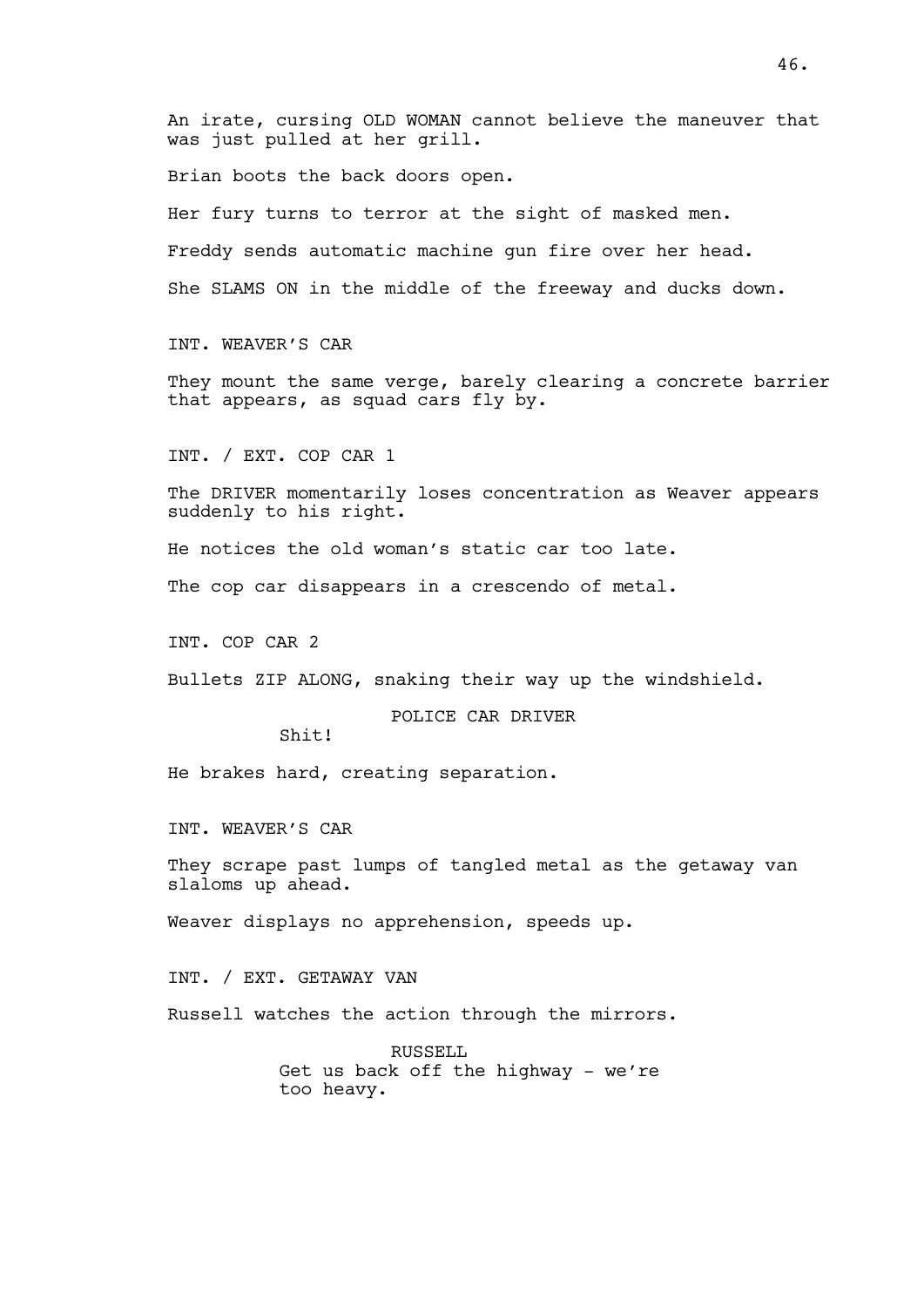An irate, cursing OLD WOMAN cannot believe the maneuver that was just pulled at her grill.

Brian boots the back doors open.

Her fury turns to terror at the sight of masked men.

Freddy sends automatic machine gun fire over her head.

She SLAMS ON in the middle of the freeway and ducks down.

INT. WEAVER'S CAR

They mount the same verge, barely clearing a concrete barrier that appears, as squad cars fly by.

INT. / EXT. COP CAR 1

The DRIVER momentarily loses concentration as Weaver appears suddenly to his right.

He notices the old woman's static car too late.

The cop car disappears in a crescendo of metal.

INT. COP CAR 2

Bullets ZIP ALONG, snaking their way up the windshield.

POLICE CAR DRIVER
Shit!

He brakes hard, creating separation.

INT. WEAVER'S CAR

They scrape past lumps of tangled metal as the getaway van slaloms up ahead.

Weaver displays no apprehension, speeds up.

INT. / EXT. GETAWAY VAN

Russell watches the action through the mirrors.

RUSSELL
Get us back off the highway - we're too heavy.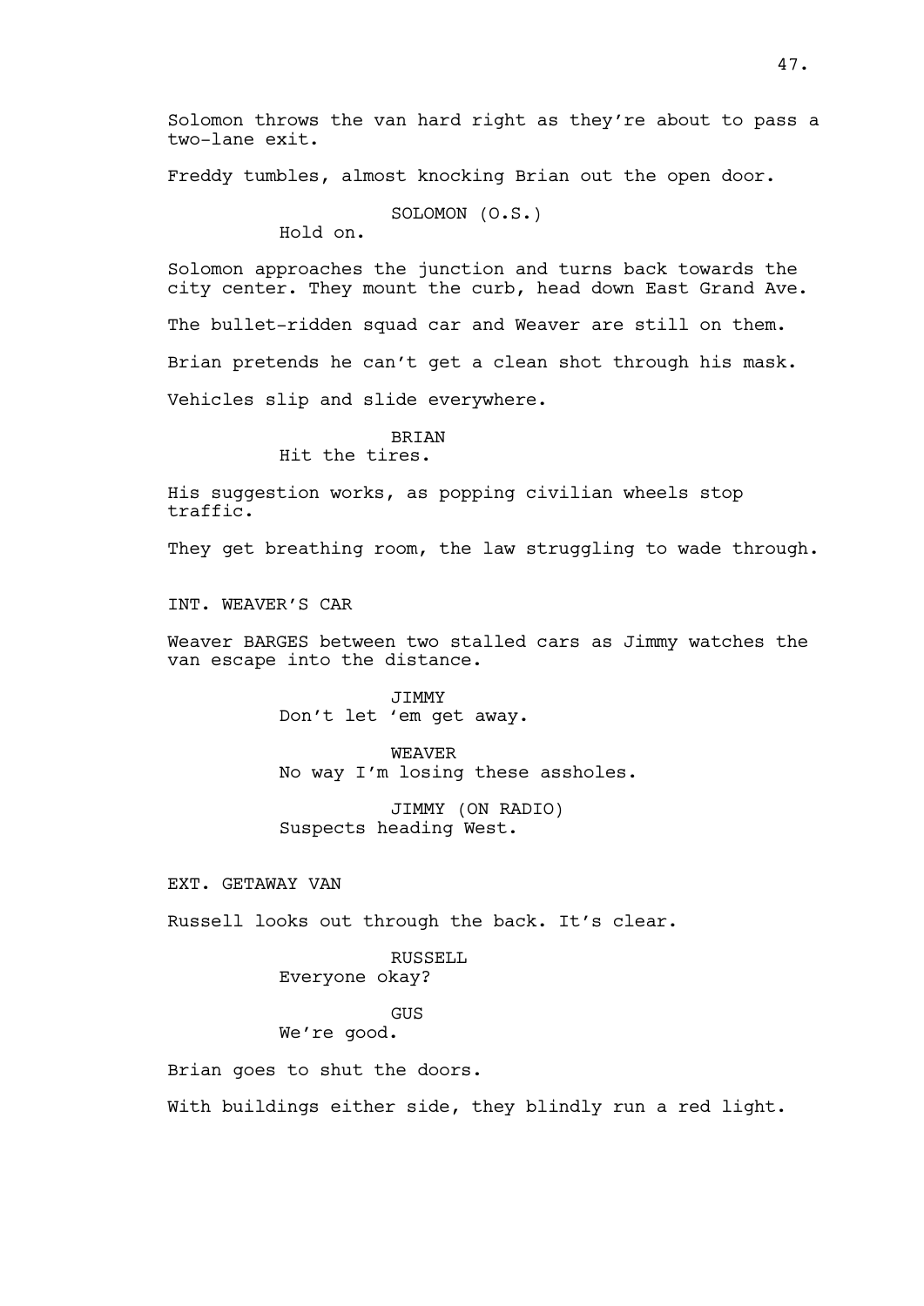Solomon throws the van hard right as they're about to pass a two-lane exit.

Freddy tumbles, almost knocking Brian out the open door.

SOLOMON (O.S.)
Hold on.

Solomon approaches the junction and turns back towards the city center. They mount the curb, head down East Grand Ave.

The bullet-ridden squad car and Weaver are still on them.

Brian pretends he can't get a clean shot through his mask.

Vehicles slip and slide everywhere.

BRIAN
Hit the tires.

His suggestion works, as popping civilian wheels stop traffic.

They get breathing room, the law struggling to wade through.

INT. WEAVER'S CAR

Weaver BARGES between two stalled cars as Jimmy watches the van escape into the distance.

JIMMY
Don't let 'em get away.

WEAVER
No way I'm losing these assholes.

JIMMY (ON RADIO)
Suspects heading West.

EXT. GETAWAY VAN

Russell looks out through the back. It's clear.

RUSSELL
Everyone okay?

GUS
We're good.

Brian goes to shut the doors.

With buildings either side, they blindly run a red light.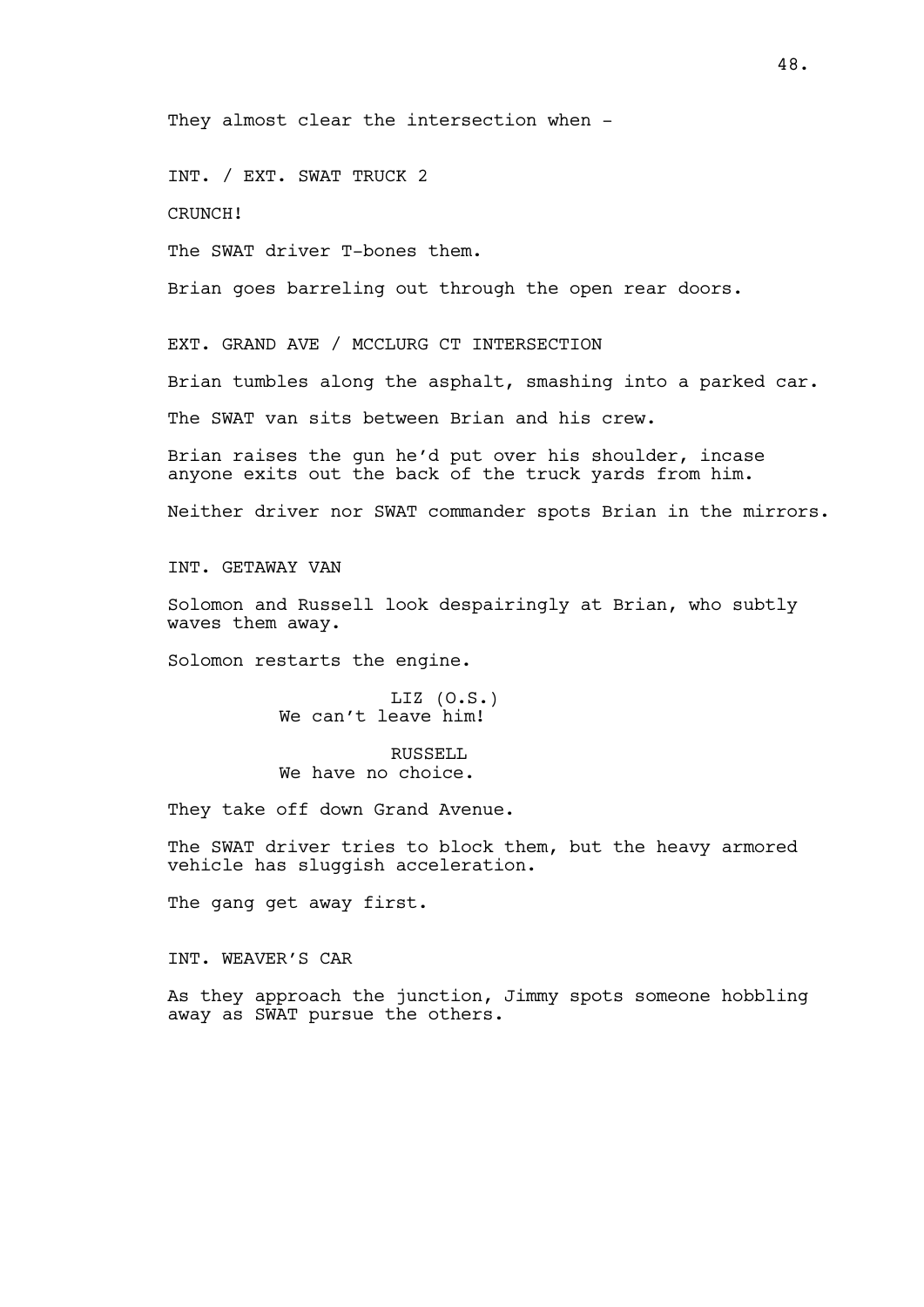They almost clear the intersection when -

INT. / EXT. SWAT TRUCK 2

CRUNCH!

The SWAT driver T-bones them.

Brian goes barreling out through the open rear doors.

EXT. GRAND AVE / MCCLURG CT INTERSECTION

Brian tumbles along the asphalt, smashing into a parked car.

The SWAT van sits between Brian and his crew.

Brian raises the gun he'd put over his shoulder, incase anyone exits out the back of the truck yards from him.

Neither driver nor SWAT commander spots Brian in the mirrors.

INT. GETAWAY VAN

Solomon and Russell look despairingly at Brian, who subtly waves them away.

Solomon restarts the engine.

LIZ (O.S.)
We can't leave him!

RUSSELL
We have no choice.

They take off down Grand Avenue.

The SWAT driver tries to block them, but the heavy armored vehicle has sluggish acceleration.

The gang get away first.

INT. WEAVER'S CAR

As they approach the junction, Jimmy spots someone hobbling away as SWAT pursue the others.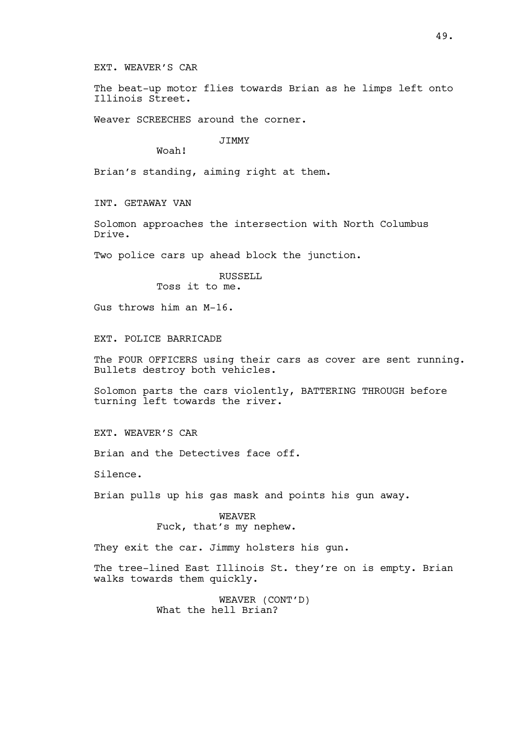EXT. WEAVER'S CAR

The beat-up motor flies towards Brian as he limps left onto Illinois Street.

Weaver SCREECHES around the corner.

JIMMY
Woah!

Brian's standing, aiming right at them.

INT. GETAWAY VAN

Solomon approaches the intersection with North Columbus Drive.

Two police cars up ahead block the junction.

RUSSELL
Toss it to me.

Gus throws him an M-16.

EXT. POLICE BARRICADE

The FOUR OFFICERS using their cars as cover are sent running. Bullets destroy both vehicles.

Solomon parts the cars violently, BATTERING THROUGH before turning left towards the river.

EXT. WEAVER'S CAR

Brian and the Detectives face off.

Silence.

Brian pulls up his gas mask and points his gun away.

WEAVER
Fuck, that's my nephew.

They exit the car. Jimmy holsters his gun.

The tree-lined East Illinois St. they're on is empty. Brian walks towards them quickly.

WEAVER (CONT'D)
What the hell Brian?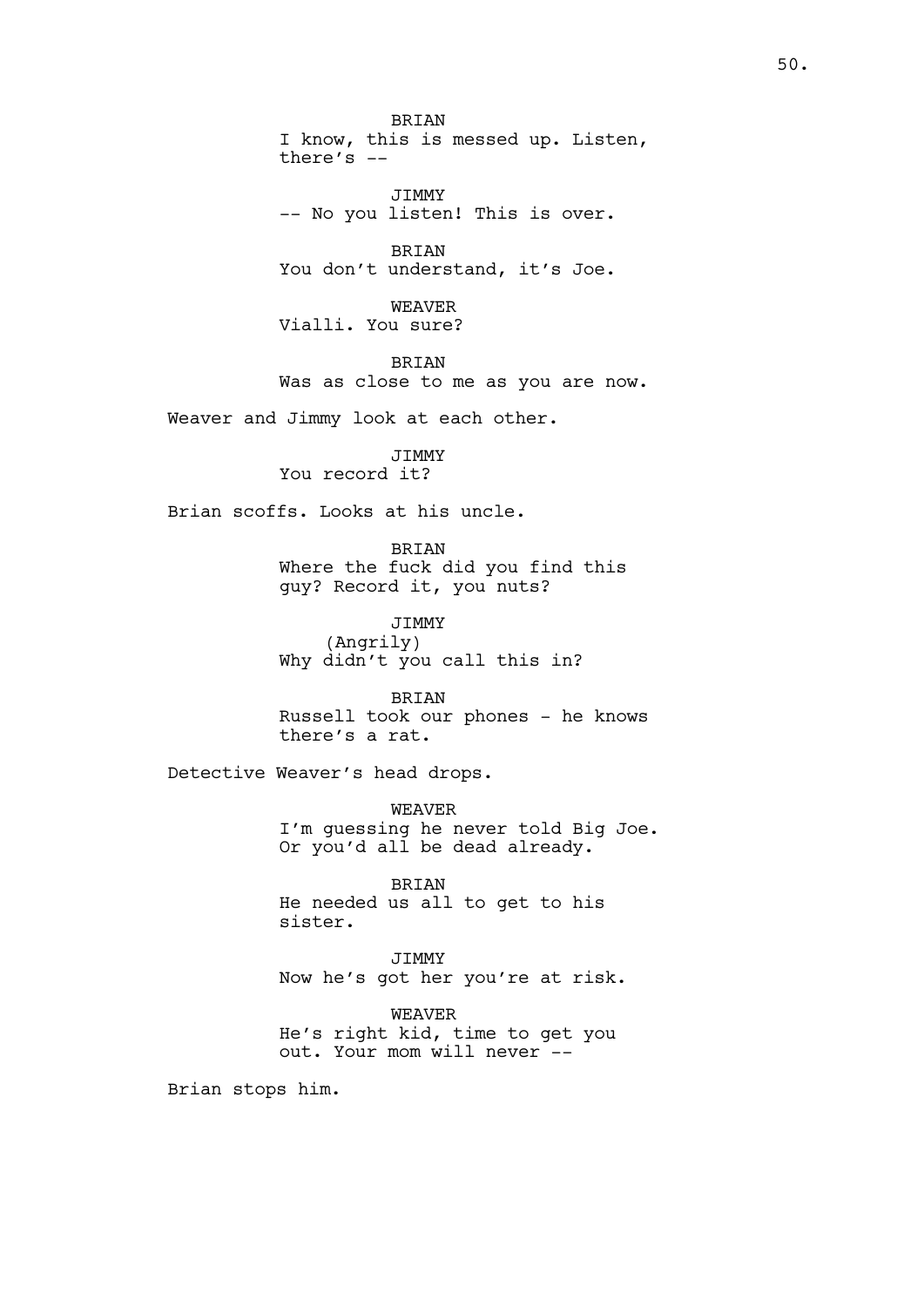BRIAN
I know, this is messed up. Listen, there's --

JIMMY
-- No you listen! This is over.

BRIAN
You don't understand, it's Joe.

WEAVER
Vialli. You sure?

BRIAN
Was as close to me as you are now.

Weaver and Jimmy look at each other.

JIMMY
You record it?

Brian scoffs. Looks at his uncle.

BRIAN
Where the fuck did you find this guy? Record it, you nuts?

JIMMY
(Angrily)
Why didn't you call this in?

BRIAN
Russell took our phones - he knows there's a rat.

Detective Weaver's head drops.

WEAVER
I'm guessing he never told Big Joe. Or you'd all be dead already.

BRIAN
He needed us all to get to his sister.

JIMMY
Now he's got her you're at risk.

WEAVER
He's right kid, time to get you out. Your mom will never --

Brian stops him.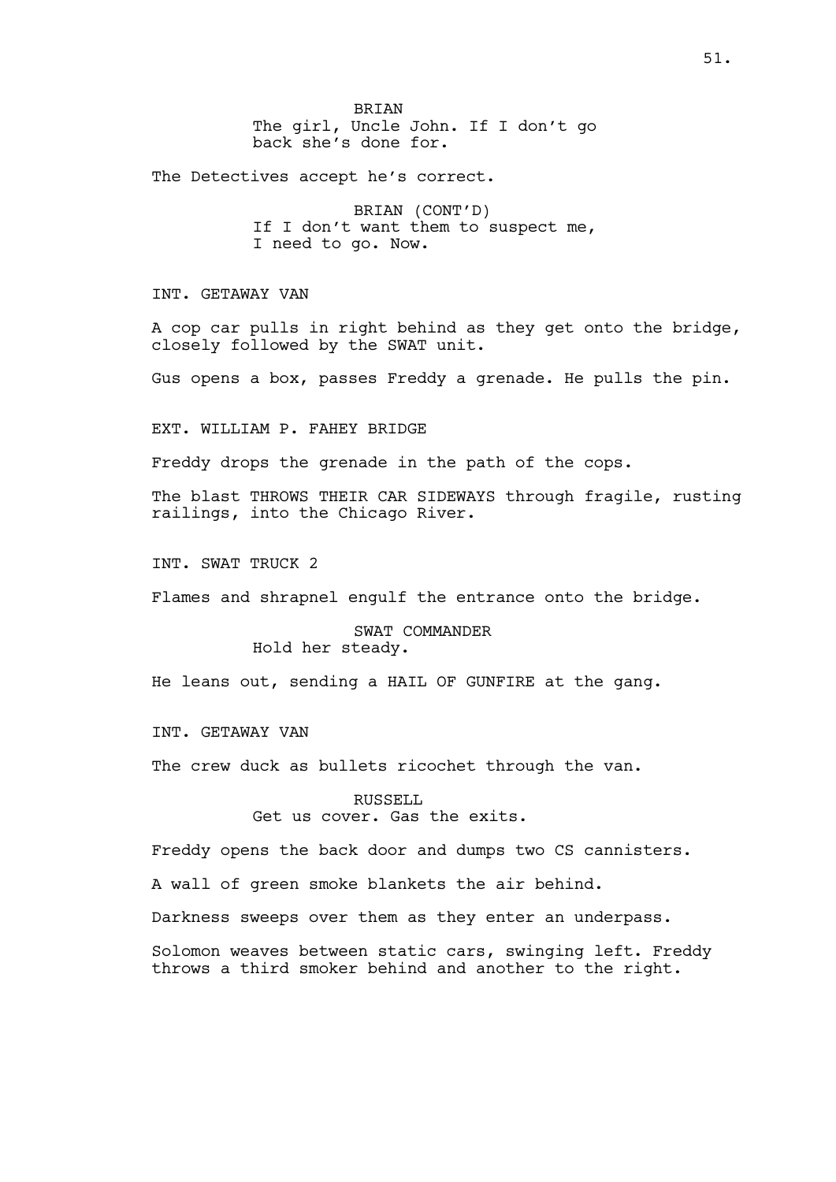BRIAN
The girl, Uncle John. If I don't go back she's done for.

The Detectives accept he's correct.

BRIAN (CONT'D)
If I don't want them to suspect me, I need to go. Now.

INT. GETAWAY VAN

A cop car pulls in right behind as they get onto the bridge, closely followed by the SWAT unit.

Gus opens a box, passes Freddy a grenade. He pulls the pin.

EXT. WILLIAM P. FAHEY BRIDGE

Freddy drops the grenade in the path of the cops.

The blast THROWS THEIR CAR SIDEWAYS through fragile, rusting railings, into the Chicago River.

INT. SWAT TRUCK 2

Flames and shrapnel engulf the entrance onto the bridge.

SWAT COMMANDER
Hold her steady.

He leans out, sending a HAIL OF GUNFIRE at the gang.

INT. GETAWAY VAN

The crew duck as bullets ricochet through the van.

RUSSELL
Get us cover. Gas the exits.

Freddy opens the back door and dumps two CS cannisters.

A wall of green smoke blankets the air behind.

Darkness sweeps over them as they enter an underpass.

Solomon weaves between static cars, swinging left. Freddy throws a third smoker behind and another to the right.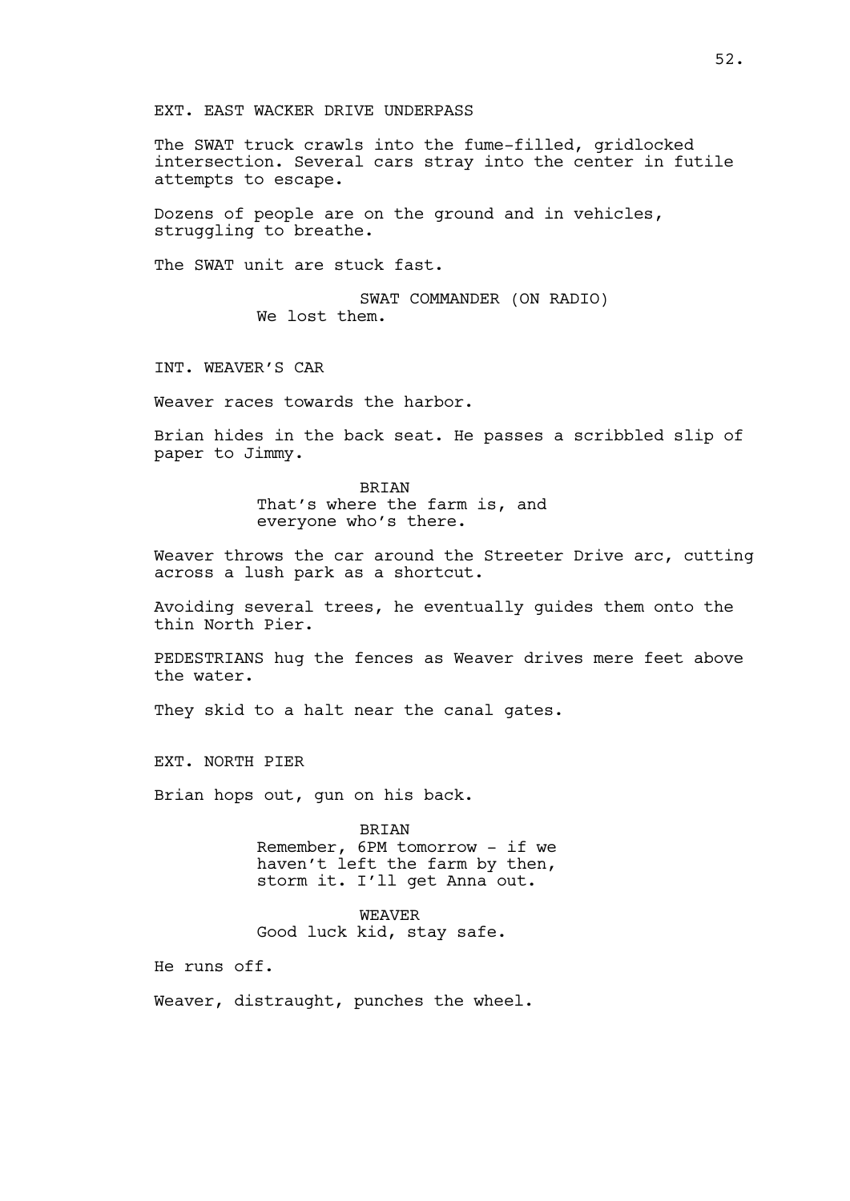EXT. EAST WACKER DRIVE UNDERPASS

The SWAT truck crawls into the fume-filled, gridlocked intersection. Several cars stray into the center in futile attempts to escape.

Dozens of people are on the ground and in vehicles, struggling to breathe.

The SWAT unit are stuck fast.

SWAT COMMANDER (ON RADIO)
We lost them.

INT. WEAVER'S CAR

Weaver races towards the harbor.

Brian hides in the back seat. He passes a scribbled slip of paper to Jimmy.

BRIAN
That's where the farm is, and everyone who's there.

Weaver throws the car around the Streeter Drive arc, cutting across a lush park as a shortcut.

Avoiding several trees, he eventually guides them onto the thin North Pier.

PEDESTRIANS hug the fences as Weaver drives mere feet above the water.

They skid to a halt near the canal gates.

EXT. NORTH PIER

Brian hops out, gun on his back.

BRIAN
Remember, 6PM tomorrow - if we haven't left the farm by then, storm it. I'll get Anna out.

WEAVER
Good luck kid, stay safe.

He runs off.

Weaver, distraught, punches the wheel.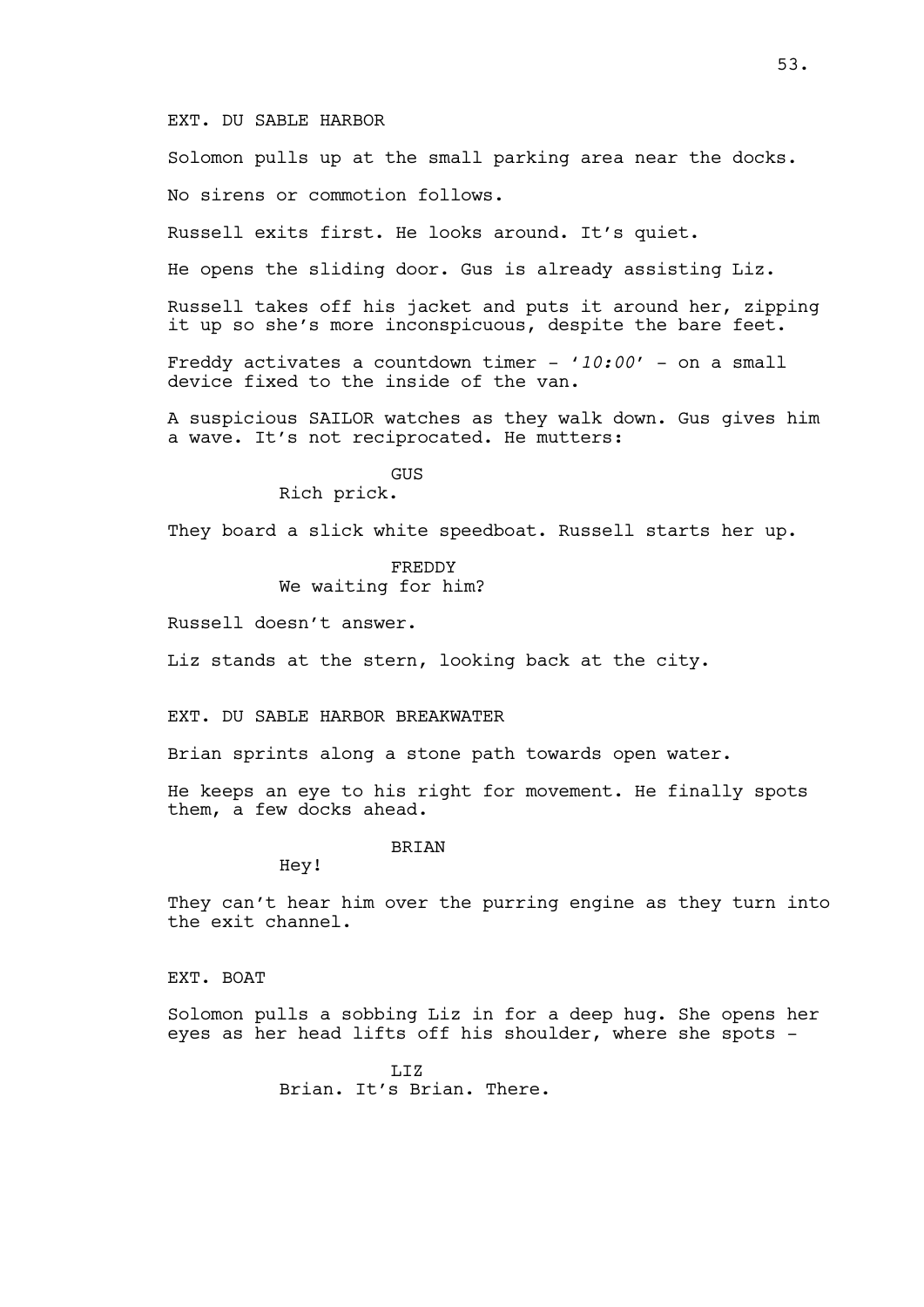EXT. DU SABLE HARBOR

Solomon pulls up at the small parking area near the docks.

No sirens or commotion follows.

Russell exits first. He looks around. It's quiet.

He opens the sliding door. Gus is already assisting Liz.

Russell takes off his jacket and puts it around her, zipping it up so she's more inconspicuous, despite the bare feet.

Freddy activates a countdown timer - '*10:00*' - on a small device fixed to the inside of the van.

A suspicious SAILOR watches as they walk down. Gus gives him a wave. It's not reciprocated. He mutters:

GUS
Rich prick.

They board a slick white speedboat. Russell starts her up.

FREDDY
We waiting for him?

Russell doesn't answer.

Liz stands at the stern, looking back at the city.

EXT. DU SABLE HARBOR BREAKWATER

Brian sprints along a stone path towards open water.

He keeps an eye to his right for movement. He finally spots them, a few docks ahead.

BRIAN
Hey!

They can't hear him over the purring engine as they turn into the exit channel.

EXT. BOAT

Solomon pulls a sobbing Liz in for a deep hug. She opens her eyes as her head lifts off his shoulder, where she spots -

LIZ
Brian. It's Brian. There.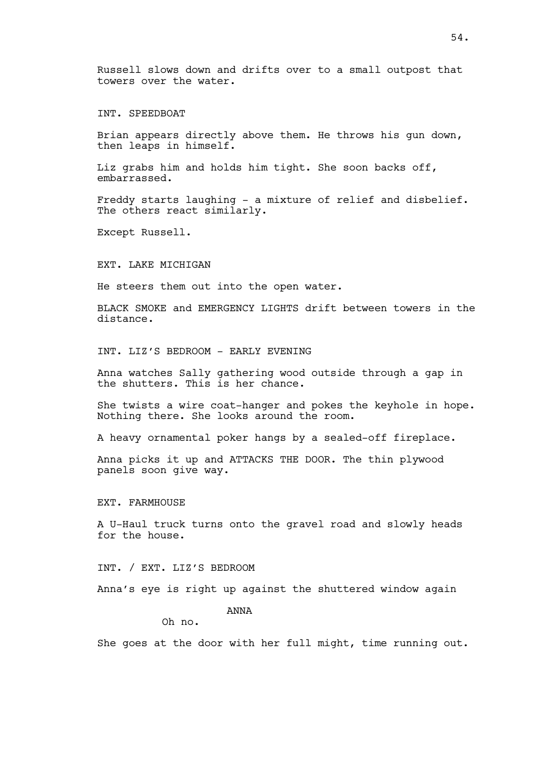Russell slows down and drifts over to a small outpost that towers over the water.

INT. SPEEDBOAT

Brian appears directly above them. He throws his gun down, then leaps in himself.

Liz grabs him and holds him tight. She soon backs off, embarrassed.

Freddy starts laughing - a mixture of relief and disbelief. The others react similarly.

Except Russell.

EXT. LAKE MICHIGAN

He steers them out into the open water.

BLACK SMOKE and EMERGENCY LIGHTS drift between towers in the distance.

INT. LIZ'S BEDROOM - EARLY EVENING

Anna watches Sally gathering wood outside through a gap in the shutters. This is her chance.

She twists a wire coat-hanger and pokes the keyhole in hope. Nothing there. She looks around the room.

A heavy ornamental poker hangs by a sealed-off fireplace.

Anna picks it up and ATTACKS THE DOOR. The thin plywood panels soon give way.

EXT. FARMHOUSE

A U-Haul truck turns onto the gravel road and slowly heads for the house.

INT. / EXT. LIZ'S BEDROOM

Anna's eye is right up against the shuttered window again

ANNA

Oh no.

She goes at the door with her full might, time running out.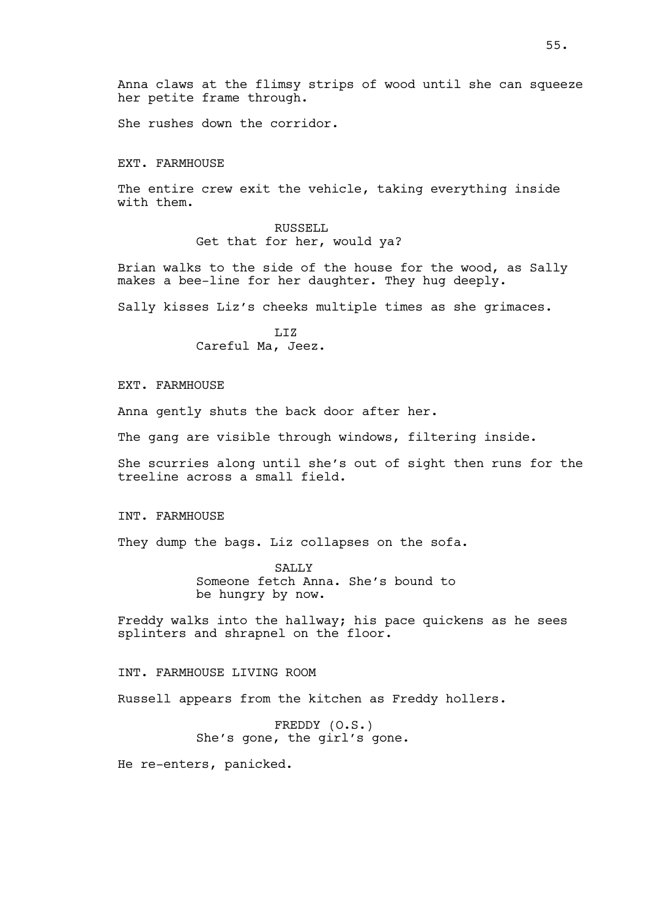Anna claws at the flimsy strips of wood until she can squeeze her petite frame through.

She rushes down the corridor.

EXT. FARMHOUSE

The entire crew exit the vehicle, taking everything inside with them.

RUSSELL
Get that for her, would ya?

Brian walks to the side of the house for the wood, as Sally makes a bee-line for her daughter. They hug deeply.

Sally kisses Liz's cheeks multiple times as she grimaces.

LIZ
Careful Ma, Jeez.

EXT. FARMHOUSE

Anna gently shuts the back door after her.

The gang are visible through windows, filtering inside.

She scurries along until she's out of sight then runs for the treeline across a small field.

INT. FARMHOUSE

They dump the bags. Liz collapses on the sofa.

SALLY
Someone fetch Anna. She's bound to be hungry by now.

Freddy walks into the hallway; his pace quickens as he sees splinters and shrapnel on the floor.

INT. FARMHOUSE LIVING ROOM

Russell appears from the kitchen as Freddy hollers.

FREDDY (O.S.)
She's gone, the girl's gone.

He re-enters, panicked.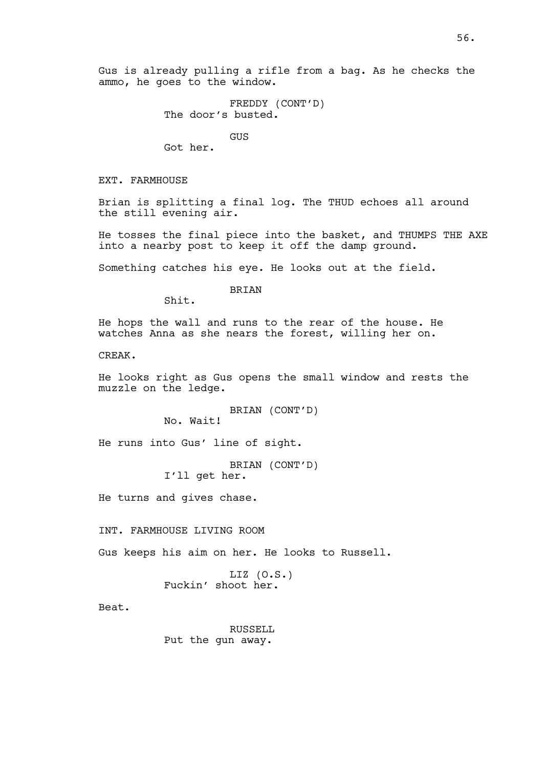Gus is already pulling a rifle from a bag. As he checks the ammo, he goes to the window.

FREDDY (CONT'D)
The door's busted.

GUS
Got her.

EXT. FARMHOUSE

Brian is splitting a final log. The THUD echoes all around the still evening air.

He tosses the final piece into the basket, and THUMPS THE AXE into a nearby post to keep it off the damp ground.

Something catches his eye. He looks out at the field.

BRIAN
Shit.

He hops the wall and runs to the rear of the house. He watches Anna as she nears the forest, willing her on.

CREAK.

He looks right as Gus opens the small window and rests the muzzle on the ledge.

BRIAN (CONT'D)
No. Wait!

He runs into Gus' line of sight.

BRIAN (CONT'D)
I'll get her.

He turns and gives chase.

INT. FARMHOUSE LIVING ROOM

Gus keeps his aim on her. He looks to Russell.

LIZ (O.S.)
Fuckin' shoot her.

Beat.

RUSSELL
Put the gun away.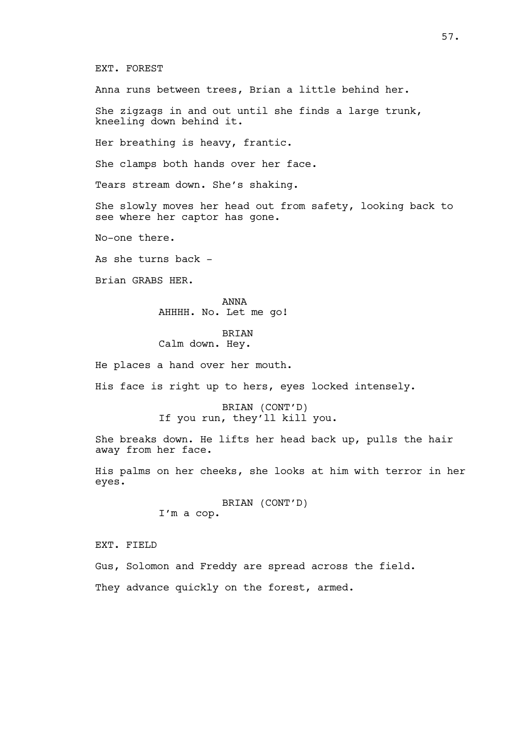EXT. FOREST

Anna runs between trees, Brian a little behind her.

She zigzags in and out until she finds a large trunk, kneeling down behind it.

Her breathing is heavy, frantic.

She clamps both hands over her face.

Tears stream down. She's shaking.

She slowly moves her head out from safety, looking back to see where her captor has gone.

No-one there.

As she turns back -

Brian GRABS HER.

ANNA
AHHHH. No. Let me go!

BRIAN
Calm down. Hey.

He places a hand over her mouth.

His face is right up to hers, eyes locked intensely.

BRIAN (CONT'D)
If you run, they'll kill you.

She breaks down. He lifts her head back up, pulls the hair away from her face.

His palms on her cheeks, she looks at him with terror in her eyes.

BRIAN (CONT'D)
I'm a cop.

EXT. FIELD

Gus, Solomon and Freddy are spread across the field.

They advance quickly on the forest, armed.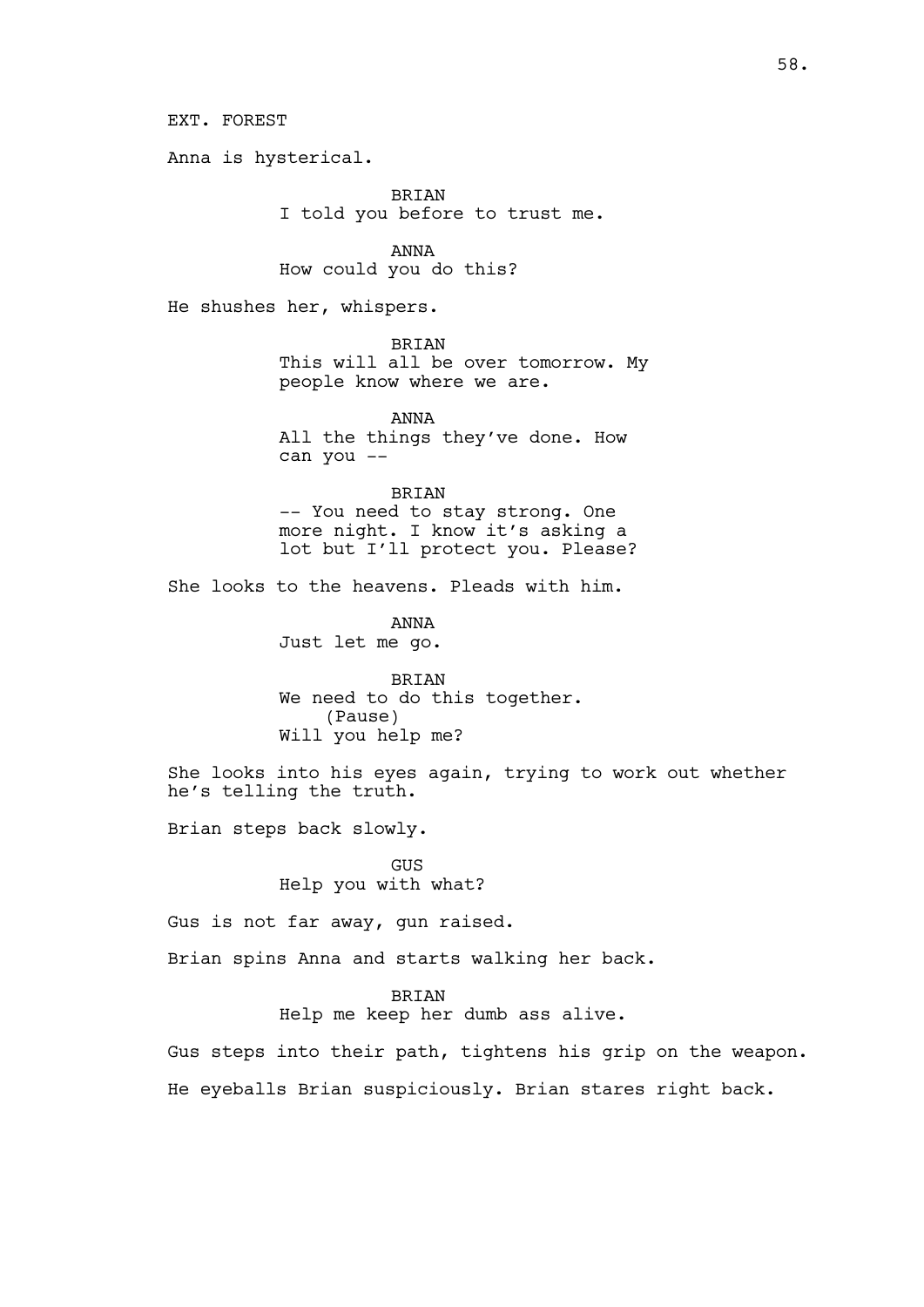EXT. FOREST

Anna is hysterical.

BRIAN
I told you before to trust me.

ANNA
How could you do this?

He shushes her, whispers.

BRIAN
This will all be over tomorrow. My people know where we are.

ANNA
All the things they've done. How can you --

BRIAN
-- You need to stay strong. One more night. I know it's asking a lot but I'll protect you. Please?

She looks to the heavens. Pleads with him.

ANNA
Just let me go.

BRIAN
We need to do this together.
(Pause)
Will you help me?

She looks into his eyes again, trying to work out whether he's telling the truth.

Brian steps back slowly.

GUS
Help you with what?

Gus is not far away, gun raised.

Brian spins Anna and starts walking her back.

BRIAN
Help me keep her dumb ass alive.

Gus steps into their path, tightens his grip on the weapon.

He eyeballs Brian suspiciously. Brian stares right back.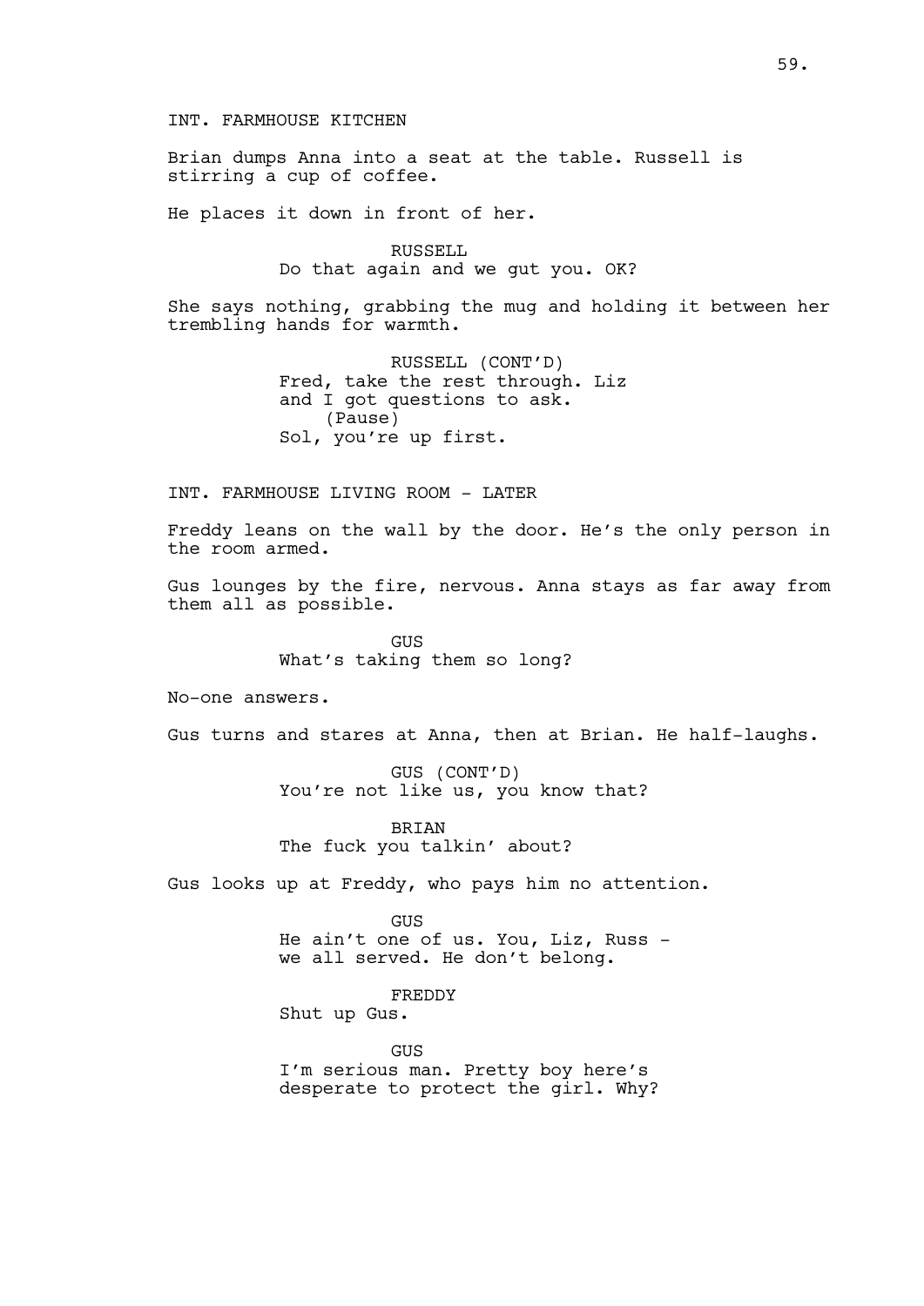INT. FARMHOUSE KITCHEN

Brian dumps Anna into a seat at the table. Russell is stirring a cup of coffee.

He places it down in front of her.

RUSSELL
Do that again and we gut you. OK?

She says nothing, grabbing the mug and holding it between her trembling hands for warmth.

RUSSELL (CONT'D)
Fred, take the rest through. Liz and I got questions to ask.
(Pause)
Sol, you're up first.

INT. FARMHOUSE LIVING ROOM - LATER

Freddy leans on the wall by the door. He's the only person in the room armed.

Gus lounges by the fire, nervous. Anna stays as far away from them all as possible.

GUS
What's taking them so long?

No-one answers.

Gus turns and stares at Anna, then at Brian. He half-laughs.

GUS (CONT'D)
You're not like us, you know that?

BRIAN
The fuck you talkin' about?

Gus looks up at Freddy, who pays him no attention.

GUS
He ain't one of us. You, Liz, Russ - we all served. He don't belong.

FREDDY
Shut up Gus.

GUS
I'm serious man. Pretty boy here's desperate to protect the girl. Why?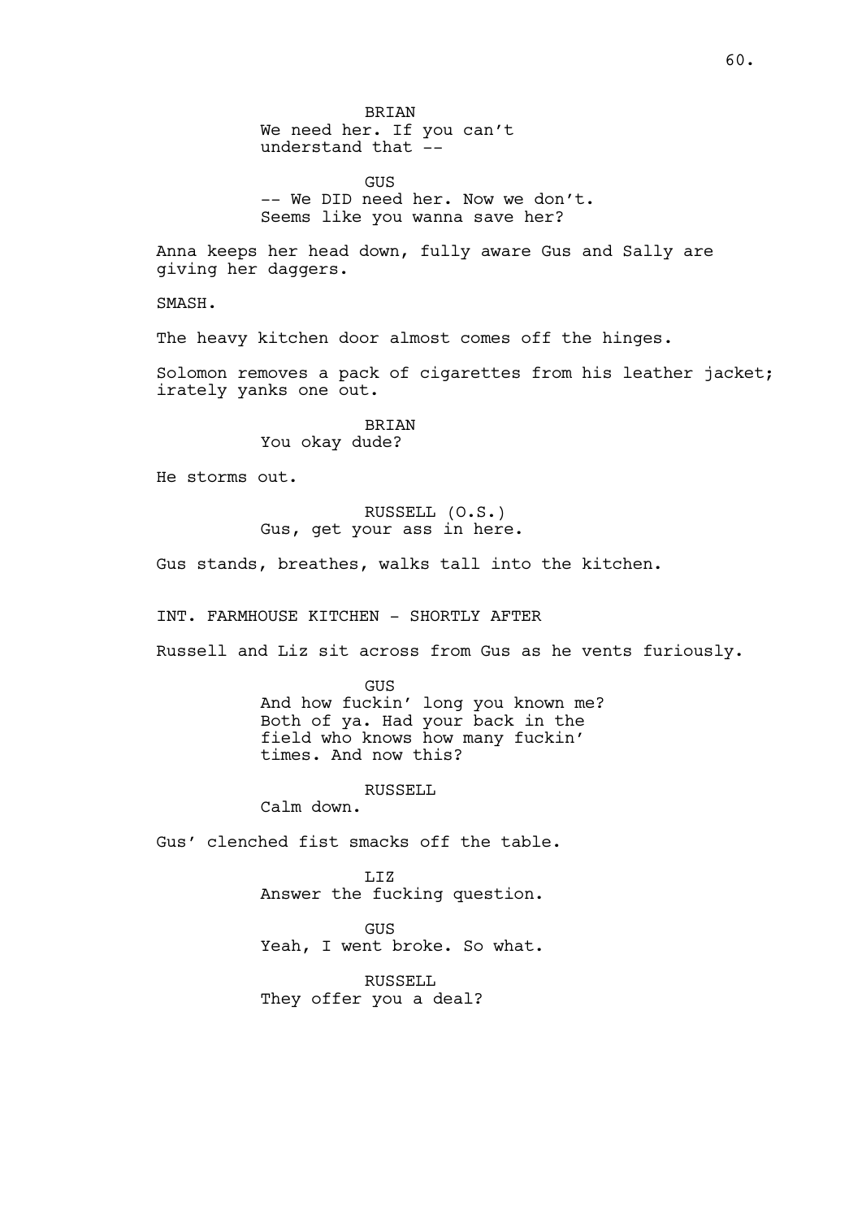BRIAN
We need her. If you can't understand that --

GUS
-- We DID need her. Now we don't. Seems like you wanna save her?

Anna keeps her head down, fully aware Gus and Sally are giving her daggers.

SMASH.

The heavy kitchen door almost comes off the hinges.

Solomon removes a pack of cigarettes from his leather jacket; irately yanks one out.

BRIAN
You okay dude?

He storms out.

RUSSELL (O.S.)
Gus, get your ass in here.

Gus stands, breathes, walks tall into the kitchen.

INT. FARMHOUSE KITCHEN - SHORTLY AFTER

Russell and Liz sit across from Gus as he vents furiously.

GUS
And how fuckin' long you known me? Both of ya. Had your back in the field who knows how many fuckin' times. And now this?

RUSSELL
Calm down.

Gus' clenched fist smacks off the table.

LIZ
Answer the fucking question.

GUS
Yeah, I went broke. So what.

RUSSELL
They offer you a deal?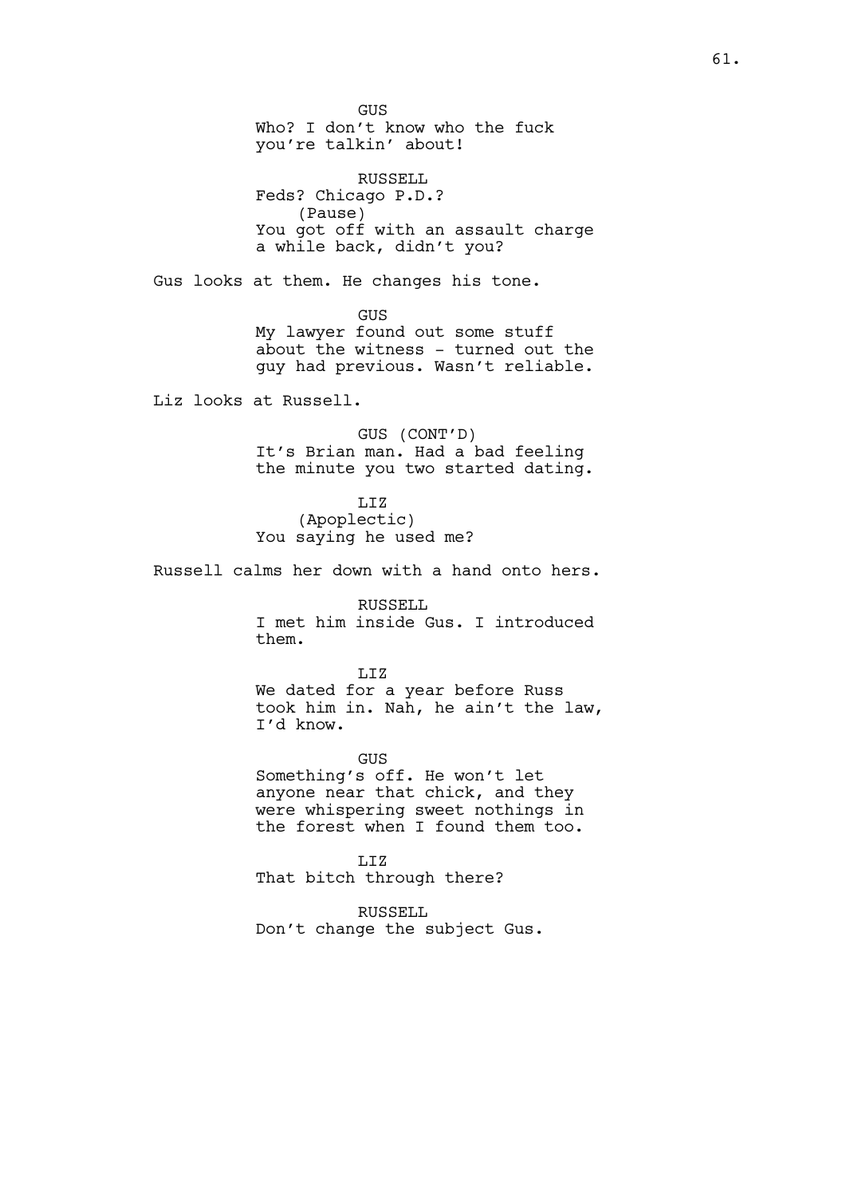GUS
Who? I don't know who the fuck you're talkin' about!

RUSSELL
Feds? Chicago P.D.?
(Pause)
You got off with an assault charge a while back, didn't you?

Gus looks at them. He changes his tone.

GUS
My lawyer found out some stuff about the witness - turned out the guy had previous. Wasn't reliable.

Liz looks at Russell.

GUS (CONT'D)
It's Brian man. Had a bad feeling the minute you two started dating.

LIZ
(Apoplectic)
You saying he used me?

Russell calms her down with a hand onto hers.

RUSSELL
I met him inside Gus. I introduced them.

LIZ
We dated for a year before Russ took him in. Nah, he ain't the law, I'd know.

GUS
Something's off. He won't let anyone near that chick, and they were whispering sweet nothings in the forest when I found them too.

LIZ
That bitch through there?

RUSSELL
Don't change the subject Gus.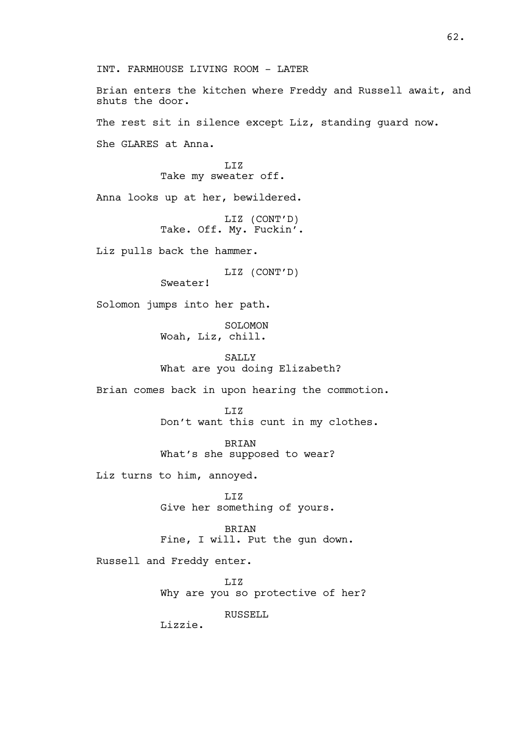INT. FARMHOUSE LIVING ROOM - LATER

Brian enters the kitchen where Freddy and Russell await, and shuts the door.

The rest sit in silence except Liz, standing guard now.

She GLARES at Anna.

LIZ
Take my sweater off.

Anna looks up at her, bewildered.

LIZ (CONT'D)
Take. Off. My. Fuckin'.

Liz pulls back the hammer.

LIZ (CONT'D)
Sweater!

Solomon jumps into her path.

SOLOMON
Woah, Liz, chill.

SALLY
What are you doing Elizabeth?

Brian comes back in upon hearing the commotion.

LIZ
Don't want this cunt in my clothes.

BRIAN
What's she supposed to wear?

Liz turns to him, annoyed.

LIZ
Give her something of yours.

BRIAN
Fine, I will. Put the gun down.

Russell and Freddy enter.

LIZ
Why are you so protective of her?

RUSSELL
Lizzie.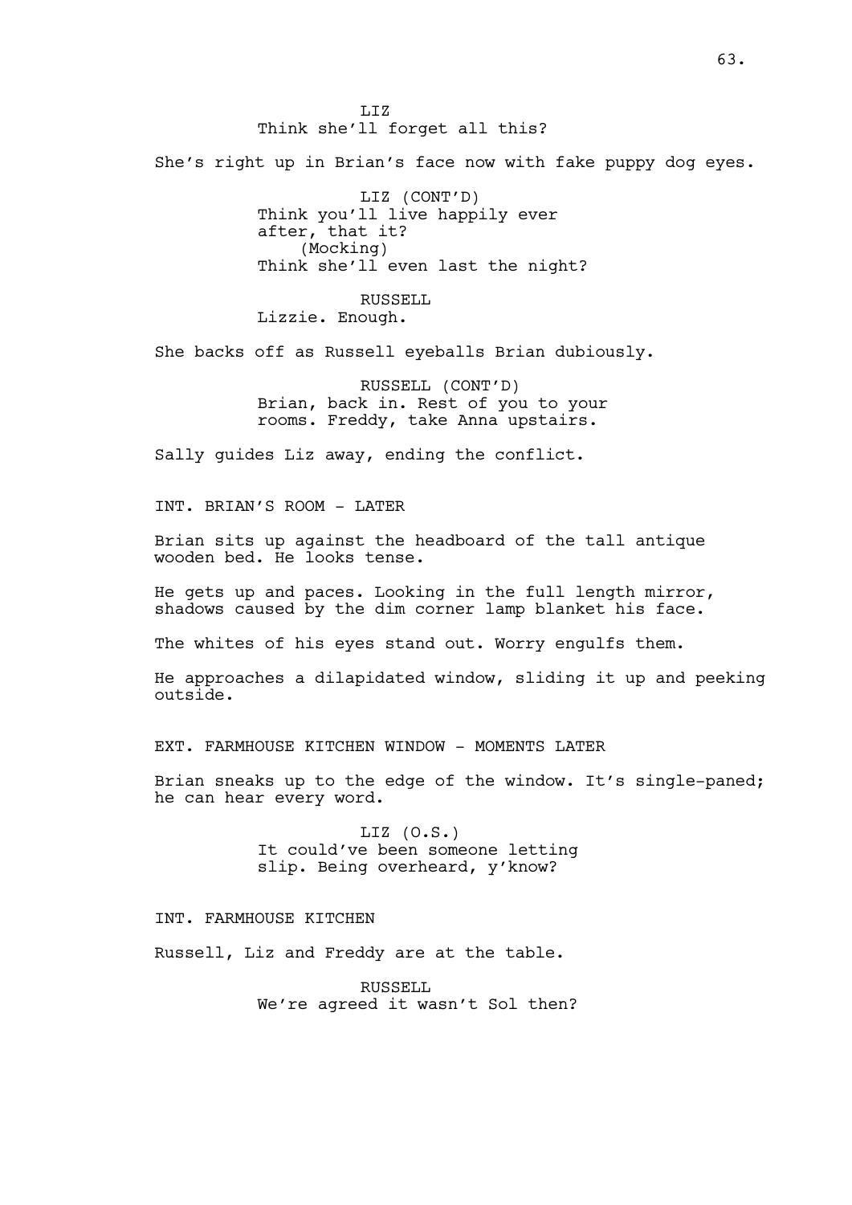LIZ
Think she'll forget all this?

She's right up in Brian's face now with fake puppy dog eyes.

LIZ (CONT'D)
Think you'll live happily ever after, that it?
(Mocking)
Think she'll even last the night?

RUSSELL
Lizzie. Enough.

She backs off as Russell eyeballs Brian dubiously.

RUSSELL (CONT'D)
Brian, back in. Rest of you to your rooms. Freddy, take Anna upstairs.

Sally guides Liz away, ending the conflict.

INT. BRIAN'S ROOM - LATER

Brian sits up against the headboard of the tall antique wooden bed. He looks tense.

He gets up and paces. Looking in the full length mirror, shadows caused by the dim corner lamp blanket his face.

The whites of his eyes stand out. Worry engulfs them.

He approaches a dilapidated window, sliding it up and peeking outside.

EXT. FARMHOUSE KITCHEN WINDOW - MOMENTS LATER

Brian sneaks up to the edge of the window. It's single-paned; he can hear every word.

LIZ (O.S.)
It could've been someone letting slip. Being overheard, y'know?

INT. FARMHOUSE KITCHEN

Russell, Liz and Freddy are at the table.

RUSSELL
We're agreed it wasn't Sol then?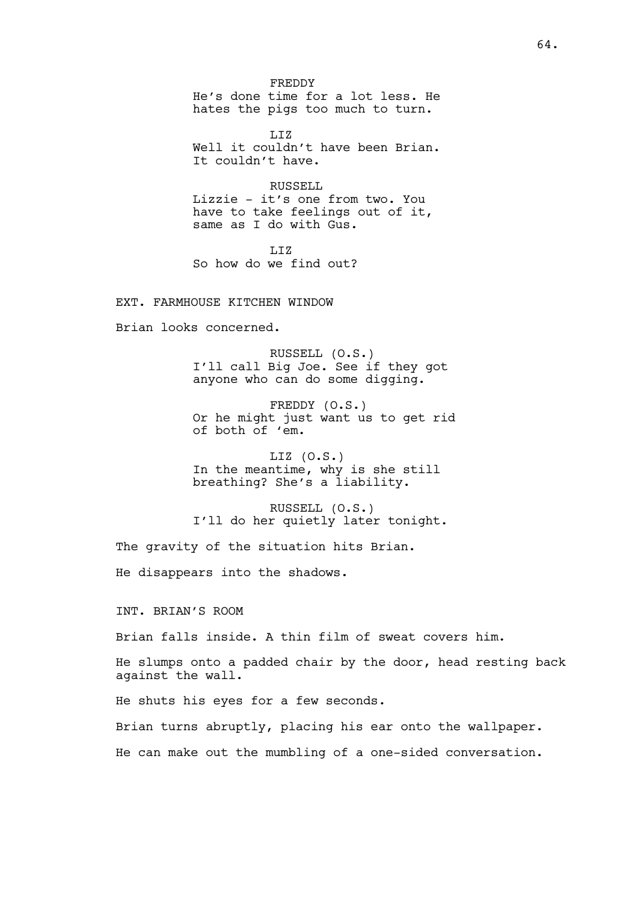FREDDY
He's done time for a lot less. He hates the pigs too much to turn.

LIZ
Well it couldn't have been Brian. It couldn't have.

RUSSELL
Lizzie - it's one from two. You have to take feelings out of it, same as I do with Gus.

LIZ
So how do we find out?

EXT. FARMHOUSE KITCHEN WINDOW

Brian looks concerned.

RUSSELL (O.S.)
I'll call Big Joe. See if they got anyone who can do some digging.

FREDDY (O.S.)
Or he might just want us to get rid of both of 'em.

LIZ (O.S.)
In the meantime, why is she still breathing? She's a liability.

RUSSELL (O.S.)
I'll do her quietly later tonight.

The gravity of the situation hits Brian.

He disappears into the shadows.

INT. BRIAN'S ROOM

Brian falls inside. A thin film of sweat covers him.

He slumps onto a padded chair by the door, head resting back against the wall.

He shuts his eyes for a few seconds.

Brian turns abruptly, placing his ear onto the wallpaper.

He can make out the mumbling of a one-sided conversation.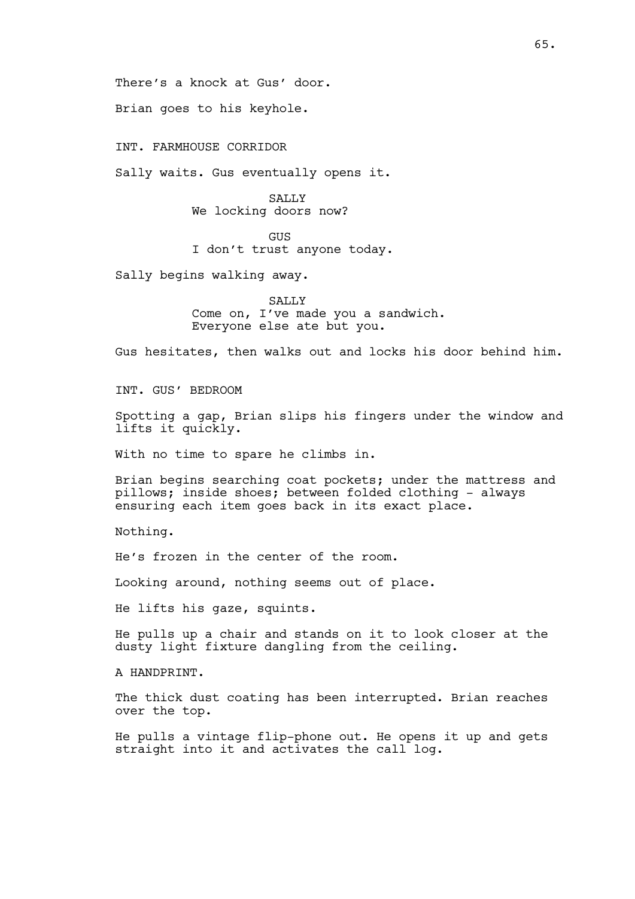There's a knock at Gus' door.

Brian goes to his keyhole.

INT. FARMHOUSE CORRIDOR

Sally waits. Gus eventually opens it.

SALLY
We locking doors now?

GUS
I don't trust anyone today.

Sally begins walking away.

SALLY
Come on, I've made you a sandwich.
Everyone else ate but you.

Gus hesitates, then walks out and locks his door behind him.

INT. GUS' BEDROOM

Spotting a gap, Brian slips his fingers under the window and lifts it quickly.

With no time to spare he climbs in.

Brian begins searching coat pockets; under the mattress and pillows; inside shoes; between folded clothing - always ensuring each item goes back in its exact place.

Nothing.

He's frozen in the center of the room.

Looking around, nothing seems out of place.

He lifts his gaze, squints.

He pulls up a chair and stands on it to look closer at the dusty light fixture dangling from the ceiling.

A HANDPRINT.

The thick dust coating has been interrupted. Brian reaches over the top.

He pulls a vintage flip-phone out. He opens it up and gets straight into it and activates the call log.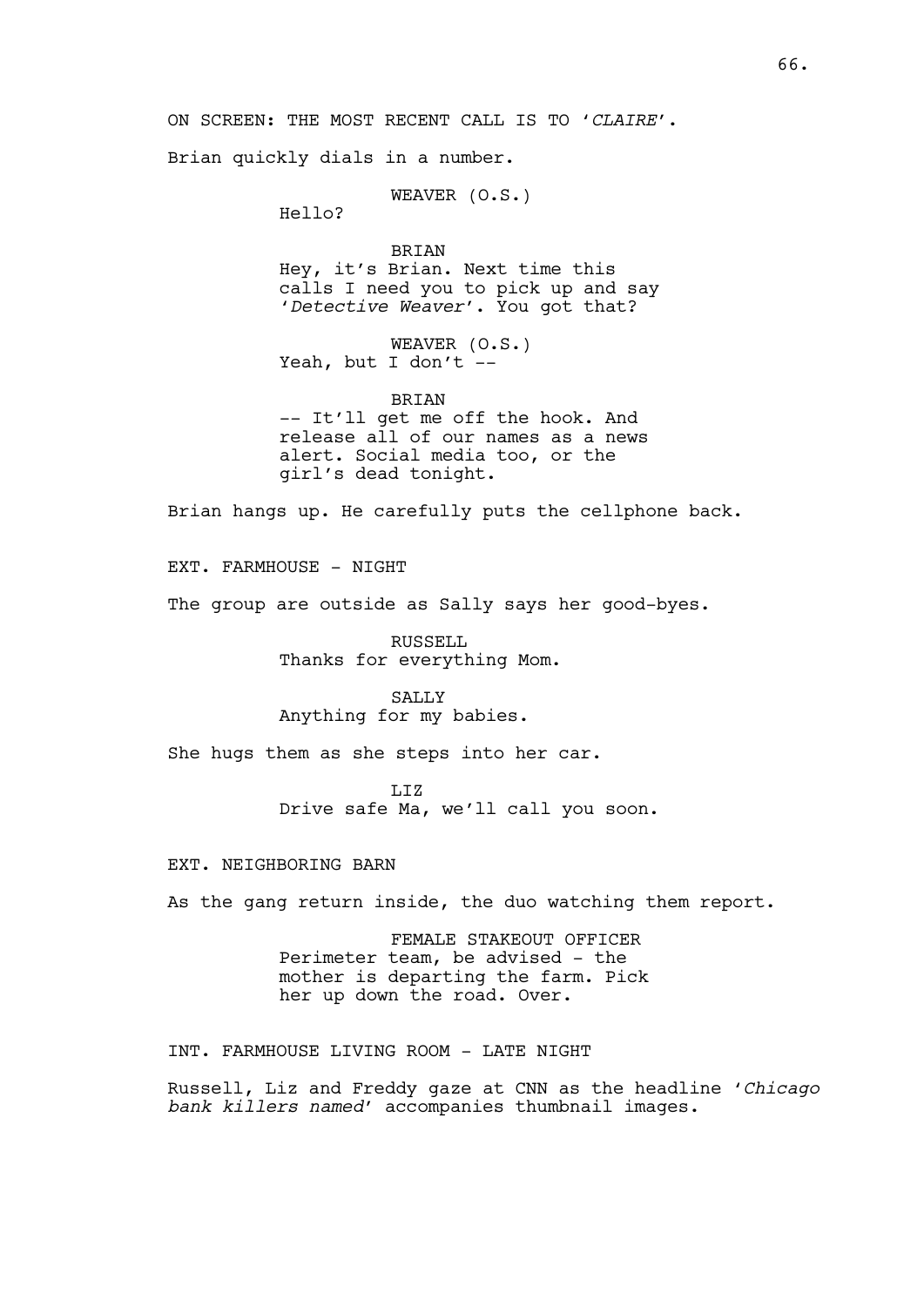ON SCREEN: THE MOST RECENT CALL IS TO '*CLAIRE*'.

Brian quickly dials in a number.

WEAVER (O.S.)
Hello?

BRIAN
Hey, it's Brian. Next time this calls I need you to pick up and say '*Detective Weaver*'. You got that?

WEAVER (O.S.)
Yeah, but I don't --

BRIAN
-- It'll get me off the hook. And release all of our names as a news alert. Social media too, or the girl's dead tonight.

Brian hangs up. He carefully puts the cellphone back.

EXT. FARMHOUSE - NIGHT

The group are outside as Sally says her good-byes.

RUSSELL
Thanks for everything Mom.

SALLY
Anything for my babies.

She hugs them as she steps into her car.

LIZ
Drive safe Ma, we'll call you soon.

EXT. NEIGHBORING BARN

As the gang return inside, the duo watching them report.

FEMALE STAKEOUT OFFICER
Perimeter team, be advised - the mother is departing the farm. Pick her up down the road. Over.

INT. FARMHOUSE LIVING ROOM - LATE NIGHT

Russell, Liz and Freddy gaze at CNN as the headline '*Chicago bank killers named*' accompanies thumbnail images.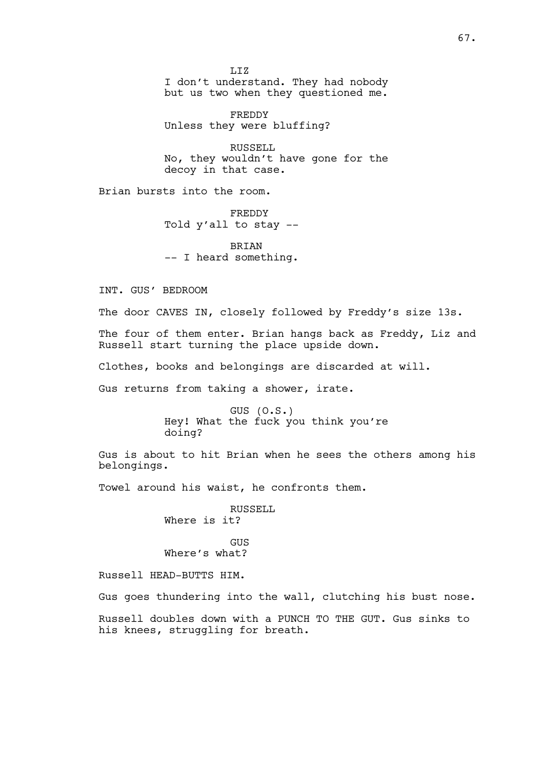LIZ
I don't understand. They had nobody but us two when they questioned me.

FREDDY
Unless they were bluffing?

RUSSELL
No, they wouldn't have gone for the decoy in that case.

Brian bursts into the room.

FREDDY
Told y'all to stay --

BRIAN
-- I heard something.

INT. GUS' BEDROOM

The door CAVES IN, closely followed by Freddy's size 13s.

The four of them enter. Brian hangs back as Freddy, Liz and Russell start turning the place upside down.

Clothes, books and belongings are discarded at will.

Gus returns from taking a shower, irate.

GUS (O.S.)
Hey! What the fuck you think you're doing?

Gus is about to hit Brian when he sees the others among his belongings.

Towel around his waist, he confronts them.

RUSSELL
Where is it?

GUS
Where's what?

Russell HEAD-BUTTS HIM.

Gus goes thundering into the wall, clutching his bust nose.

Russell doubles down with a PUNCH TO THE GUT. Gus sinks to his knees, struggling for breath.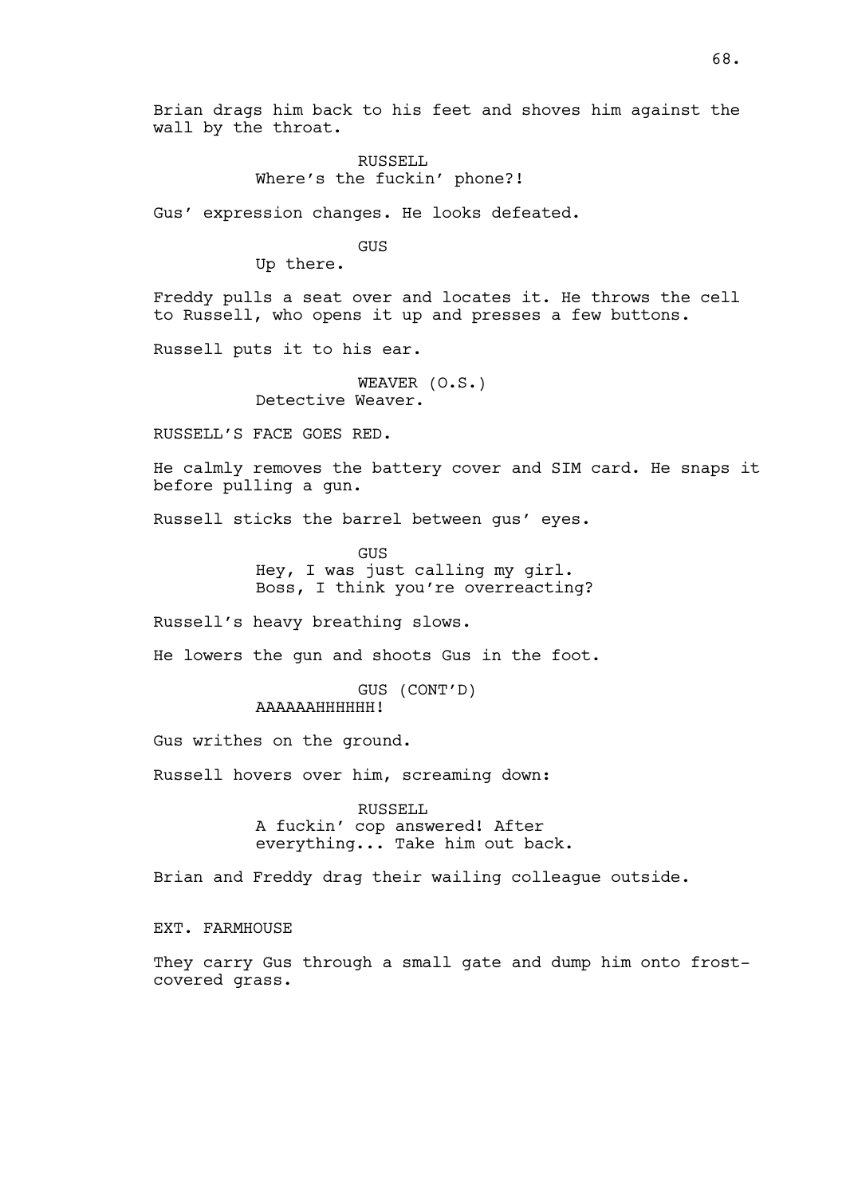Brian drags him back to his feet and shoves him against the wall by the throat.

RUSSELL
Where's the fuckin' phone?!

Gus' expression changes. He looks defeated.

GUS
Up there.

Freddy pulls a seat over and locates it. He throws the cell to Russell, who opens it up and presses a few buttons.

Russell puts it to his ear.

WEAVER (O.S.)
Detective Weaver.

RUSSELL'S FACE GOES RED.

He calmly removes the battery cover and SIM card. He snaps it before pulling a gun.

Russell sticks the barrel between gus' eyes.

GUS
Hey, I was just calling my girl.
Boss, I think you're overreacting?

Russell's heavy breathing slows.

He lowers the gun and shoots Gus in the foot.

GUS (CONT'D)
AAAAAAHHHHHH!

Gus writhes on the ground.

Russell hovers over him, screaming down:

RUSSELL
A fuckin' cop answered! After
everything... Take him out back.

Brian and Freddy drag their wailing colleague outside.

EXT. FARMHOUSE

They carry Gus through a small gate and dump him onto frost-covered grass.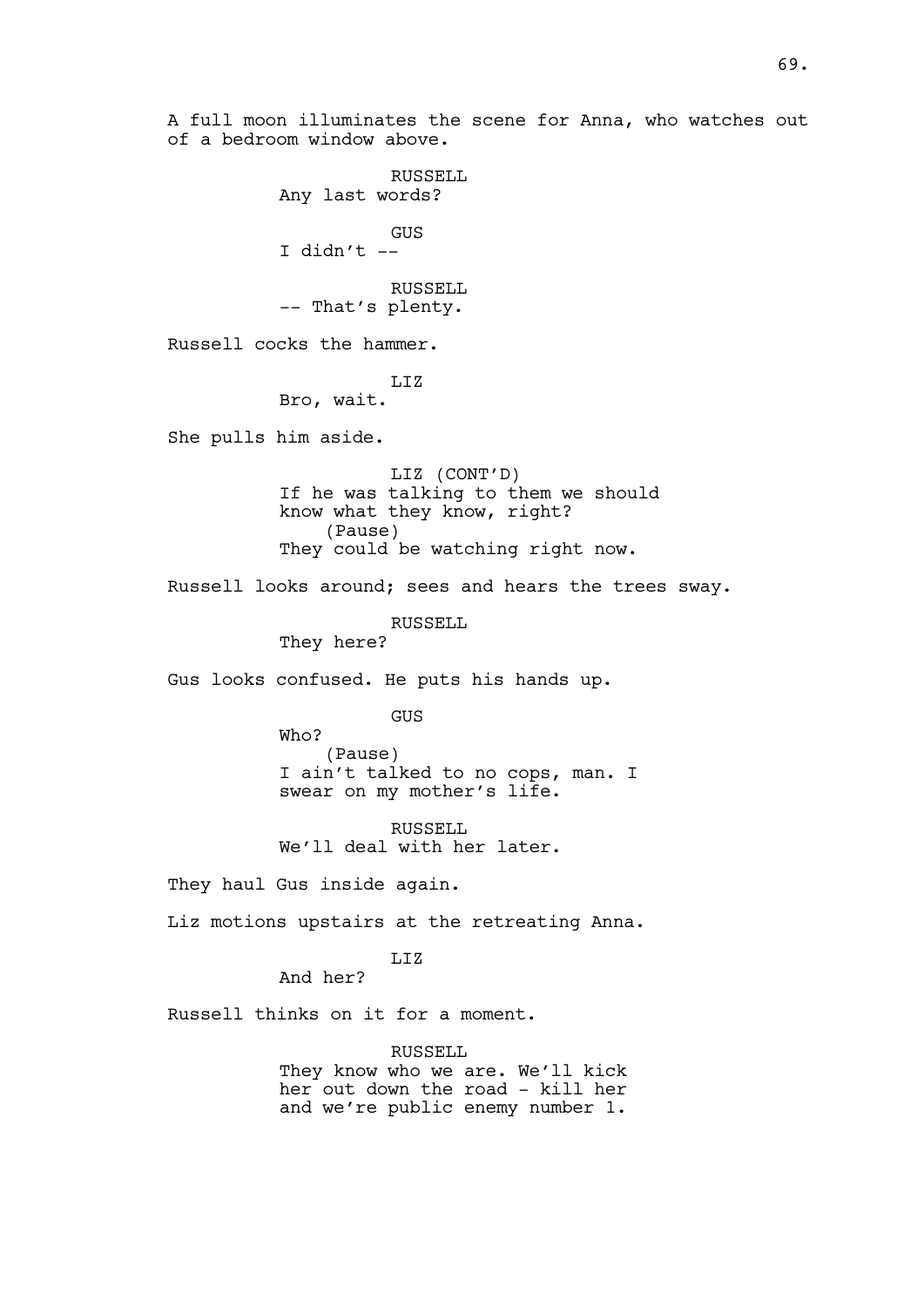A full moon illuminates the scene for Anna, who watches out of a bedroom window above.

RUSSELL
Any last words?

GUS
I didn't --

RUSSELL
-- That's plenty.

Russell cocks the hammer.

LIZ
Bro, wait.

She pulls him aside.

LIZ (CONT'D)
If he was talking to them we should know what they know, right?
(Pause)
They could be watching right now.

Russell looks around; sees and hears the trees sway.

RUSSELL
They here?

Gus looks confused. He puts his hands up.

GUS
Who?
(Pause)
I ain't talked to no cops, man. I swear on my mother's life.

RUSSELL
We'll deal with her later.

They haul Gus inside again.

Liz motions upstairs at the retreating Anna.

LIZ
And her?

Russell thinks on it for a moment.

RUSSELL
They know who we are. We'll kick her out down the road - kill her and we're public enemy number 1.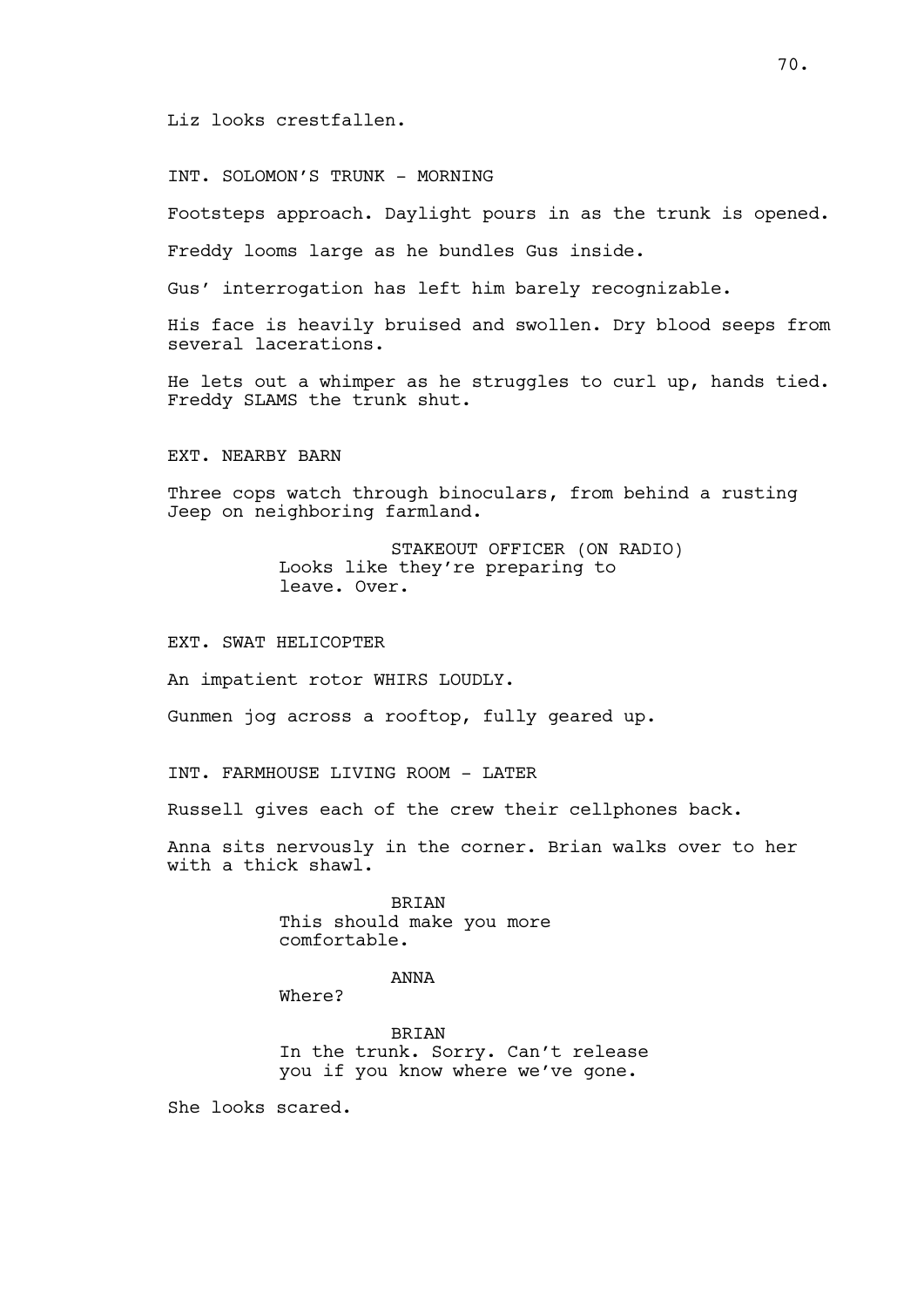Liz looks crestfallen.

INT. SOLOMON'S TRUNK - MORNING

Footsteps approach. Daylight pours in as the trunk is opened.

Freddy looms large as he bundles Gus inside.

Gus' interrogation has left him barely recognizable.

His face is heavily bruised and swollen. Dry blood seeps from several lacerations.

He lets out a whimper as he struggles to curl up, hands tied. Freddy SLAMS the trunk shut.

EXT. NEARBY BARN

Three cops watch through binoculars, from behind a rusting Jeep on neighboring farmland.

STAKEOUT OFFICER (ON RADIO)
Looks like they're preparing to leave. Over.

EXT. SWAT HELICOPTER

An impatient rotor WHIRS LOUDLY.

Gunmen jog across a rooftop, fully geared up.

INT. FARMHOUSE LIVING ROOM - LATER

Russell gives each of the crew their cellphones back.

Anna sits nervously in the corner. Brian walks over to her with a thick shawl.

BRIAN
This should make you more comfortable.

ANNA
Where?

BRIAN
In the trunk. Sorry. Can't release you if you know where we've gone.

She looks scared.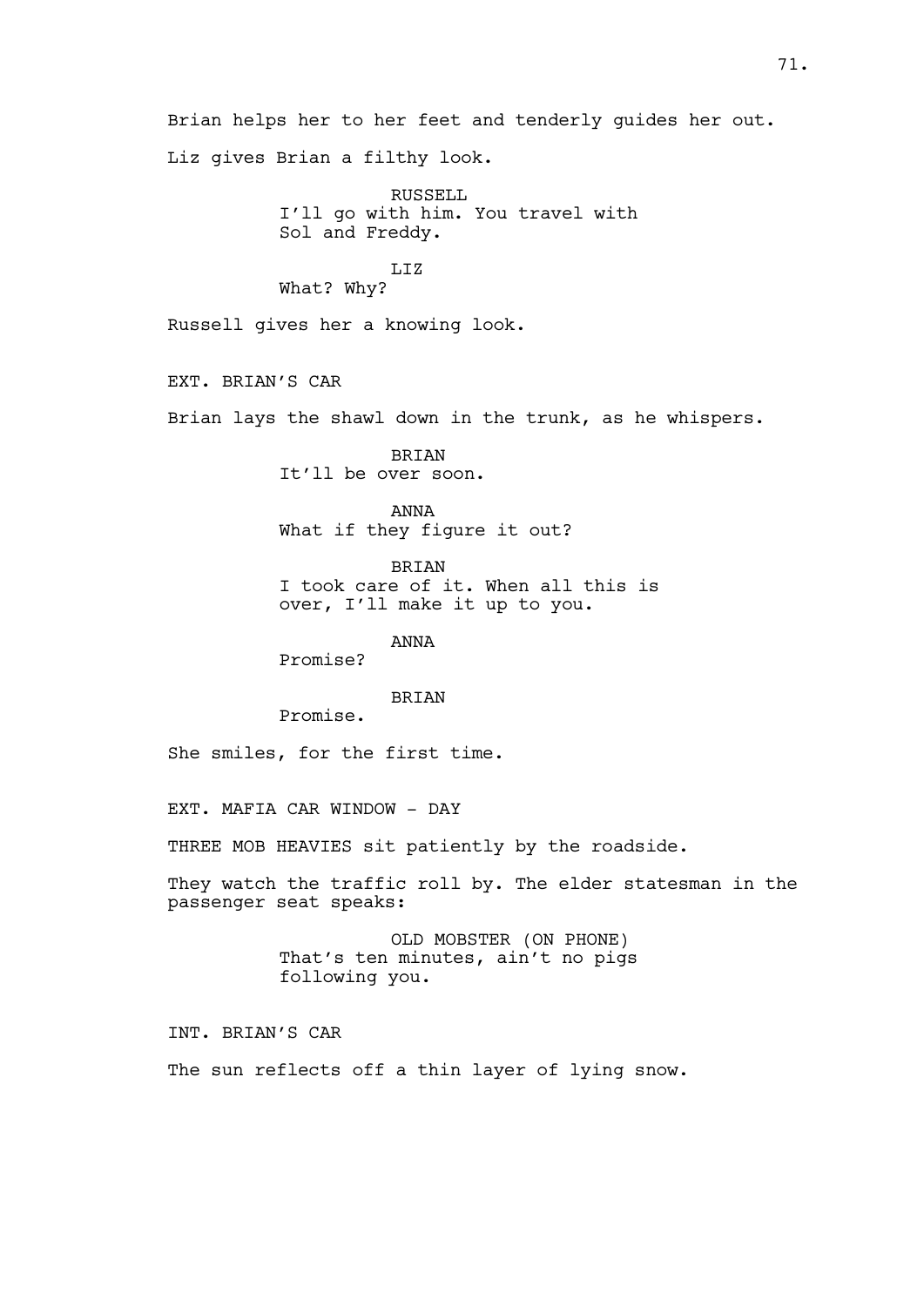Brian helps her to her feet and tenderly guides her out.

Liz gives Brian a filthy look.

RUSSELL
I'll go with him. You travel with Sol and Freddy.

LIZ
What? Why?

Russell gives her a knowing look.

EXT. BRIAN'S CAR

Brian lays the shawl down in the trunk, as he whispers.

BRIAN
It'll be over soon.

ANNA
What if they figure it out?

BRIAN
I took care of it. When all this is over, I'll make it up to you.

ANNA
Promise?

BRIAN
Promise.

She smiles, for the first time.

EXT. MAFIA CAR WINDOW - DAY

THREE MOB HEAVIES sit patiently by the roadside.

They watch the traffic roll by. The elder statesman in the passenger seat speaks:

OLD MOBSTER (ON PHONE)
That's ten minutes, ain't no pigs following you.

INT. BRIAN'S CAR

The sun reflects off a thin layer of lying snow.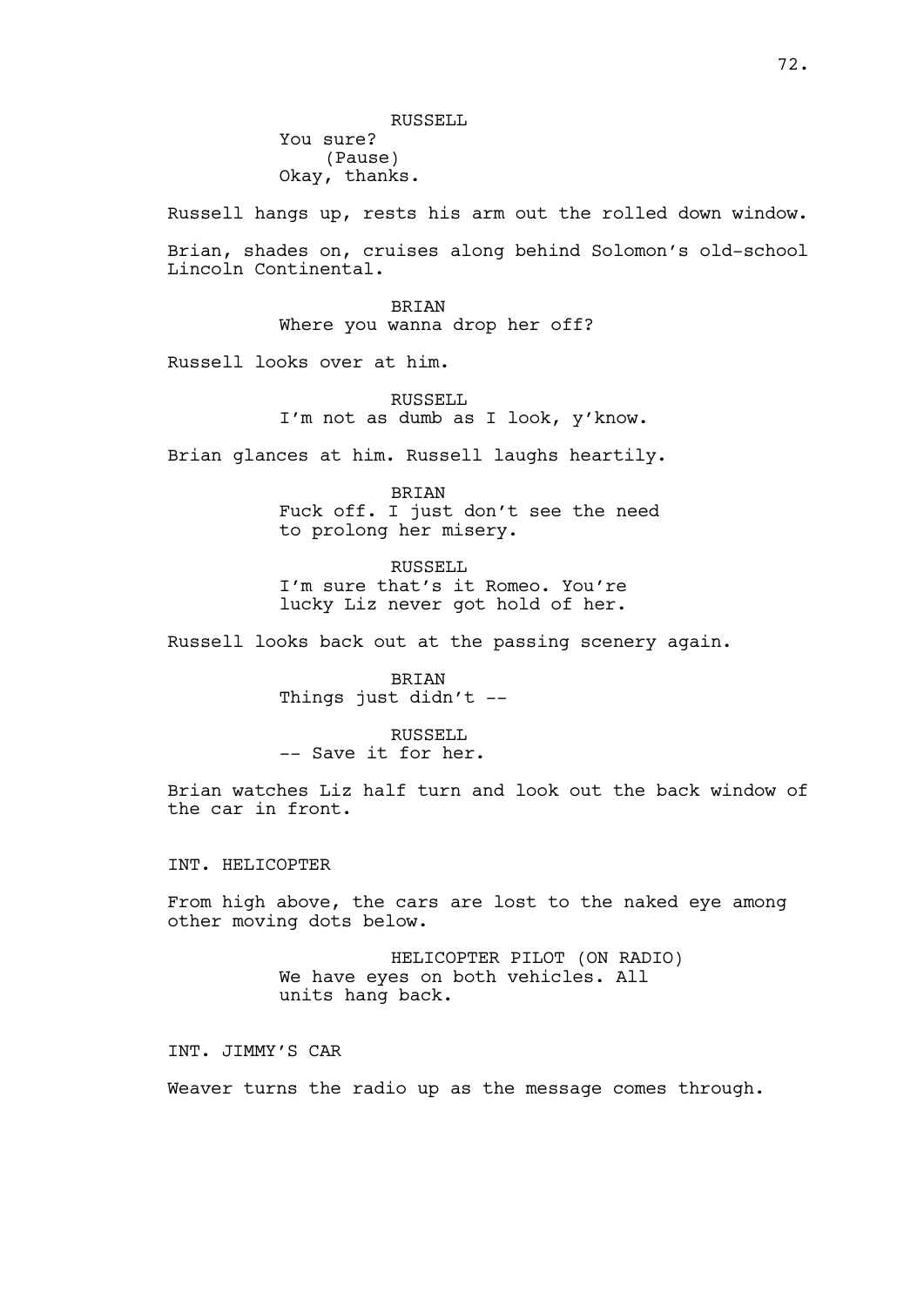RUSSELL
You sure?
(Pause)
Okay, thanks.

Russell hangs up, rests his arm out the rolled down window.

Brian, shades on, cruises along behind Solomon's old-school Lincoln Continental.

BRIAN
Where you wanna drop her off?

Russell looks over at him.

RUSSELL
I'm not as dumb as I look, y'know.

Brian glances at him. Russell laughs heartily.

BRIAN
Fuck off. I just don't see the need to prolong her misery.

RUSSELL
I'm sure that's it Romeo. You're lucky Liz never got hold of her.

Russell looks back out at the passing scenery again.

BRIAN
Things just didn't --

RUSSELL
-- Save it for her.

Brian watches Liz half turn and look out the back window of the car in front.

INT. HELICOPTER

From high above, the cars are lost to the naked eye among other moving dots below.

HELICOPTER PILOT (ON RADIO)
We have eyes on both vehicles. All units hang back.

INT. JIMMY'S CAR

Weaver turns the radio up as the message comes through.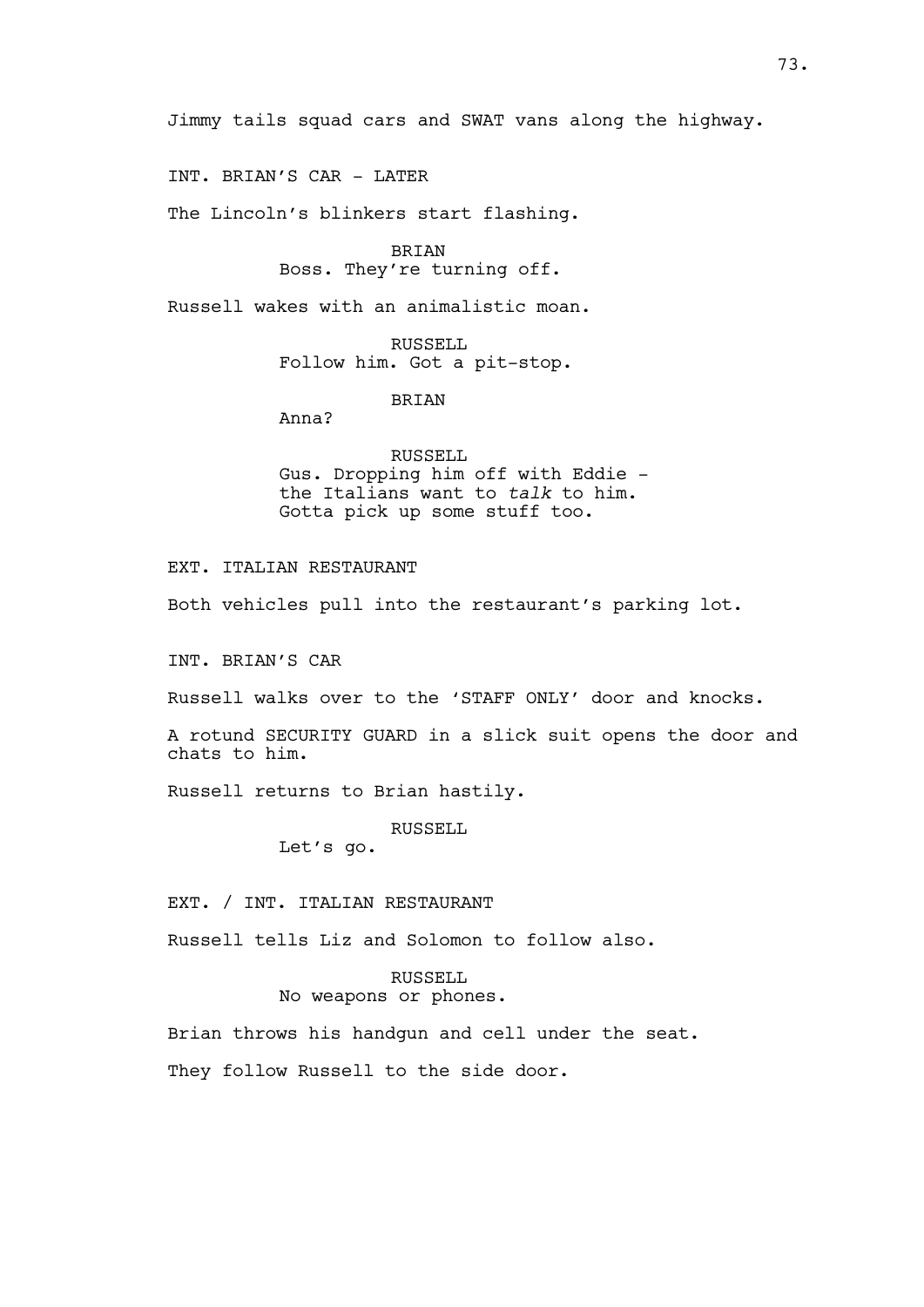Jimmy tails squad cars and SWAT vans along the highway.

INT. BRIAN'S CAR - LATER

The Lincoln's blinkers start flashing.

BRIAN
Boss. They're turning off.

Russell wakes with an animalistic moan.

RUSSELL
Follow him. Got a pit-stop.

BRIAN
Anna?

RUSSELL
Gus. Dropping him off with Eddie - the Italians want to *talk* to him. Gotta pick up some stuff too.

EXT. ITALIAN RESTAURANT

Both vehicles pull into the restaurant's parking lot.

INT. BRIAN'S CAR

Russell walks over to the 'STAFF ONLY' door and knocks.

A rotund SECURITY GUARD in a slick suit opens the door and chats to him.

Russell returns to Brian hastily.

RUSSELL
Let's go.

EXT. / INT. ITALIAN RESTAURANT

Russell tells Liz and Solomon to follow also.

RUSSELL
No weapons or phones.

Brian throws his handgun and cell under the seat.

They follow Russell to the side door.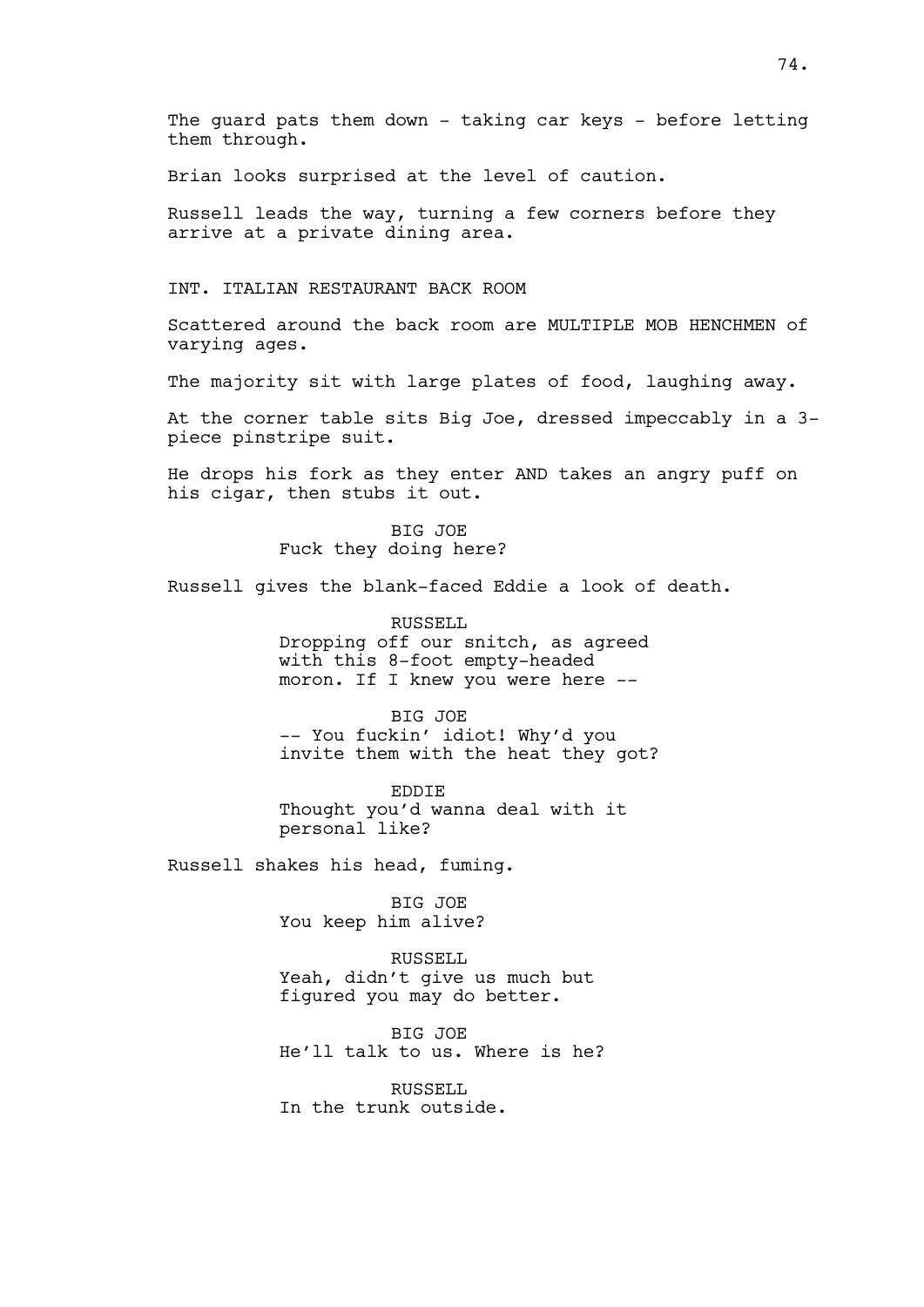The guard pats them down - taking car keys - before letting them through.

Brian looks surprised at the level of caution.

Russell leads the way, turning a few corners before they arrive at a private dining area.

INT. ITALIAN RESTAURANT BACK ROOM

Scattered around the back room are MULTIPLE MOB HENCHMEN of varying ages.

The majority sit with large plates of food, laughing away.

At the corner table sits Big Joe, dressed impeccably in a 3-piece pinstripe suit.

He drops his fork as they enter AND takes an angry puff on his cigar, then stubs it out.

BIG JOE
Fuck they doing here?

Russell gives the blank-faced Eddie a look of death.

RUSSELL
Dropping off our snitch, as agreed with this 8-foot empty-headed moron. If I knew you were here --

BIG JOE
-- You fuckin' idiot! Why'd you invite them with the heat they got?

EDDIE
Thought you'd wanna deal with it personal like?

Russell shakes his head, fuming.

BIG JOE
You keep him alive?

RUSSELL
Yeah, didn't give us much but figured you may do better.

BIG JOE
He'll talk to us. Where is he?

RUSSELL
In the trunk outside.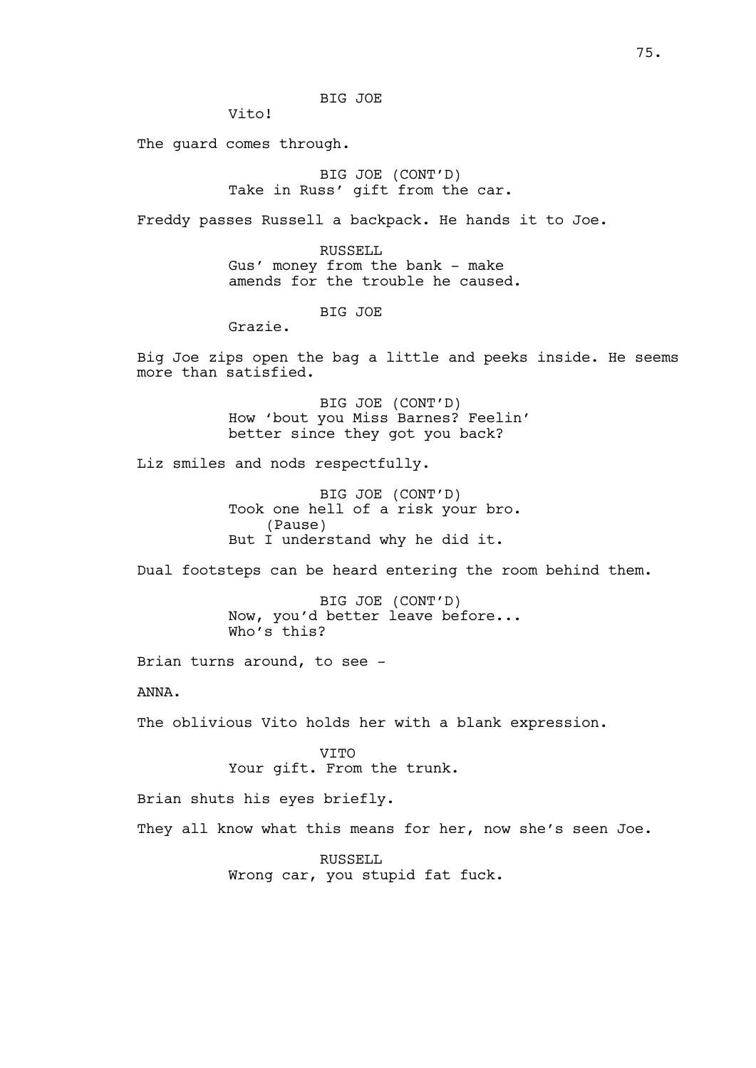BIG JOE

Vito!

The guard comes through.

BIG JOE (CONT'D)

Take in Russ' gift from the car.

Freddy passes Russell a backpack. He hands it to Joe.

RUSSELL

Gus' money from the bank - make amends for the trouble he caused.

BIG JOE

Grazie.

Big Joe zips open the bag a little and peeks inside. He seems more than satisfied.

BIG JOE (CONT'D)

How 'bout you Miss Barnes? Feelin' better since they got you back?

Liz smiles and nods respectfully.

BIG JOE (CONT'D)

Took one hell of a risk your bro.

(Pause)

But I understand why he did it.

Dual footsteps can be heard entering the room behind them.

BIG JOE (CONT'D)

Now, you'd better leave before... Who's this?

Brian turns around, to see -

ANNA.

The oblivious Vito holds her with a blank expression.

VITO

Your gift. From the trunk.

Brian shuts his eyes briefly.

They all know what this means for her, now she's seen Joe.

RUSSELL

Wrong car, you stupid fat fuck.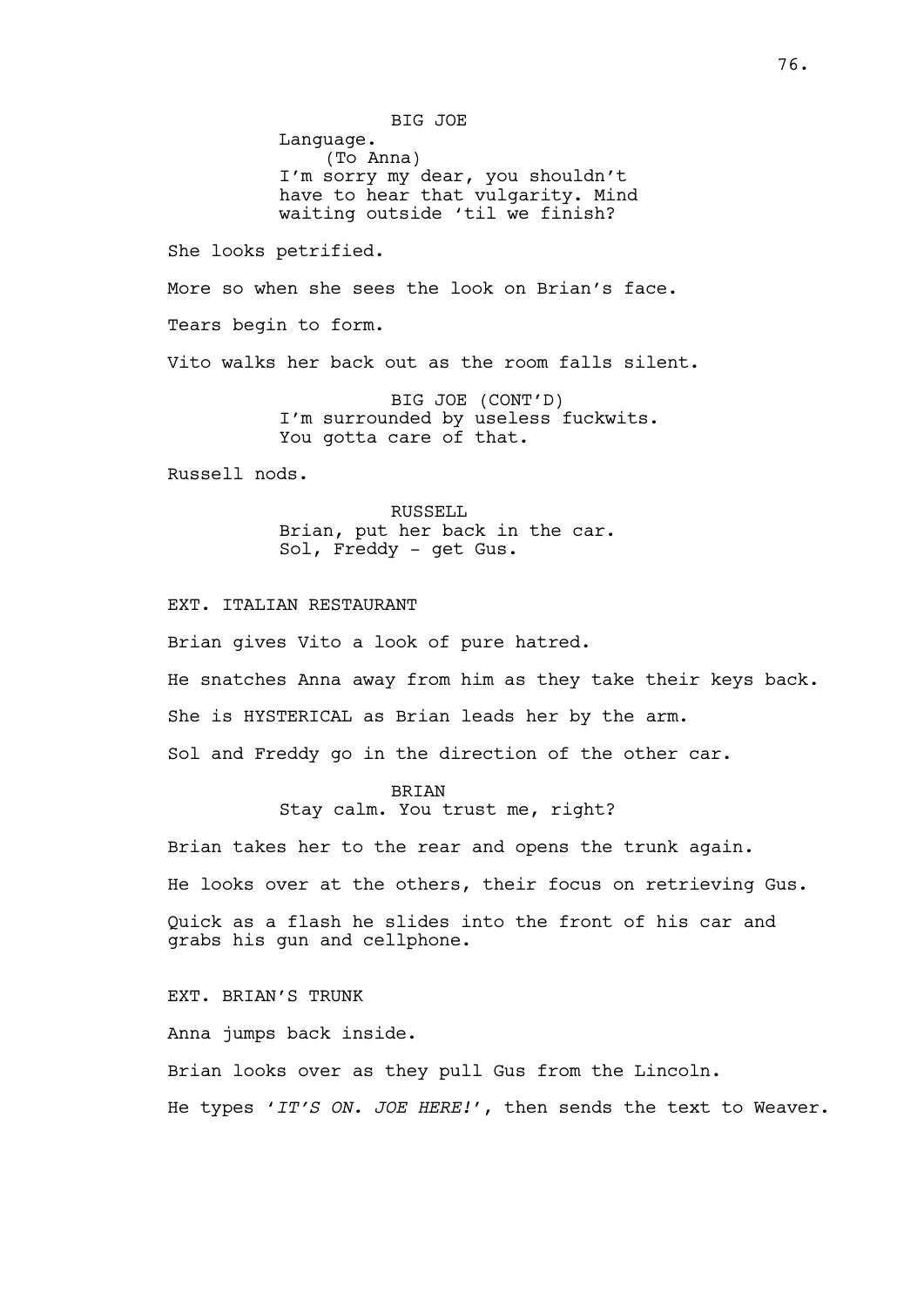BIG JOE
Language.
(To Anna)
I'm sorry my dear, you shouldn't have to hear that vulgarity. Mind waiting outside 'til we finish?

She looks petrified.

More so when she sees the look on Brian's face.

Tears begin to form.

Vito walks her back out as the room falls silent.

BIG JOE (CONT'D)
I'm surrounded by useless fuckwits. You gotta care of that.

Russell nods.

RUSSELL
Brian, put her back in the car. Sol, Freddy - get Gus.

EXT. ITALIAN RESTAURANT

Brian gives Vito a look of pure hatred.

He snatches Anna away from him as they take their keys back.

She is HYSTERICAL as Brian leads her by the arm.

Sol and Freddy go in the direction of the other car.

BRIAN
Stay calm. You trust me, right?

Brian takes her to the rear and opens the trunk again.

He looks over at the others, their focus on retrieving Gus.

Quick as a flash he slides into the front of his car and grabs his gun and cellphone.

EXT. BRIAN'S TRUNK

Anna jumps back inside.

Brian looks over as they pull Gus from the Lincoln.

He types '*IT'S ON. JOE HERE!*', then sends the text to Weaver.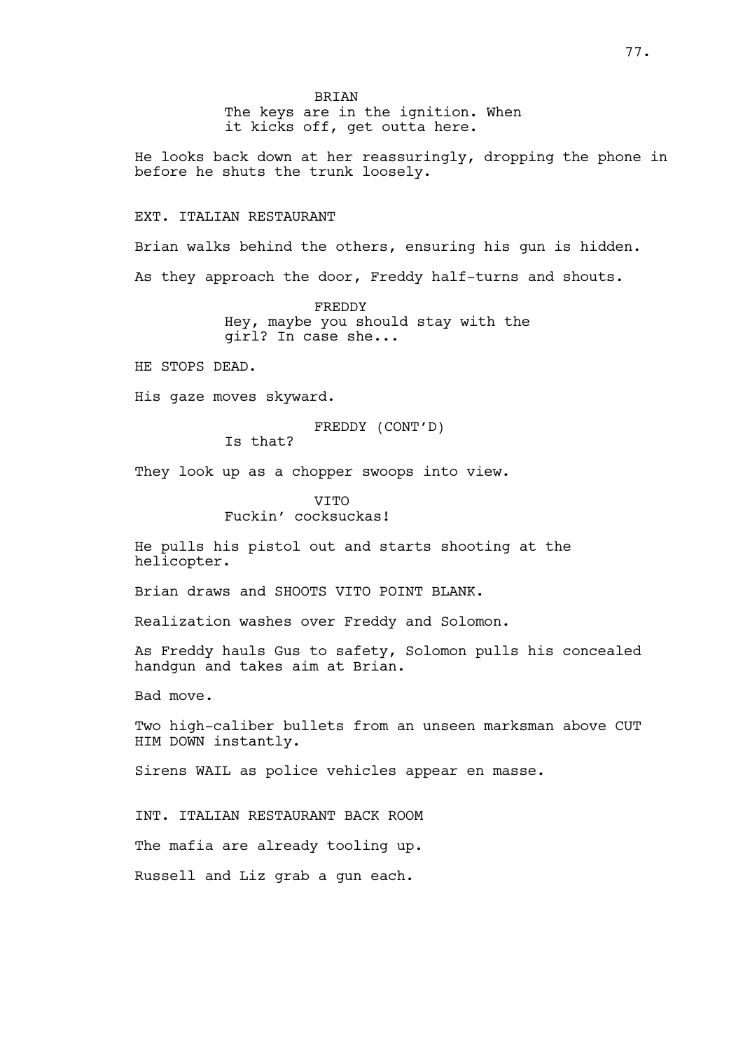BRIAN

The keys are in the ignition. When it kicks off, get outta here.

He looks back down at her reassuringly, dropping the phone in before he shuts the trunk loosely.

EXT. ITALIAN RESTAURANT

Brian walks behind the others, ensuring his gun is hidden.

As they approach the door, Freddy half-turns and shouts.

FREDDY

Hey, maybe you should stay with the girl? In case she...

HE STOPS DEAD.

His gaze moves skyward.

FREDDY (CONT'D)

Is that?

They look up as a chopper swoops into view.

VITO

Fuckin' cocksuckas!

He pulls his pistol out and starts shooting at the helicopter.

Brian draws and SHOOTS VITO POINT BLANK.

Realization washes over Freddy and Solomon.

As Freddy hauls Gus to safety, Solomon pulls his concealed handgun and takes aim at Brian.

Bad move.

Two high-caliber bullets from an unseen marksman above CUT HIM DOWN instantly.

Sirens WAIL as police vehicles appear en masse.

INT. ITALIAN RESTAURANT BACK ROOM

The mafia are already tooling up.

Russell and Liz grab a gun each.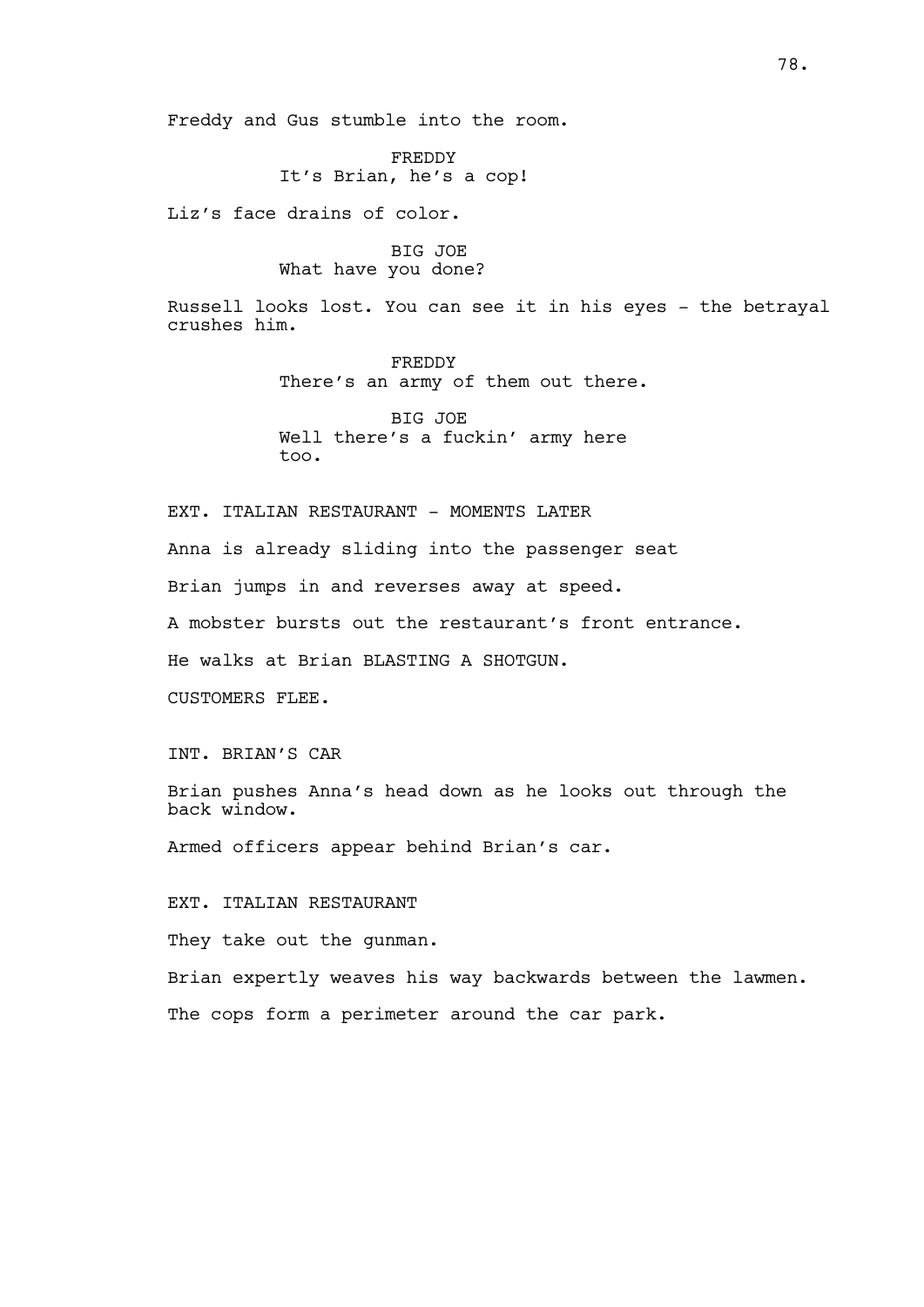Freddy and Gus stumble into the room.

FREDDY
It's Brian, he's a cop!

Liz's face drains of color.

BIG JOE
What have you done?

Russell looks lost. You can see it in his eyes - the betrayal crushes him.

FREDDY
There's an army of them out there.

BIG JOE
Well there's a fuckin' army here too.

EXT. ITALIAN RESTAURANT - MOMENTS LATER

Anna is already sliding into the passenger seat

Brian jumps in and reverses away at speed.

A mobster bursts out the restaurant's front entrance.

He walks at Brian BLASTING A SHOTGUN.

CUSTOMERS FLEE.

INT. BRIAN'S CAR

Brian pushes Anna's head down as he looks out through the back window.

Armed officers appear behind Brian's car.

EXT. ITALIAN RESTAURANT

They take out the gunman.

Brian expertly weaves his way backwards between the lawmen.

The cops form a perimeter around the car park.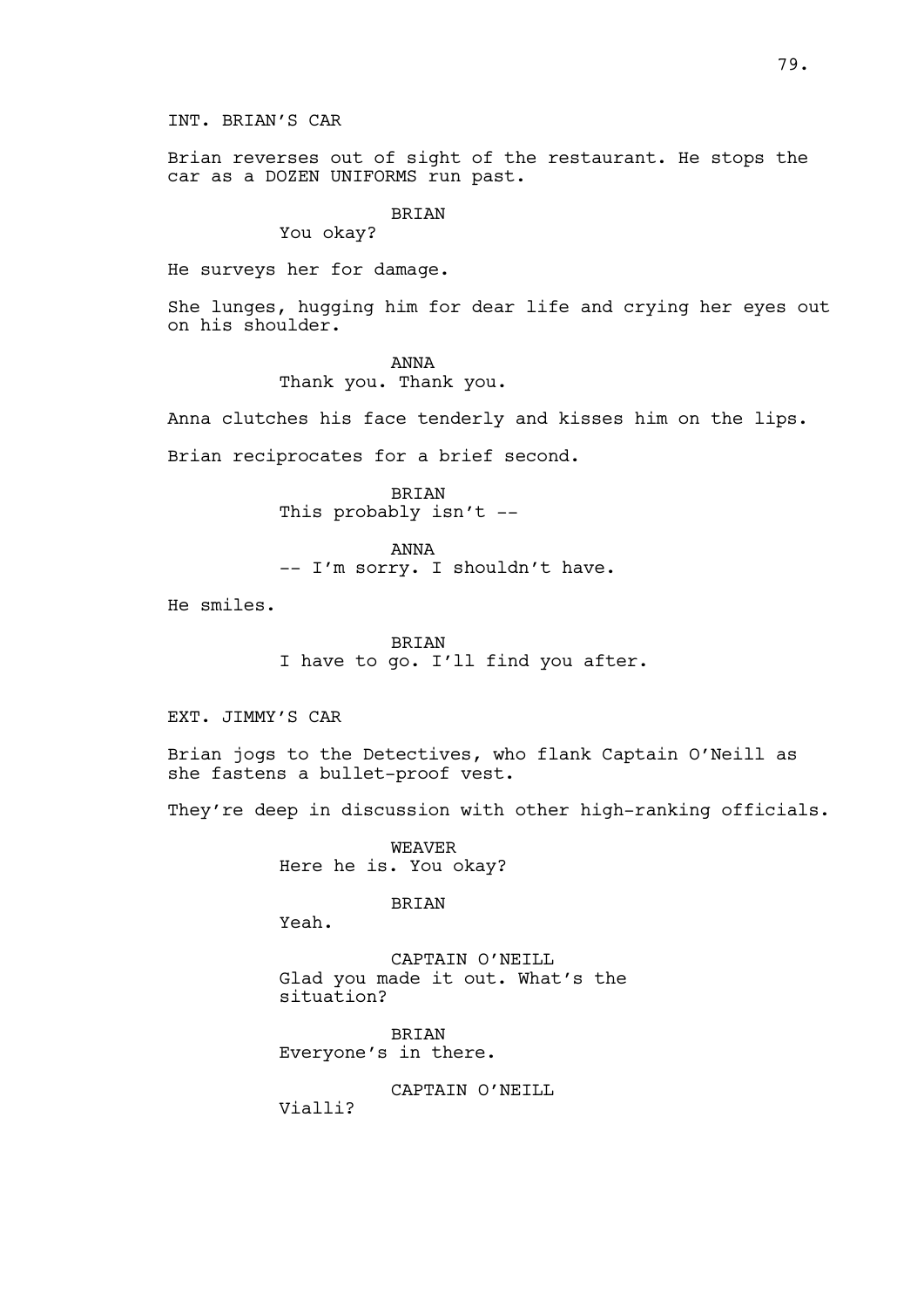INT. BRIAN'S CAR

Brian reverses out of sight of the restaurant. He stops the car as a DOZEN UNIFORMS run past.

BRIAN
You okay?

He surveys her for damage.

She lunges, hugging him for dear life and crying her eyes out on his shoulder.

ANNA
Thank you. Thank you.

Anna clutches his face tenderly and kisses him on the lips.

Brian reciprocates for a brief second.

BRIAN
This probably isn't --

ANNA
-- I'm sorry. I shouldn't have.

He smiles.

BRIAN
I have to go. I'll find you after.

EXT. JIMMY'S CAR

Brian jogs to the Detectives, who flank Captain O'Neill as she fastens a bullet-proof vest.

They're deep in discussion with other high-ranking officials.

WEAVER
Here he is. You okay?

BRIAN
Yeah.

CAPTAIN O'NEILL
Glad you made it out. What's the situation?

BRIAN
Everyone's in there.

CAPTAIN O'NEILL
Vialli?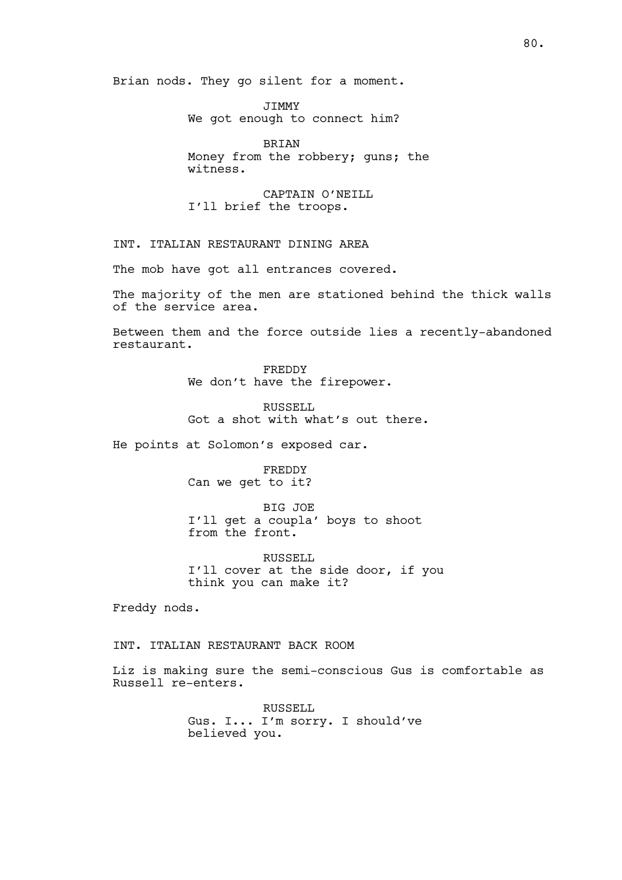Brian nods. They go silent for a moment.

JIMMY
We got enough to connect him?

BRIAN
Money from the robbery; guns; the witness.

CAPTAIN O'NEILL
I'll brief the troops.

INT. ITALIAN RESTAURANT DINING AREA

The mob have got all entrances covered.

The majority of the men are stationed behind the thick walls of the service area.

Between them and the force outside lies a recently-abandoned restaurant.

FREDDY
We don't have the firepower.

RUSSELL
Got a shot with what's out there.

He points at Solomon's exposed car.

FREDDY
Can we get to it?

BIG JOE
I'll get a coupla' boys to shoot from the front.

RUSSELL
I'll cover at the side door, if you think you can make it?

Freddy nods.

INT. ITALIAN RESTAURANT BACK ROOM

Liz is making sure the semi-conscious Gus is comfortable as Russell re-enters.

RUSSELL
Gus. I... I'm sorry. I should've believed you.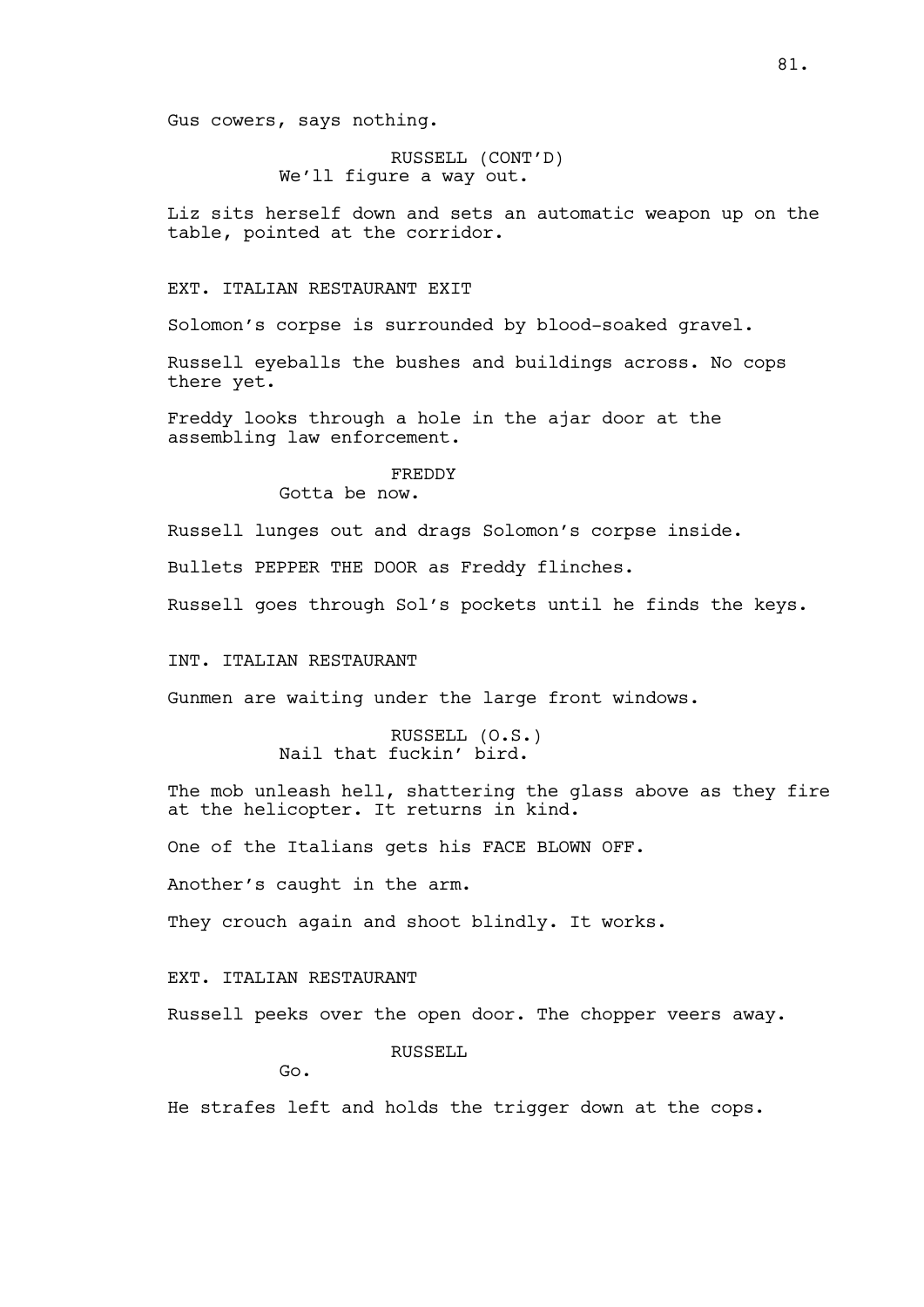Gus cowers, says nothing.

RUSSELL (CONT'D)
We'll figure a way out.

Liz sits herself down and sets an automatic weapon up on the table, pointed at the corridor.

EXT. ITALIAN RESTAURANT EXIT

Solomon's corpse is surrounded by blood-soaked gravel.

Russell eyeballs the bushes and buildings across. No cops there yet.

Freddy looks through a hole in the ajar door at the assembling law enforcement.

FREDDY
Gotta be now.

Russell lunges out and drags Solomon's corpse inside.

Bullets PEPPER THE DOOR as Freddy flinches.

Russell goes through Sol's pockets until he finds the keys.

INT. ITALIAN RESTAURANT

Gunmen are waiting under the large front windows.

RUSSELL (O.S.)
Nail that fuckin' bird.

The mob unleash hell, shattering the glass above as they fire at the helicopter. It returns in kind.

One of the Italians gets his FACE BLOWN OFF.

Another's caught in the arm.

They crouch again and shoot blindly. It works.

EXT. ITALIAN RESTAURANT

Russell peeks over the open door. The chopper veers away.

RUSSELL
Go.

He strafes left and holds the trigger down at the cops.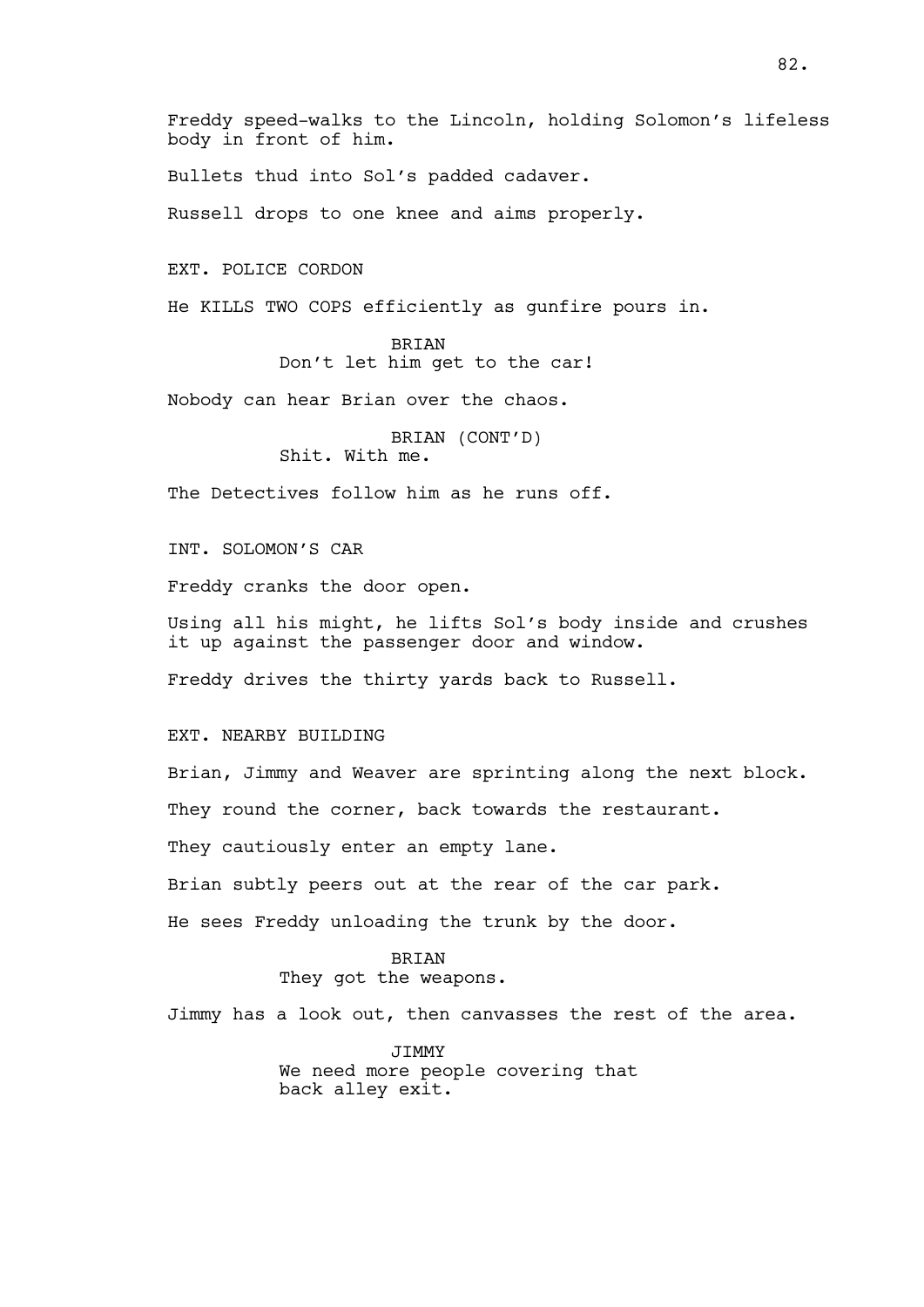Freddy speed-walks to the Lincoln, holding Solomon's lifeless body in front of him.

Bullets thud into Sol's padded cadaver.

Russell drops to one knee and aims properly.

EXT. POLICE CORDON

He KILLS TWO COPS efficiently as gunfire pours in.

BRIAN
Don't let him get to the car!

Nobody can hear Brian over the chaos.

BRIAN (CONT'D)
Shit. With me.

The Detectives follow him as he runs off.

INT. SOLOMON'S CAR

Freddy cranks the door open.

Using all his might, he lifts Sol's body inside and crushes it up against the passenger door and window.

Freddy drives the thirty yards back to Russell.

EXT. NEARBY BUILDING

Brian, Jimmy and Weaver are sprinting along the next block.

They round the corner, back towards the restaurant.

They cautiously enter an empty lane.

Brian subtly peers out at the rear of the car park.

He sees Freddy unloading the trunk by the door.

BRIAN
They got the weapons.

Jimmy has a look out, then canvasses the rest of the area.

JIMMY
We need more people covering that back alley exit.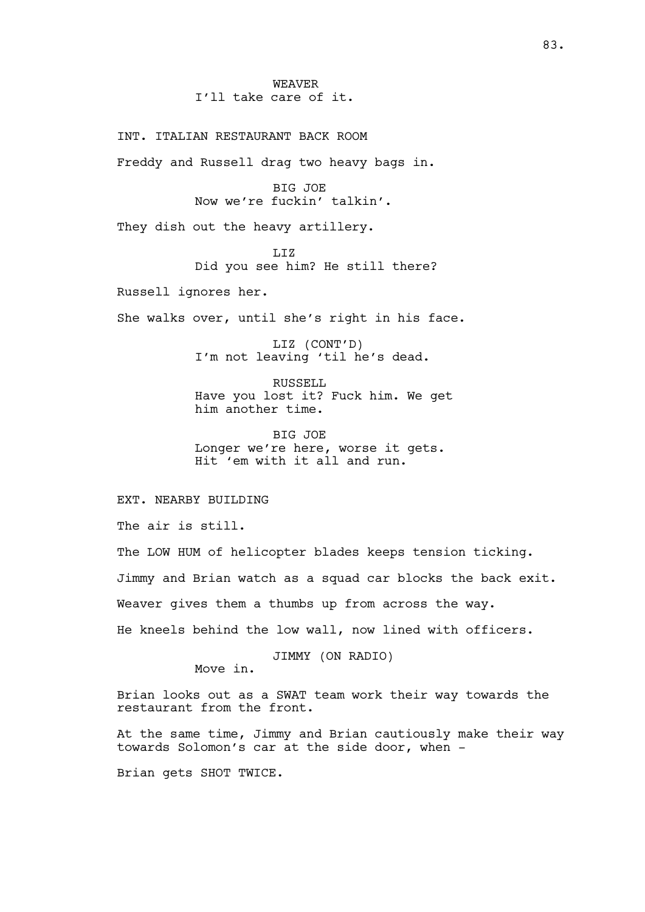WEAVER
I'll take care of it.

INT. ITALIAN RESTAURANT BACK ROOM

Freddy and Russell drag two heavy bags in.

BIG JOE
Now we're fuckin' talkin'.

They dish out the heavy artillery.

LIZ
Did you see him? He still there?

Russell ignores her.

She walks over, until she's right in his face.

LIZ (CONT'D)
I'm not leaving 'til he's dead.

RUSSELL
Have you lost it? Fuck him. We get
him another time.

BIG JOE
Longer we're here, worse it gets.
Hit 'em with it all and run.

EXT. NEARBY BUILDING

The air is still.

The LOW HUM of helicopter blades keeps tension ticking.

Jimmy and Brian watch as a squad car blocks the back exit.

Weaver gives them a thumbs up from across the way.

He kneels behind the low wall, now lined with officers.

JIMMY (ON RADIO)
Move in.

Brian looks out as a SWAT team work their way towards the
restaurant from the front.

At the same time, Jimmy and Brian cautiously make their way
towards Solomon's car at the side door, when -

Brian gets SHOT TWICE.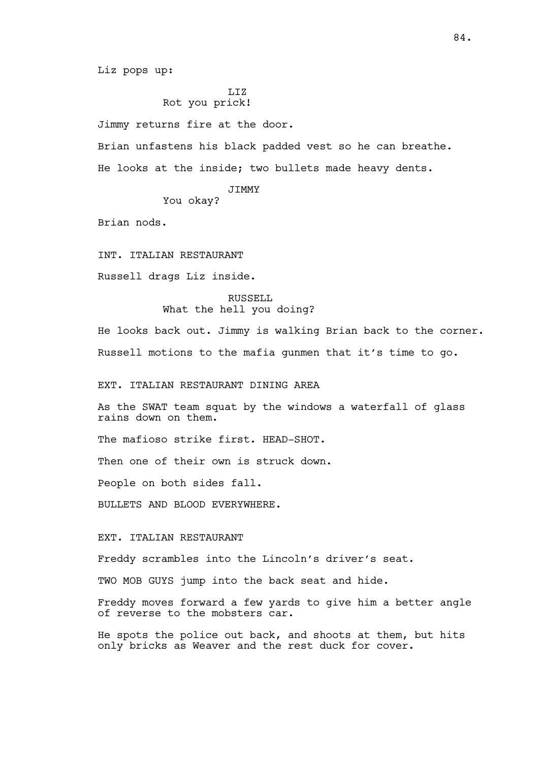Liz pops up:

LIZ
Rot you prick!

Jimmy returns fire at the door.

Brian unfastens his black padded vest so he can breathe.

He looks at the inside; two bullets made heavy dents.

JIMMY
You okay?

Brian nods.

INT. ITALIAN RESTAURANT

Russell drags Liz inside.

RUSSELL
What the hell you doing?

He looks back out. Jimmy is walking Brian back to the corner.

Russell motions to the mafia gunmen that it's time to go.

EXT. ITALIAN RESTAURANT DINING AREA

As the SWAT team squat by the windows a waterfall of glass rains down on them.

The mafioso strike first. HEAD-SHOT.

Then one of their own is struck down.

People on both sides fall.

BULLETS AND BLOOD EVERYWHERE.

EXT. ITALIAN RESTAURANT

Freddy scrambles into the Lincoln's driver's seat.

TWO MOB GUYS jump into the back seat and hide.

Freddy moves forward a few yards to give him a better angle of reverse to the mobsters car.

He spots the police out back, and shoots at them, but hits only bricks as Weaver and the rest duck for cover.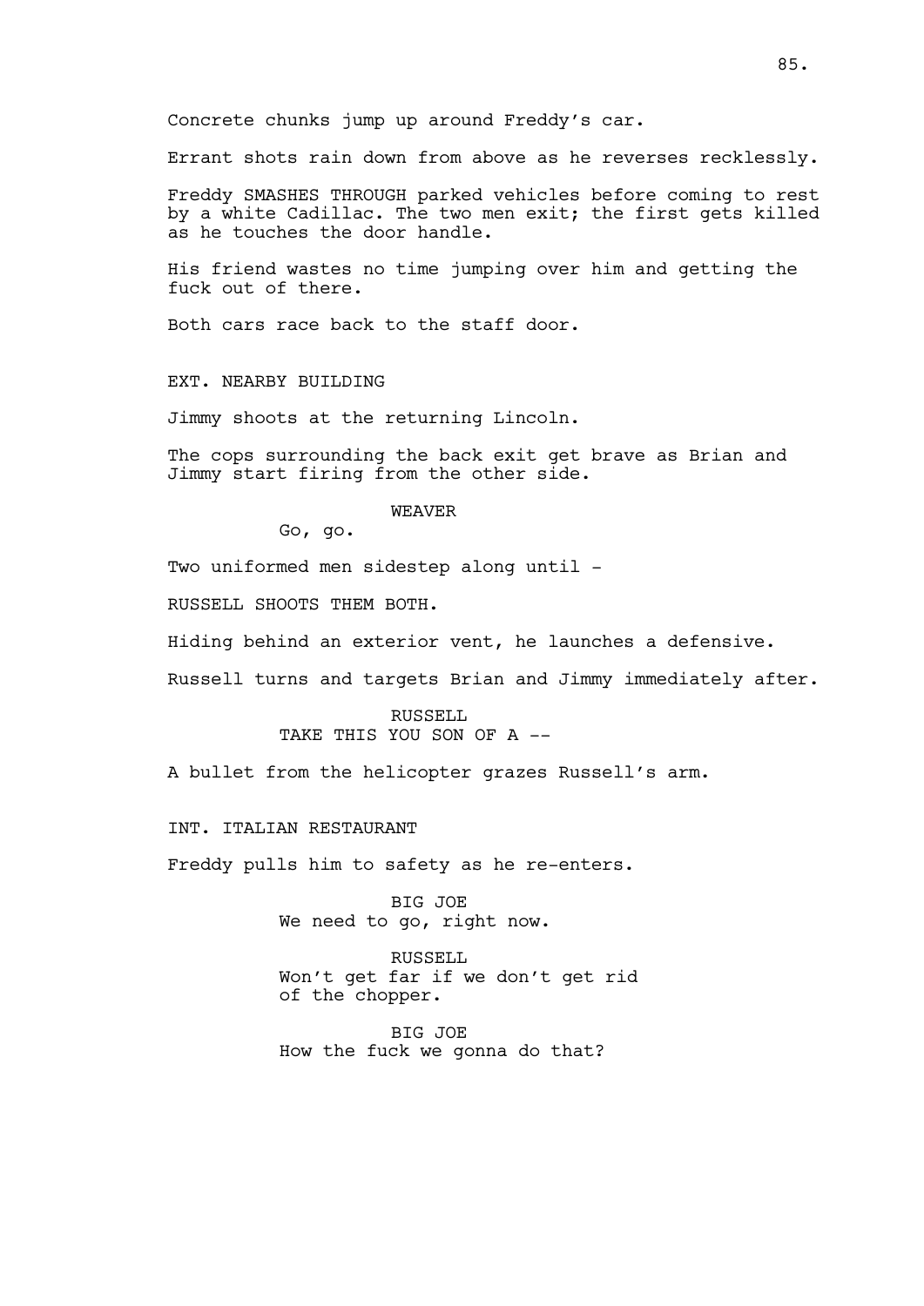Concrete chunks jump up around Freddy's car.

Errant shots rain down from above as he reverses recklessly.

Freddy SMASHES THROUGH parked vehicles before coming to rest by a white Cadillac. The two men exit; the first gets killed as he touches the door handle.

His friend wastes no time jumping over him and getting the fuck out of there.

Both cars race back to the staff door.

EXT. NEARBY BUILDING

Jimmy shoots at the returning Lincoln.

The cops surrounding the back exit get brave as Brian and Jimmy start firing from the other side.

WEAVER
Go, go.

Two uniformed men sidestep along until -

RUSSELL SHOOTS THEM BOTH.

Hiding behind an exterior vent, he launches a defensive.

Russell turns and targets Brian and Jimmy immediately after.

RUSSELL
TAKE THIS YOU SON OF A --

A bullet from the helicopter grazes Russell's arm.

INT. ITALIAN RESTAURANT

Freddy pulls him to safety as he re-enters.

BIG JOE
We need to go, right now.

RUSSELL
Won't get far if we don't get rid of the chopper.

BIG JOE
How the fuck we gonna do that?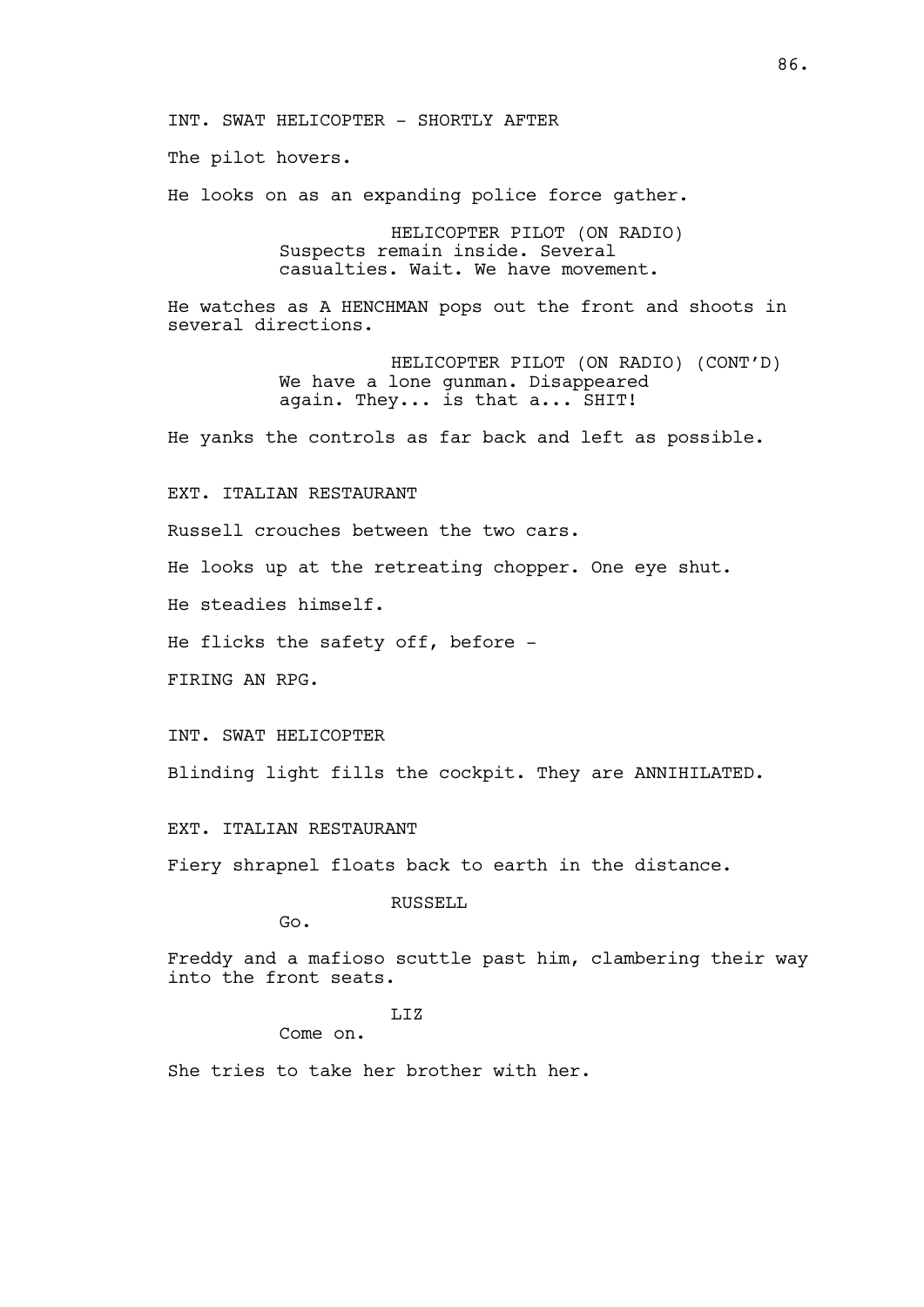INT. SWAT HELICOPTER - SHORTLY AFTER

The pilot hovers.

He looks on as an expanding police force gather.

HELICOPTER PILOT (ON RADIO)
Suspects remain inside. Several casualties. Wait. We have movement.

He watches as A HENCHMAN pops out the front and shoots in several directions.

HELICOPTER PILOT (ON RADIO) (CONT'D)
We have a lone gunman. Disappeared again. They... is that a... SHIT!

He yanks the controls as far back and left as possible.

EXT. ITALIAN RESTAURANT

Russell crouches between the two cars.

He looks up at the retreating chopper. One eye shut.

He steadies himself.

He flicks the safety off, before -

FIRING AN RPG.

INT. SWAT HELICOPTER

Blinding light fills the cockpit. They are ANNIHILATED.

EXT. ITALIAN RESTAURANT

Fiery shrapnel floats back to earth in the distance.

RUSSELL
Go.

Freddy and a mafioso scuttle past him, clambering their way into the front seats.

LIZ
Come on.

She tries to take her brother with her.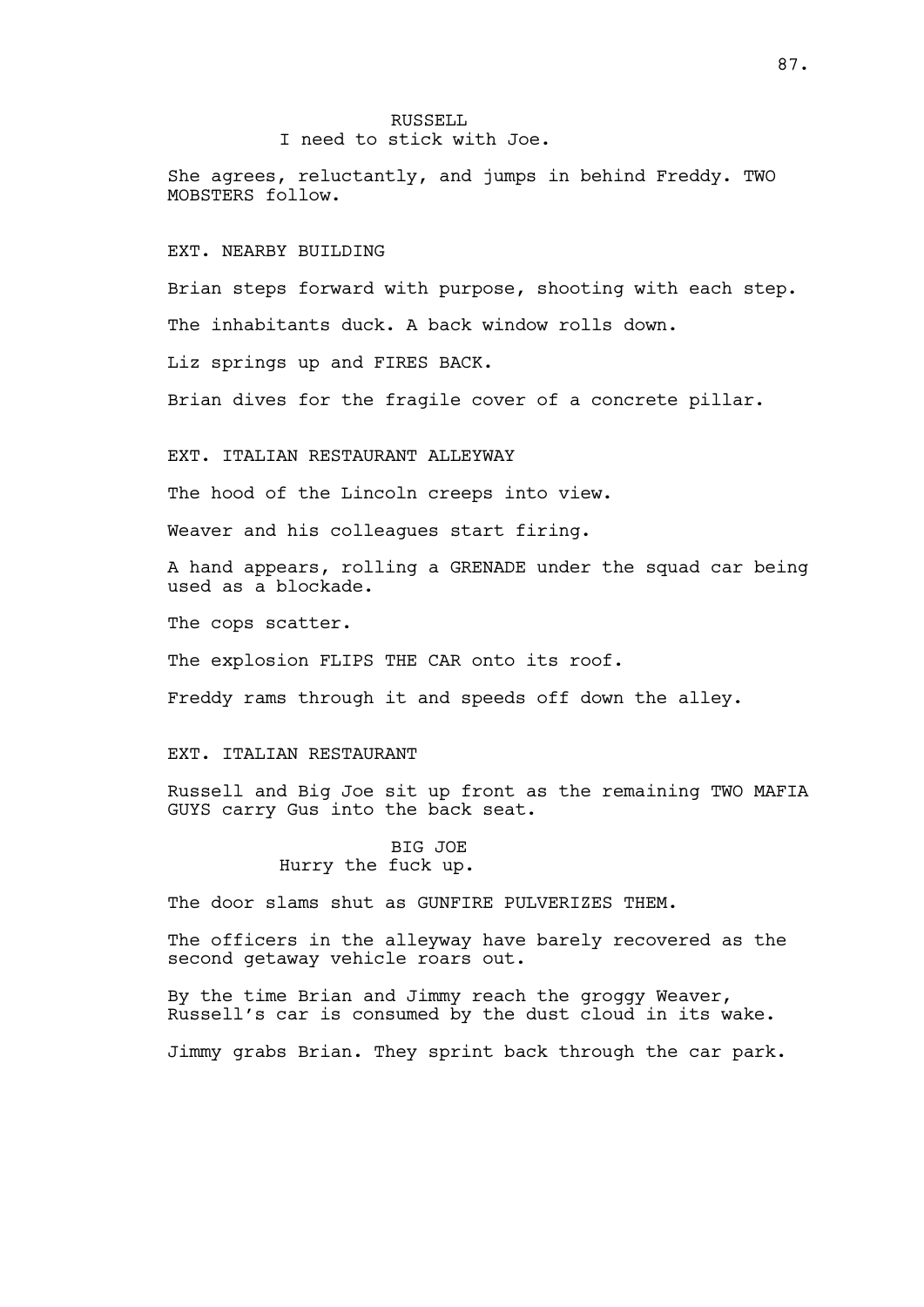RUSSELL
I need to stick with Joe.

She agrees, reluctantly, and jumps in behind Freddy. TWO MOBSTERS follow.

EXT. NEARBY BUILDING

Brian steps forward with purpose, shooting with each step.

The inhabitants duck. A back window rolls down.

Liz springs up and FIRES BACK.

Brian dives for the fragile cover of a concrete pillar.

EXT. ITALIAN RESTAURANT ALLEYWAY

The hood of the Lincoln creeps into view.

Weaver and his colleagues start firing.

A hand appears, rolling a GRENADE under the squad car being used as a blockade.

The cops scatter.

The explosion FLIPS THE CAR onto its roof.

Freddy rams through it and speeds off down the alley.

EXT. ITALIAN RESTAURANT

Russell and Big Joe sit up front as the remaining TWO MAFIA GUYS carry Gus into the back seat.

BIG JOE
Hurry the fuck up.

The door slams shut as GUNFIRE PULVERIZES THEM.

The officers in the alleyway have barely recovered as the second getaway vehicle roars out.

By the time Brian and Jimmy reach the groggy Weaver, Russell's car is consumed by the dust cloud in its wake.

Jimmy grabs Brian. They sprint back through the car park.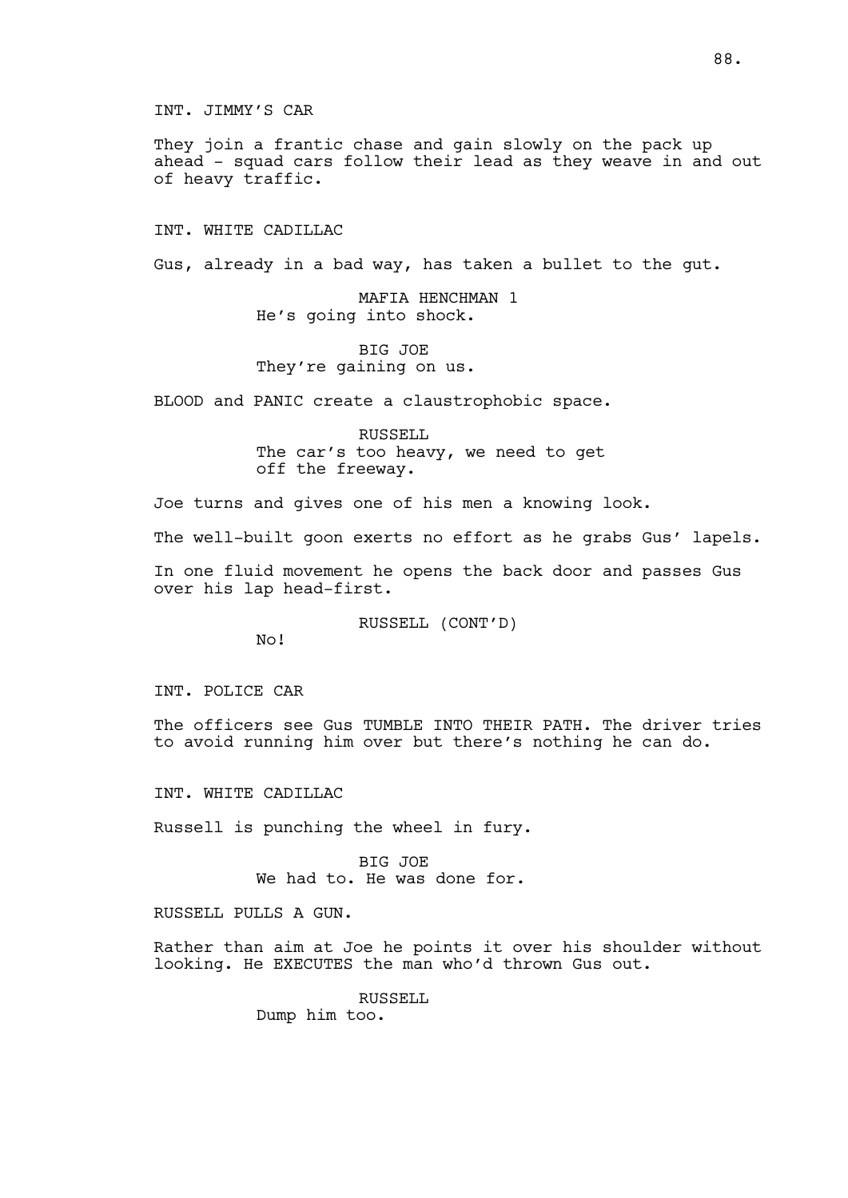INT. JIMMY'S CAR

They join a frantic chase and gain slowly on the pack up ahead - squad cars follow their lead as they weave in and out of heavy traffic.

INT. WHITE CADILLAC

Gus, already in a bad way, has taken a bullet to the gut.

MAFIA HENCHMAN 1
He's going into shock.

BIG JOE
They're gaining on us.

BLOOD and PANIC create a claustrophobic space.

RUSSELL
The car's too heavy, we need to get off the freeway.

Joe turns and gives one of his men a knowing look.

The well-built goon exerts no effort as he grabs Gus' lapels.

In one fluid movement he opens the back door and passes Gus over his lap head-first.

RUSSELL (CONT'D)
No!

INT. POLICE CAR

The officers see Gus TUMBLE INTO THEIR PATH. The driver tries to avoid running him over but there's nothing he can do.

INT. WHITE CADILLAC

Russell is punching the wheel in fury.

BIG JOE
We had to. He was done for.

RUSSELL PULLS A GUN.

Rather than aim at Joe he points it over his shoulder without looking. He EXECUTES the man who'd thrown Gus out.

RUSSELL
Dump him too.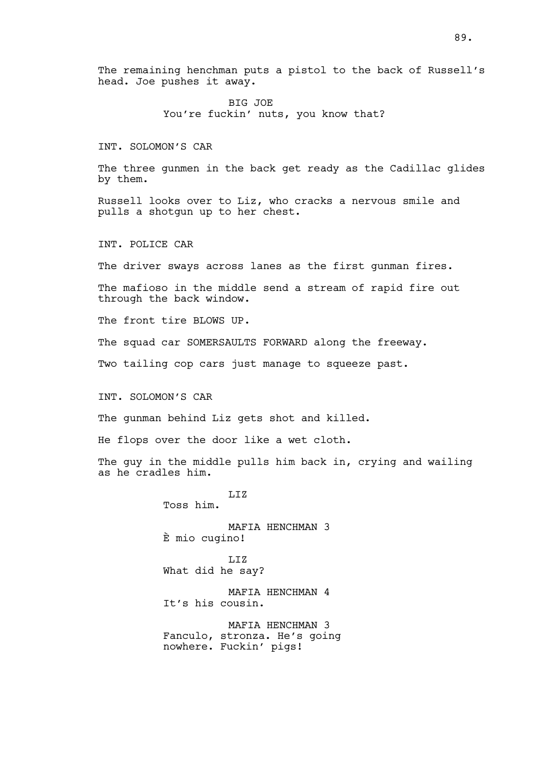The remaining henchman puts a pistol to the back of Russell's head. Joe pushes it away.

BIG JOE
You're fuckin' nuts, you know that?

INT. SOLOMON'S CAR

The three gunmen in the back get ready as the Cadillac glides by them.

Russell looks over to Liz, who cracks a nervous smile and pulls a shotgun up to her chest.

INT. POLICE CAR

The driver sways across lanes as the first gunman fires.

The mafioso in the middle send a stream of rapid fire out through the back window.

The front tire BLOWS UP.

The squad car SOMERSAULTS FORWARD along the freeway.

Two tailing cop cars just manage to squeeze past.

INT. SOLOMON'S CAR

The gunman behind Liz gets shot and killed.

He flops over the door like a wet cloth.

The guy in the middle pulls him back in, crying and wailing as he cradles him.

LIZ
Toss him.

MAFIA HENCHMAN 3
È mio cugino!

LIZ
What did he say?

MAFIA HENCHMAN 4
It's his cousin.

MAFIA HENCHMAN 3
Fanculo, stronza. He's going nowhere. Fuckin' pigs!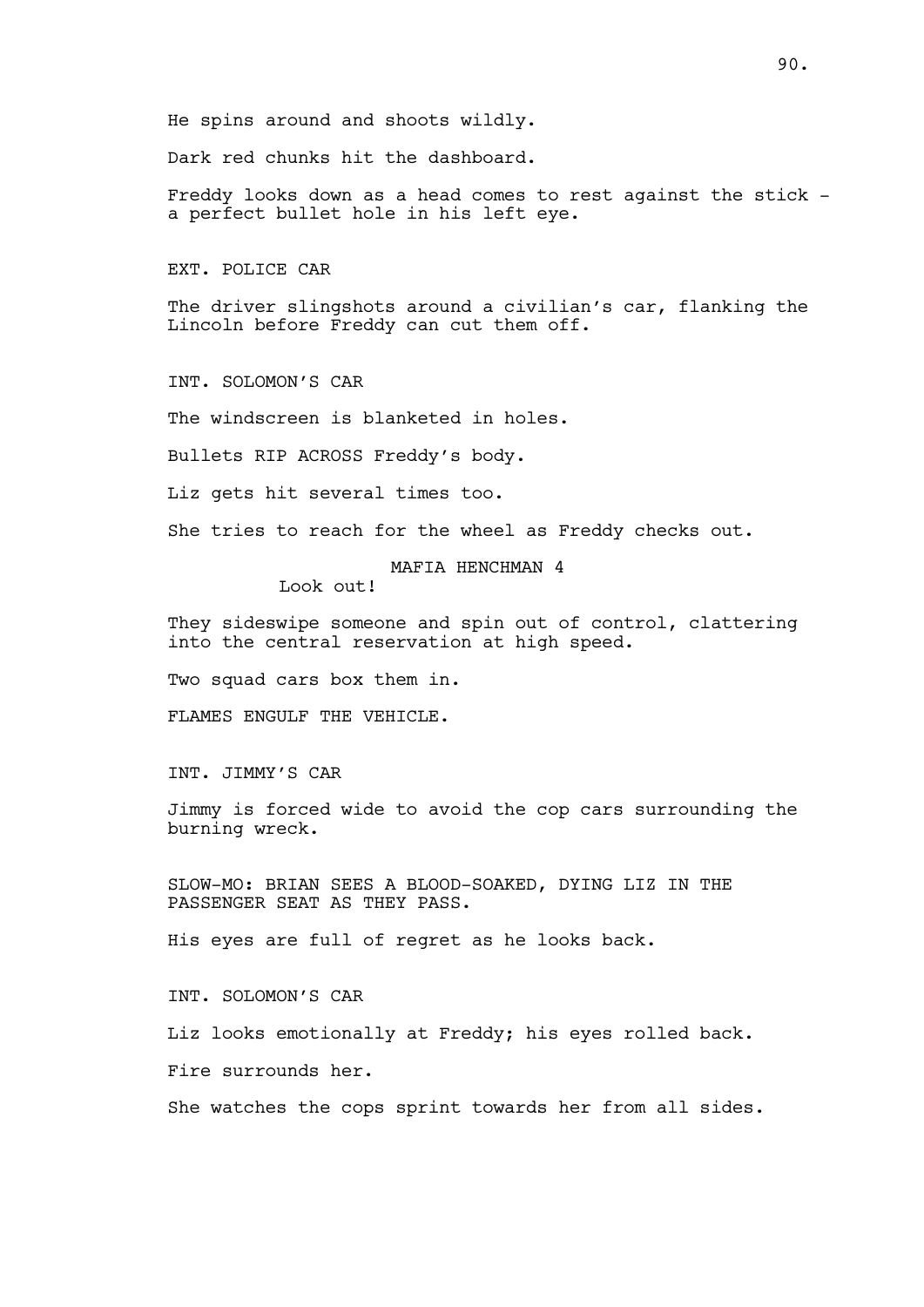He spins around and shoots wildly.

Dark red chunks hit the dashboard.

Freddy looks down as a head comes to rest against the stick - a perfect bullet hole in his left eye.

EXT. POLICE CAR

The driver slingshots around a civilian's car, flanking the Lincoln before Freddy can cut them off.

INT. SOLOMON'S CAR

The windscreen is blanketed in holes.

Bullets RIP ACROSS Freddy's body.

Liz gets hit several times too.

She tries to reach for the wheel as Freddy checks out.

MAFIA HENCHMAN 4

Look out!

They sideswipe someone and spin out of control, clattering into the central reservation at high speed.

Two squad cars box them in.

FLAMES ENGULF THE VEHICLE.

INT. JIMMY'S CAR

Jimmy is forced wide to avoid the cop cars surrounding the burning wreck.

SLOW-MO: BRIAN SEES A BLOOD-SOAKED, DYING LIZ IN THE PASSENGER SEAT AS THEY PASS.

His eyes are full of regret as he looks back.

INT. SOLOMON'S CAR

Liz looks emotionally at Freddy; his eyes rolled back.

Fire surrounds her.

She watches the cops sprint towards her from all sides.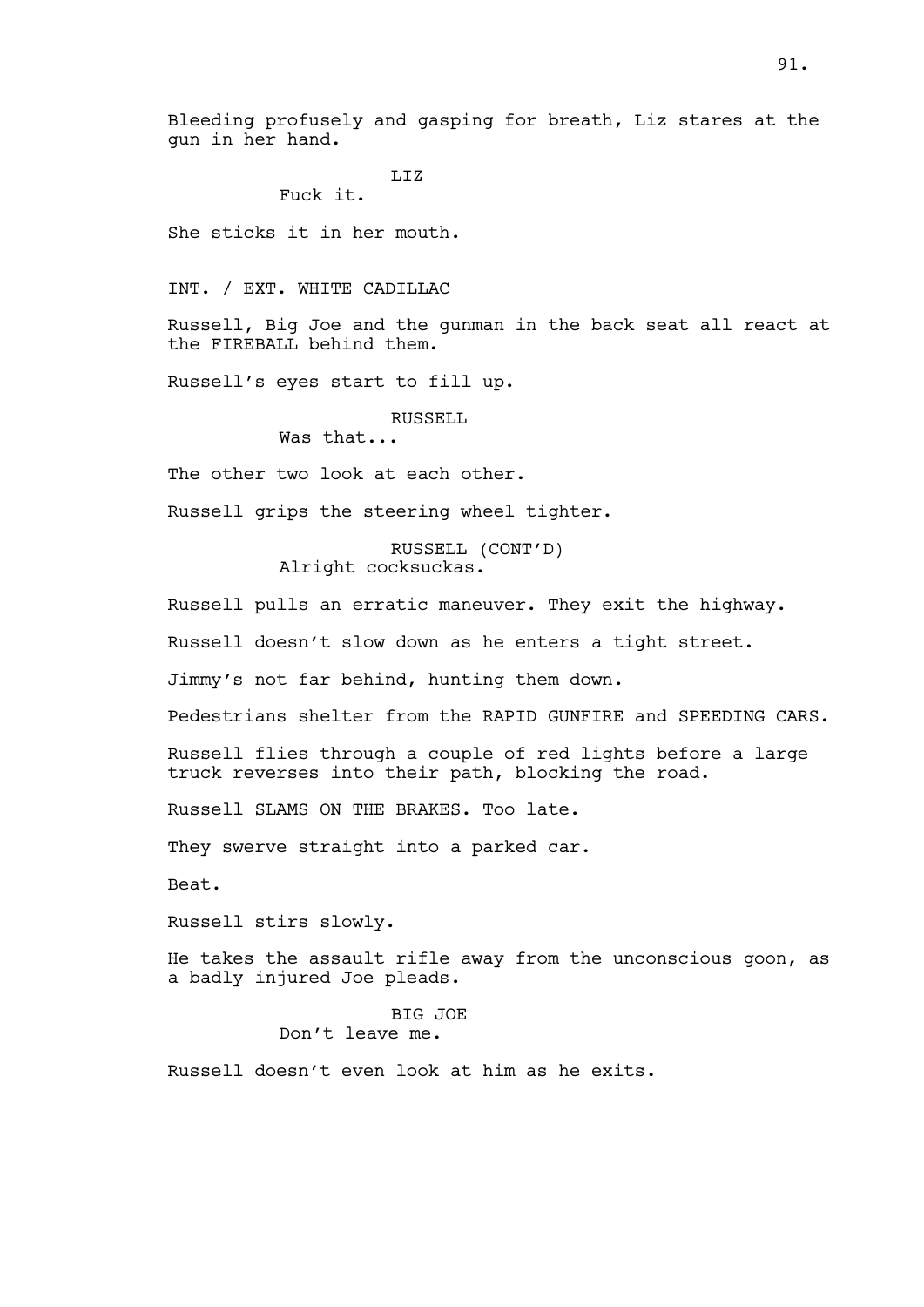Bleeding profusely and gasping for breath, Liz stares at the gun in her hand.

LIZ
Fuck it.

She sticks it in her mouth.

INT. / EXT. WHITE CADILLAC

Russell, Big Joe and the gunman in the back seat all react at the FIREBALL behind them.

Russell's eyes start to fill up.

RUSSELL
Was that...

The other two look at each other.

Russell grips the steering wheel tighter.

RUSSELL (CONT'D)
Alright cocksuckas.

Russell pulls an erratic maneuver. They exit the highway.

Russell doesn't slow down as he enters a tight street.

Jimmy's not far behind, hunting them down.

Pedestrians shelter from the RAPID GUNFIRE and SPEEDING CARS.

Russell flies through a couple of red lights before a large truck reverses into their path, blocking the road.

Russell SLAMS ON THE BRAKES. Too late.

They swerve straight into a parked car.

Beat.

Russell stirs slowly.

He takes the assault rifle away from the unconscious goon, as a badly injured Joe pleads.

BIG JOE
Don't leave me.

Russell doesn't even look at him as he exits.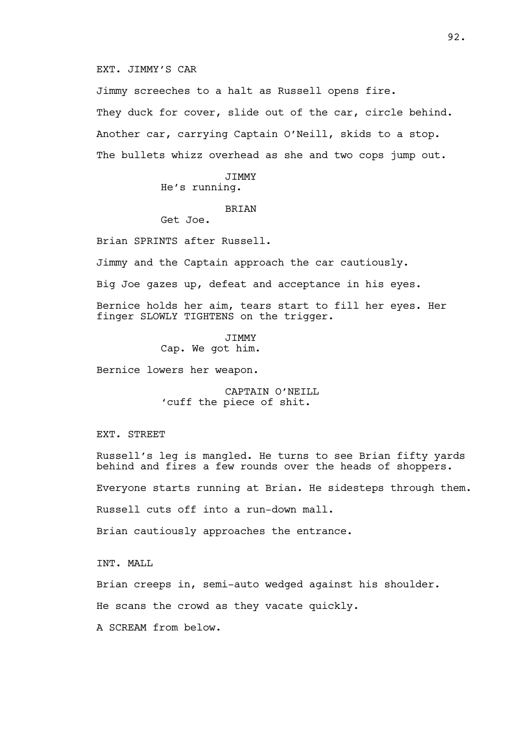EXT. JIMMY'S CAR

Jimmy screeches to a halt as Russell opens fire.

They duck for cover, slide out of the car, circle behind.

Another car, carrying Captain O'Neill, skids to a stop.

The bullets whizz overhead as she and two cops jump out.

JIMMY
He's running.

BRIAN
Get Joe.

Brian SPRINTS after Russell.

Jimmy and the Captain approach the car cautiously.

Big Joe gazes up, defeat and acceptance in his eyes.

Bernice holds her aim, tears start to fill her eyes. Her finger SLOWLY TIGHTENS on the trigger.

JIMMY
Cap. We got him.

Bernice lowers her weapon.

CAPTAIN O'NEILL
'cuff the piece of shit.

EXT. STREET

Russell's leg is mangled. He turns to see Brian fifty yards behind and fires a few rounds over the heads of shoppers.

Everyone starts running at Brian. He sidesteps through them.

Russell cuts off into a run-down mall.

Brian cautiously approaches the entrance.

INT. MALL

Brian creeps in, semi-auto wedged against his shoulder.

He scans the crowd as they vacate quickly.

A SCREAM from below.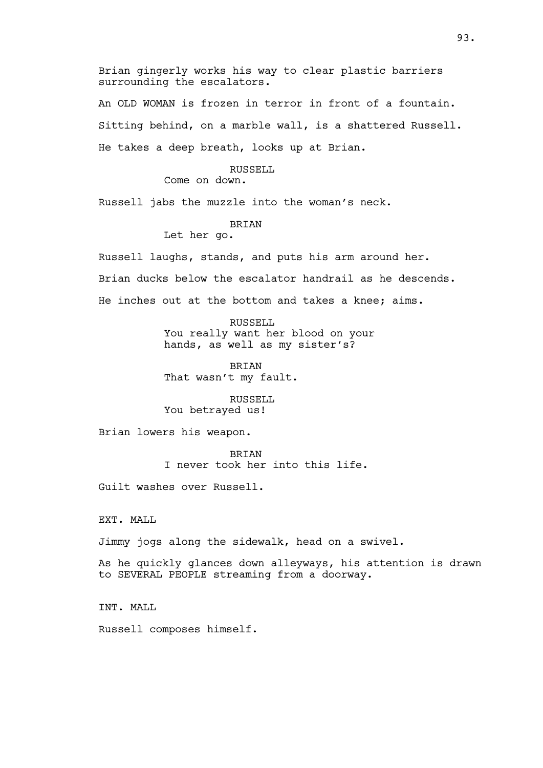Brian gingerly works his way to clear plastic barriers surrounding the escalators.

An OLD WOMAN is frozen in terror in front of a fountain.

Sitting behind, on a marble wall, is a shattered Russell.

He takes a deep breath, looks up at Brian.

RUSSELL
Come on down.

Russell jabs the muzzle into the woman's neck.

BRIAN
Let her go.

Russell laughs, stands, and puts his arm around her.

Brian ducks below the escalator handrail as he descends.

He inches out at the bottom and takes a knee; aims.

RUSSELL
You really want her blood on your hands, as well as my sister's?

BRIAN
That wasn't my fault.

RUSSELL
You betrayed us!

Brian lowers his weapon.

BRIAN
I never took her into this life.

Guilt washes over Russell.

EXT. MALL

Jimmy jogs along the sidewalk, head on a swivel.

As he quickly glances down alleyways, his attention is drawn to SEVERAL PEOPLE streaming from a doorway.

INT. MALL

Russell composes himself.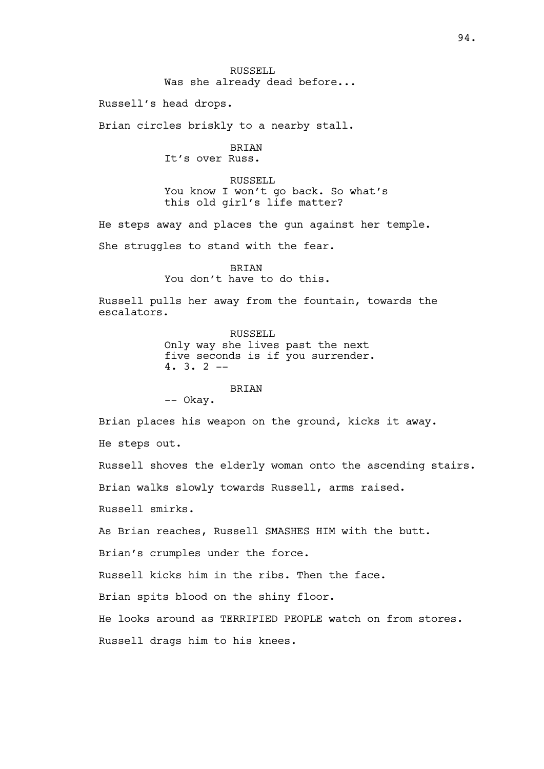RUSSELL
Was she already dead before...

Russell's head drops.

Brian circles briskly to a nearby stall.

BRIAN
It's over Russ.

RUSSELL
You know I won't go back. So what's
this old girl's life matter?

He steps away and places the gun against her temple.

She struggles to stand with the fear.

BRIAN
You don't have to do this.

Russell pulls her away from the fountain, towards the
escalators.

RUSSELL
Only way she lives past the next
five seconds is if you surrender.
4. 3. 2 --

BRIAN
-- Okay.

Brian places his weapon on the ground, kicks it away.

He steps out.

Russell shoves the elderly woman onto the ascending stairs.

Brian walks slowly towards Russell, arms raised.

Russell smirks.

As Brian reaches, Russell SMASHES HIM with the butt.

Brian's crumples under the force.

Russell kicks him in the ribs. Then the face.

Brian spits blood on the shiny floor.

He looks around as TERRIFIED PEOPLE watch on from stores.

Russell drags him to his knees.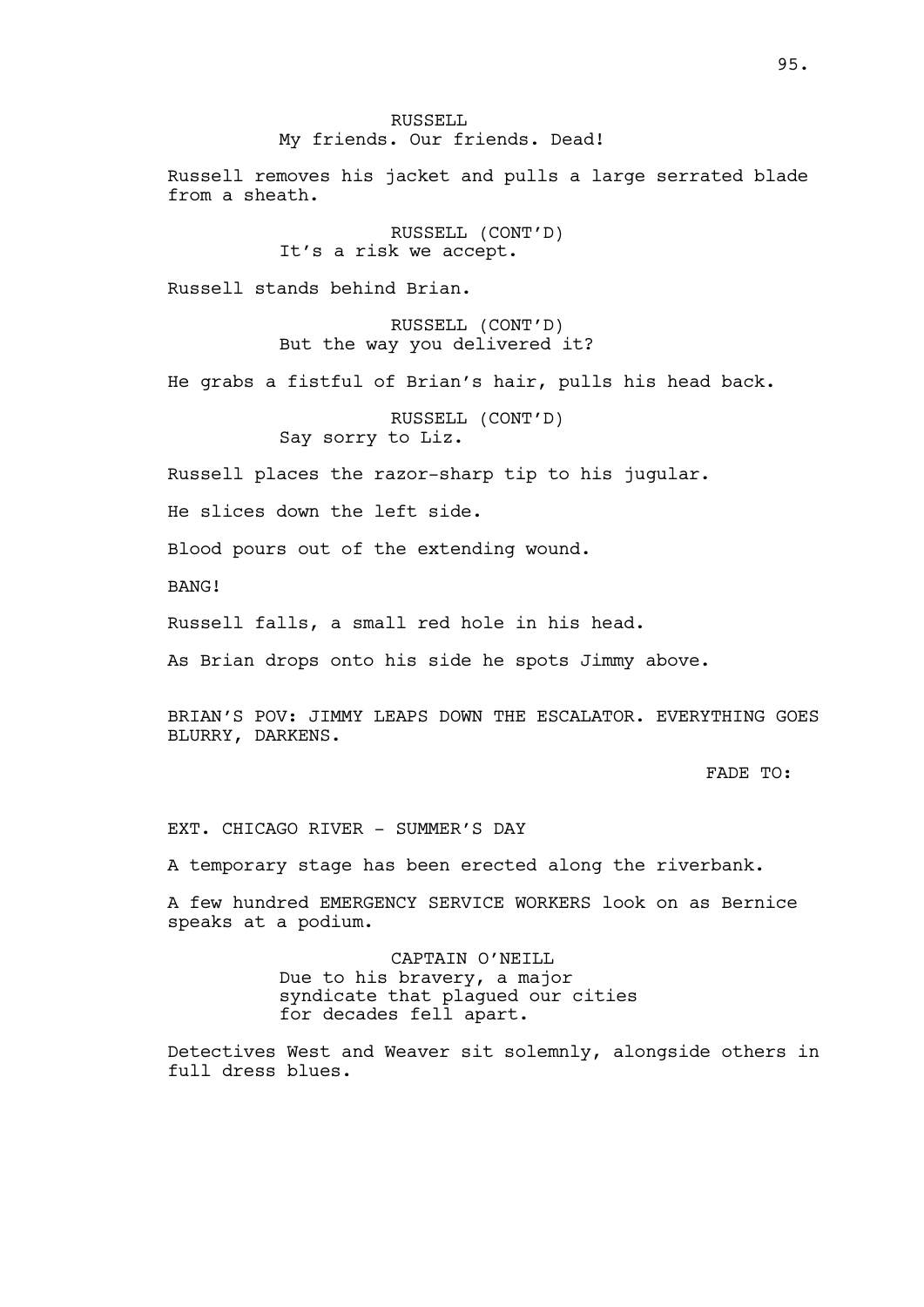RUSSELL
My friends. Our friends. Dead!

Russell removes his jacket and pulls a large serrated blade from a sheath.

RUSSELL (CONT'D)
It's a risk we accept.

Russell stands behind Brian.

RUSSELL (CONT'D)
But the way you delivered it?

He grabs a fistful of Brian's hair, pulls his head back.

RUSSELL (CONT'D)
Say sorry to Liz.

Russell places the razor-sharp tip to his jugular.

He slices down the left side.

Blood pours out of the extending wound.

BANG!

Russell falls, a small red hole in his head.

As Brian drops onto his side he spots Jimmy above.

BRIAN'S POV: JIMMY LEAPS DOWN THE ESCALATOR. EVERYTHING GOES BLURRY, DARKENS.

FADE TO:

EXT. CHICAGO RIVER - SUMMER'S DAY

A temporary stage has been erected along the riverbank.

A few hundred EMERGENCY SERVICE WORKERS look on as Bernice speaks at a podium.

CAPTAIN O'NEILL
Due to his bravery, a major syndicate that plagued our cities for decades fell apart.

Detectives West and Weaver sit solemnly, alongside others in full dress blues.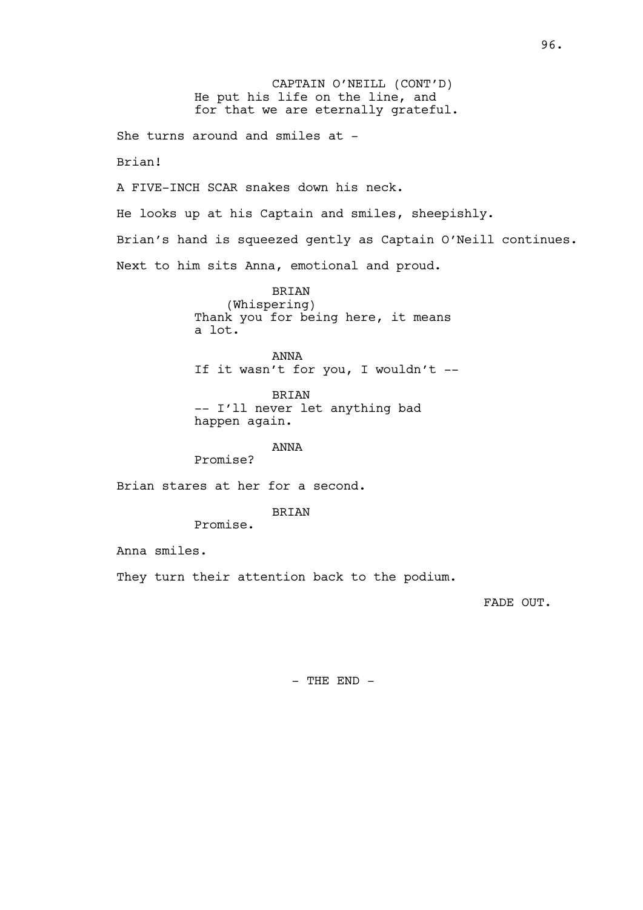CAPTAIN O'NEILL (CONT'D)
He put his life on the line, and for that we are eternally grateful.

She turns around and smiles at -

Brian!

A FIVE-INCH SCAR snakes down his neck.

He looks up at his Captain and smiles, sheepishly.

Brian's hand is squeezed gently as Captain O'Neill continues.

Next to him sits Anna, emotional and proud.

BRIAN
(Whispering)
Thank you for being here, it means a lot.

ANNA
If it wasn't for you, I wouldn't --

BRIAN
-- I'll never let anything bad happen again.

ANNA
Promise?

Brian stares at her for a second.

BRIAN
Promise.

Anna smiles.

They turn their attention back to the podium.

FADE OUT.

- THE END -